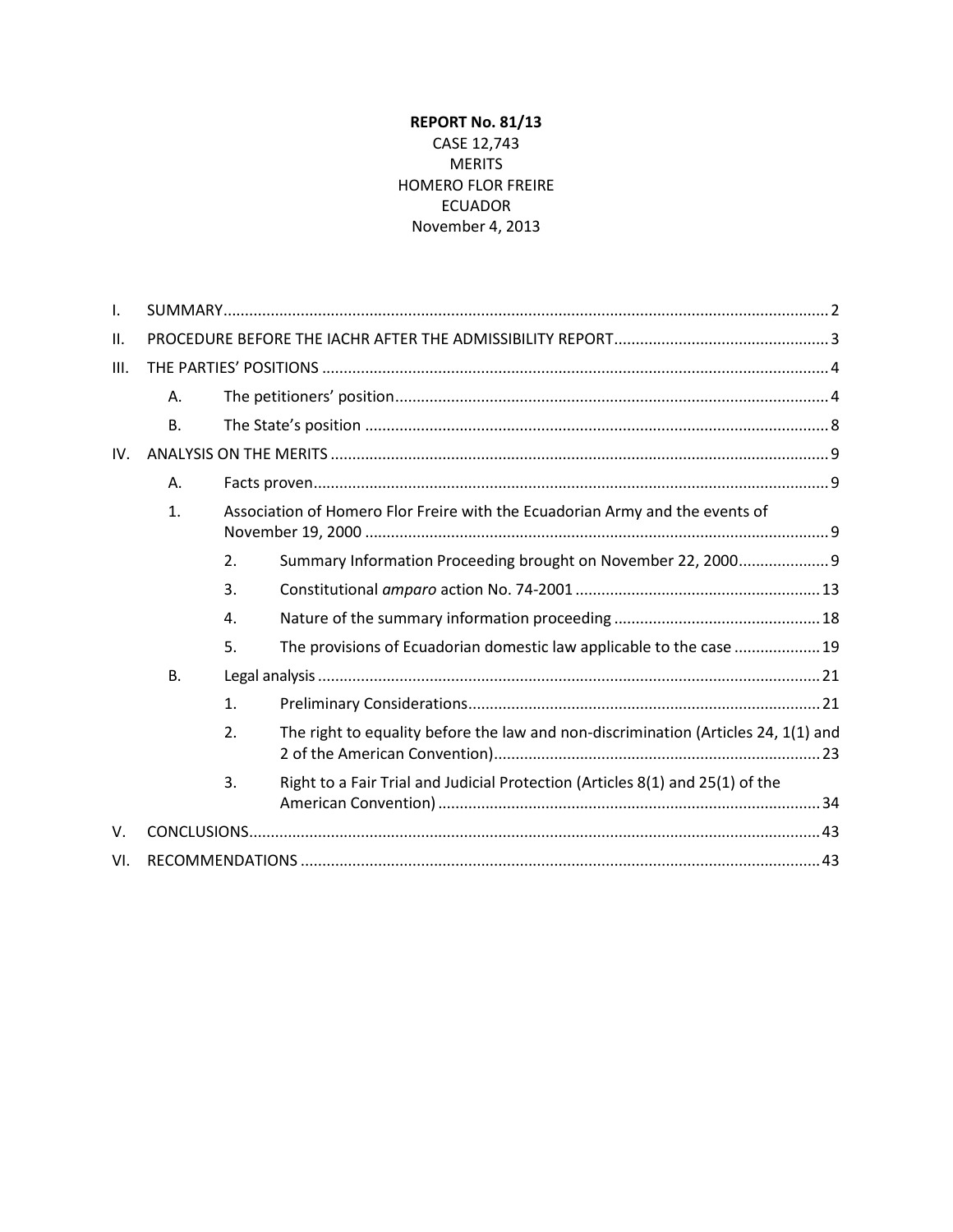**REPORT No. 81/13**
CASE 12,743
MERITS
HOMERO FLOR FREIRE
ECUADOR
November 4, 2013

| | | | |
|---|---|---|---|
| I. | SUMMARY | | 2 |
| II. | PROCEDURE BEFORE THE IACHR AFTER THE ADMISSIBILITY REPORT | | 3 |
| III. | THE PARTIES' POSITIONS | | 4 |
| | A. | The petitioners' position | 4 |
| | B. | The State's position | 8 |
| IV. | ANALYSIS ON THE MERITS | | 9 |
| | A. | Facts proven | 9 |
| | 1. | Association of Homero Flor Freire with the Ecuadorian Army and the events of November 19, 2000 | 9 |
| | 2. | Summary Information Proceeding brought on November 22, 2000 | 9 |
| | 3. | Constitutional *amparo* action No. 74-2001 | 13 |
| | 4. | Nature of the summary information proceeding | 18 |
| | 5. | The provisions of Ecuadorian domestic law applicable to the case | 19 |
| | B. | Legal analysis | 21 |
| | 1. | Preliminary Considerations | 21 |
| | 2. | The right to equality before the law and non-discrimination (Articles 24, 1(1) and 2 of the American Convention) | 23 |
| | 3. | Right to a Fair Trial and Judicial Protection (Articles 8(1) and 25(1) of the American Convention) | 34 |
| V. | CONCLUSIONS | | 43 |
| VI. | RECOMMENDATIONS | | 43 |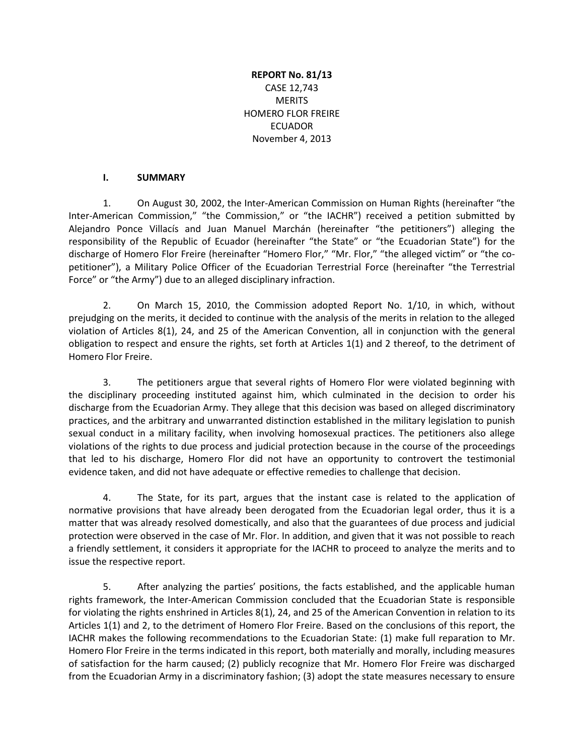**REPORT No. 81/13**
CASE 12,743
MERITS
HOMERO FLOR FREIRE
ECUADOR
November 4, 2013

## I. SUMMARY

1. On August 30, 2002, the Inter-American Commission on Human Rights (hereinafter "the Inter-American Commission," "the Commission," or "the IACHR") received a petition submitted by Alejandro Ponce Villacís and Juan Manuel Marchán (hereinafter "the petitioners") alleging the responsibility of the Republic of Ecuador (hereinafter "the State" or "the Ecuadorian State") for the discharge of Homero Flor Freire (hereinafter "Homero Flor," "Mr. Flor," "the alleged victim" or "the co-petitioner"), a Military Police Officer of the Ecuadorian Terrestrial Force (hereinafter "the Terrestrial Force" or "the Army") due to an alleged disciplinary infraction.

2. On March 15, 2010, the Commission adopted Report No. 1/10, in which, without prejudging on the merits, it decided to continue with the analysis of the merits in relation to the alleged violation of Articles 8(1), 24, and 25 of the American Convention, all in conjunction with the general obligation to respect and ensure the rights, set forth at Articles 1(1) and 2 thereof, to the detriment of Homero Flor Freire.

3. The petitioners argue that several rights of Homero Flor were violated beginning with the disciplinary proceeding instituted against him, which culminated in the decision to order his discharge from the Ecuadorian Army. They allege that this decision was based on alleged discriminatory practices, and the arbitrary and unwarranted distinction established in the military legislation to punish sexual conduct in a military facility, when involving homosexual practices. The petitioners also allege violations of the rights to due process and judicial protection because in the course of the proceedings that led to his discharge, Homero Flor did not have an opportunity to controvert the testimonial evidence taken, and did not have adequate or effective remedies to challenge that decision.

4. The State, for its part, argues that the instant case is related to the application of normative provisions that have already been derogated from the Ecuadorian legal order, thus it is a matter that was already resolved domestically, and also that the guarantees of due process and judicial protection were observed in the case of Mr. Flor. In addition, and given that it was not possible to reach a friendly settlement, it considers it appropriate for the IACHR to proceed to analyze the merits and to issue the respective report.

5. After analyzing the parties' positions, the facts established, and the applicable human rights framework, the Inter-American Commission concluded that the Ecuadorian State is responsible for violating the rights enshrined in Articles 8(1), 24, and 25 of the American Convention in relation to its Articles 1(1) and 2, to the detriment of Homero Flor Freire. Based on the conclusions of this report, the IACHR makes the following recommendations to the Ecuadorian State: (1) make full reparation to Mr. Homero Flor Freire in the terms indicated in this report, both materially and morally, including measures of satisfaction for the harm caused; (2) publicly recognize that Mr. Homero Flor Freire was discharged from the Ecuadorian Army in a discriminatory fashion; (3) adopt the state measures necessary to ensure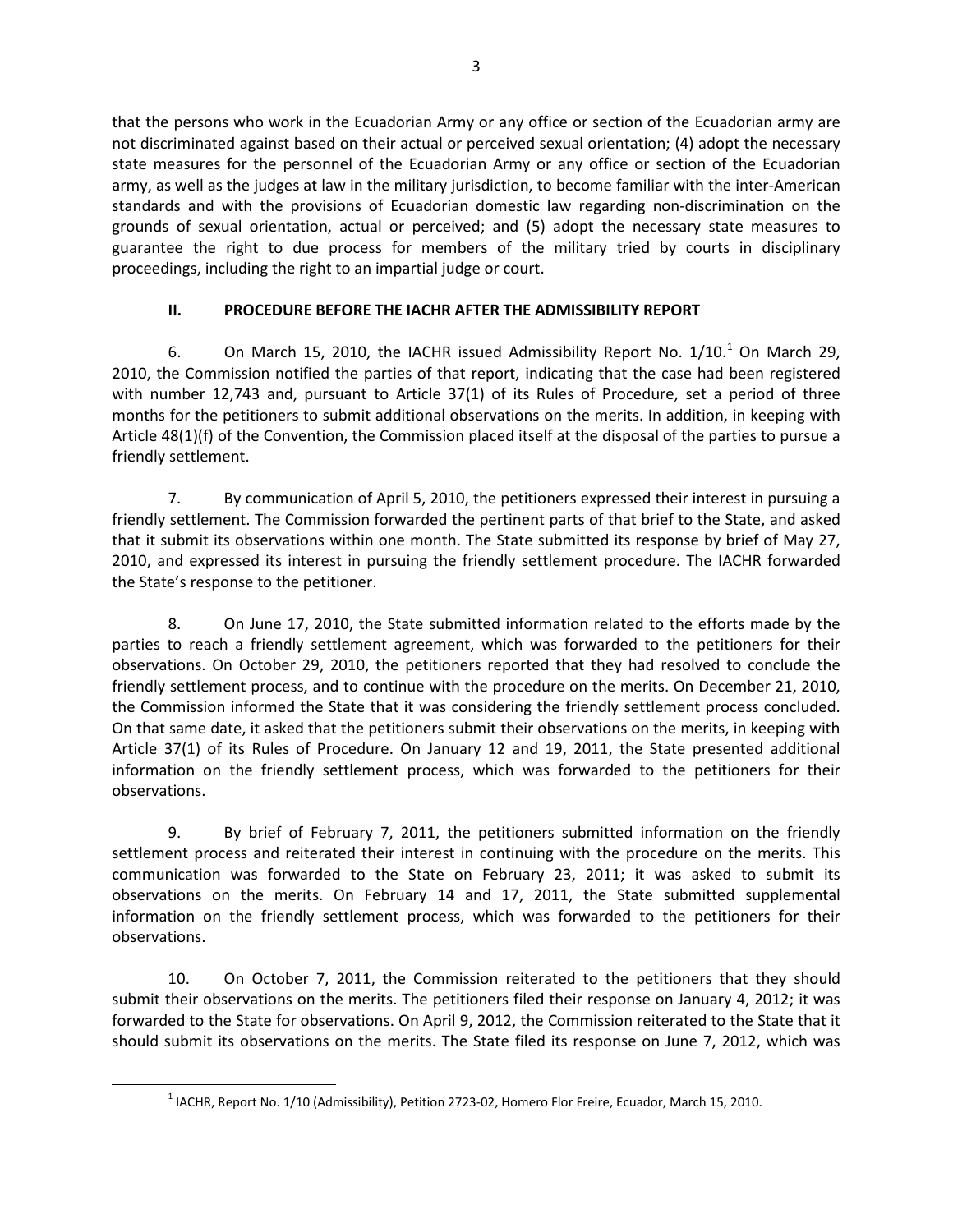that the persons who work in the Ecuadorian Army or any office or section of the Ecuadorian army are not discriminated against based on their actual or perceived sexual orientation; (4) adopt the necessary state measures for the personnel of the Ecuadorian Army or any office or section of the Ecuadorian army, as well as the judges at law in the military jurisdiction, to become familiar with the inter-American standards and with the provisions of Ecuadorian domestic law regarding non-discrimination on the grounds of sexual orientation, actual or perceived; and (5) adopt the necessary state measures to guarantee the right to due process for members of the military tried by courts in disciplinary proceedings, including the right to an impartial judge or court.

## II. PROCEDURE BEFORE THE IACHR AFTER THE ADMISSIBILITY REPORT

6. On March 15, 2010, the IACHR issued Admissibility Report No. 1/10.[1] On March 29, 2010, the Commission notified the parties of that report, indicating that the case had been registered with number 12,743 and, pursuant to Article 37(1) of its Rules of Procedure, set a period of three months for the petitioners to submit additional observations on the merits. In addition, in keeping with Article 48(1)(f) of the Convention, the Commission placed itself at the disposal of the parties to pursue a friendly settlement.

7. By communication of April 5, 2010, the petitioners expressed their interest in pursuing a friendly settlement. The Commission forwarded the pertinent parts of that brief to the State, and asked that it submit its observations within one month. The State submitted its response by brief of May 27, 2010, and expressed its interest in pursuing the friendly settlement procedure. The IACHR forwarded the State's response to the petitioner.

8. On June 17, 2010, the State submitted information related to the efforts made by the parties to reach a friendly settlement agreement, which was forwarded to the petitioners for their observations. On October 29, 2010, the petitioners reported that they had resolved to conclude the friendly settlement process, and to continue with the procedure on the merits. On December 21, 2010, the Commission informed the State that it was considering the friendly settlement process concluded. On that same date, it asked that the petitioners submit their observations on the merits, in keeping with Article 37(1) of its Rules of Procedure. On January 12 and 19, 2011, the State presented additional information on the friendly settlement process, which was forwarded to the petitioners for their observations.

9. By brief of February 7, 2011, the petitioners submitted information on the friendly settlement process and reiterated their interest in continuing with the procedure on the merits. This communication was forwarded to the State on February 23, 2011; it was asked to submit its observations on the merits. On February 14 and 17, 2011, the State submitted supplemental information on the friendly settlement process, which was forwarded to the petitioners for their observations.

10. On October 7, 2011, the Commission reiterated to the petitioners that they should submit their observations on the merits. The petitioners filed their response on January 4, 2012; it was forwarded to the State for observations. On April 9, 2012, the Commission reiterated to the State that it should submit its observations on the merits. The State filed its response on June 7, 2012, which was

[1] IACHR, Report No. 1/10 (Admissibility), Petition 2723-02, Homero Flor Freire, Ecuador, March 15, 2010.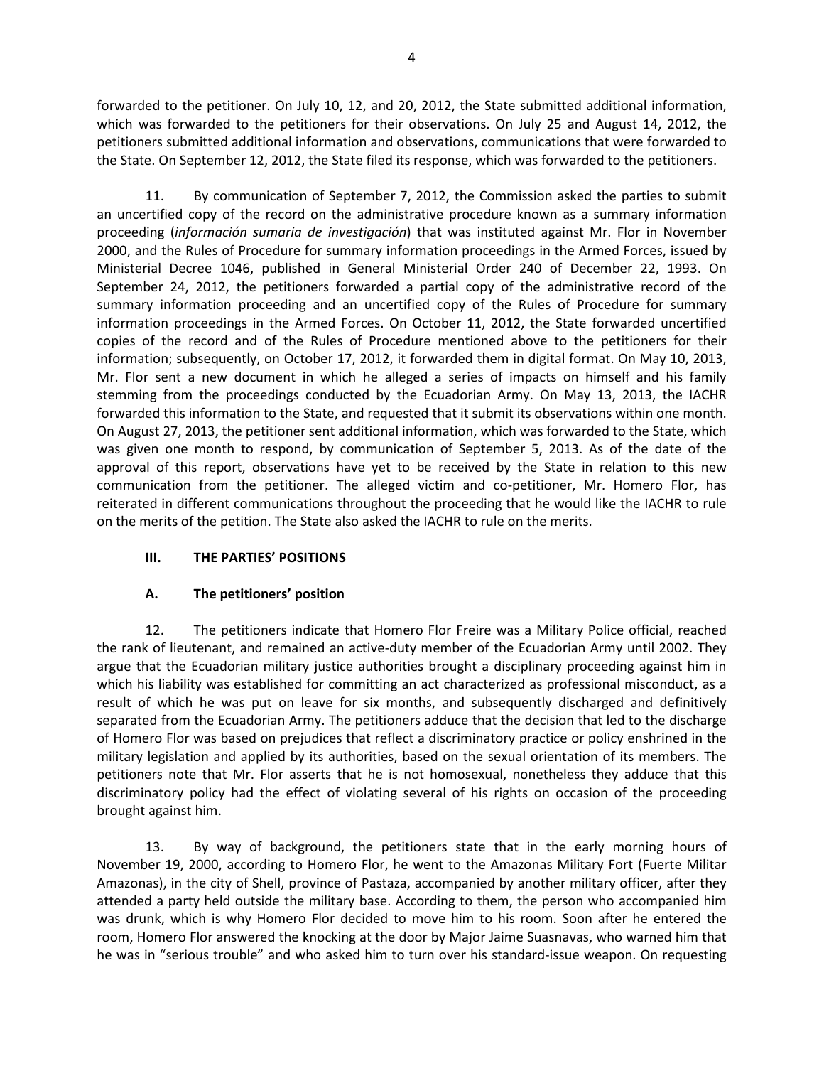forwarded to the petitioner. On July 10, 12, and 20, 2012, the State submitted additional information, which was forwarded to the petitioners for their observations. On July 25 and August 14, 2012, the petitioners submitted additional information and observations, communications that were forwarded to the State. On September 12, 2012, the State filed its response, which was forwarded to the petitioners.

11. By communication of September 7, 2012, the Commission asked the parties to submit an uncertified copy of the record on the administrative procedure known as a summary information proceeding (*información sumaria de investigación*) that was instituted against Mr. Flor in November 2000, and the Rules of Procedure for summary information proceedings in the Armed Forces, issued by Ministerial Decree 1046, published in General Ministerial Order 240 of December 22, 1993. On September 24, 2012, the petitioners forwarded a partial copy of the administrative record of the summary information proceeding and an uncertified copy of the Rules of Procedure for summary information proceedings in the Armed Forces. On October 11, 2012, the State forwarded uncertified copies of the record and of the Rules of Procedure mentioned above to the petitioners for their information; subsequently, on October 17, 2012, it forwarded them in digital format. On May 10, 2013, Mr. Flor sent a new document in which he alleged a series of impacts on himself and his family stemming from the proceedings conducted by the Ecuadorian Army. On May 13, 2013, the IACHR forwarded this information to the State, and requested that it submit its observations within one month. On August 27, 2013, the petitioner sent additional information, which was forwarded to the State, which was given one month to respond, by communication of September 5, 2013. As of the date of the approval of this report, observations have yet to be received by the State in relation to this new communication from the petitioner. The alleged victim and co-petitioner, Mr. Homero Flor, has reiterated in different communications throughout the proceeding that he would like the IACHR to rule on the merits of the petition. The State also asked the IACHR to rule on the merits.

## III. THE PARTIES' POSITIONS

### A. The petitioners' position

12. The petitioners indicate that Homero Flor Freire was a Military Police official, reached the rank of lieutenant, and remained an active-duty member of the Ecuadorian Army until 2002. They argue that the Ecuadorian military justice authorities brought a disciplinary proceeding against him in which his liability was established for committing an act characterized as professional misconduct, as a result of which he was put on leave for six months, and subsequently discharged and definitively separated from the Ecuadorian Army. The petitioners adduce that the decision that led to the discharge of Homero Flor was based on prejudices that reflect a discriminatory practice or policy enshrined in the military legislation and applied by its authorities, based on the sexual orientation of its members. The petitioners note that Mr. Flor asserts that he is not homosexual, nonetheless they adduce that this discriminatory policy had the effect of violating several of his rights on occasion of the proceeding brought against him.

13. By way of background, the petitioners state that in the early morning hours of November 19, 2000, according to Homero Flor, he went to the Amazonas Military Fort (Fuerte Militar Amazonas), in the city of Shell, province of Pastaza, accompanied by another military officer, after they attended a party held outside the military base. According to them, the person who accompanied him was drunk, which is why Homero Flor decided to move him to his room. Soon after he entered the room, Homero Flor answered the knocking at the door by Major Jaime Suasnavas, who warned him that he was in "serious trouble" and who asked him to turn over his standard-issue weapon. On requesting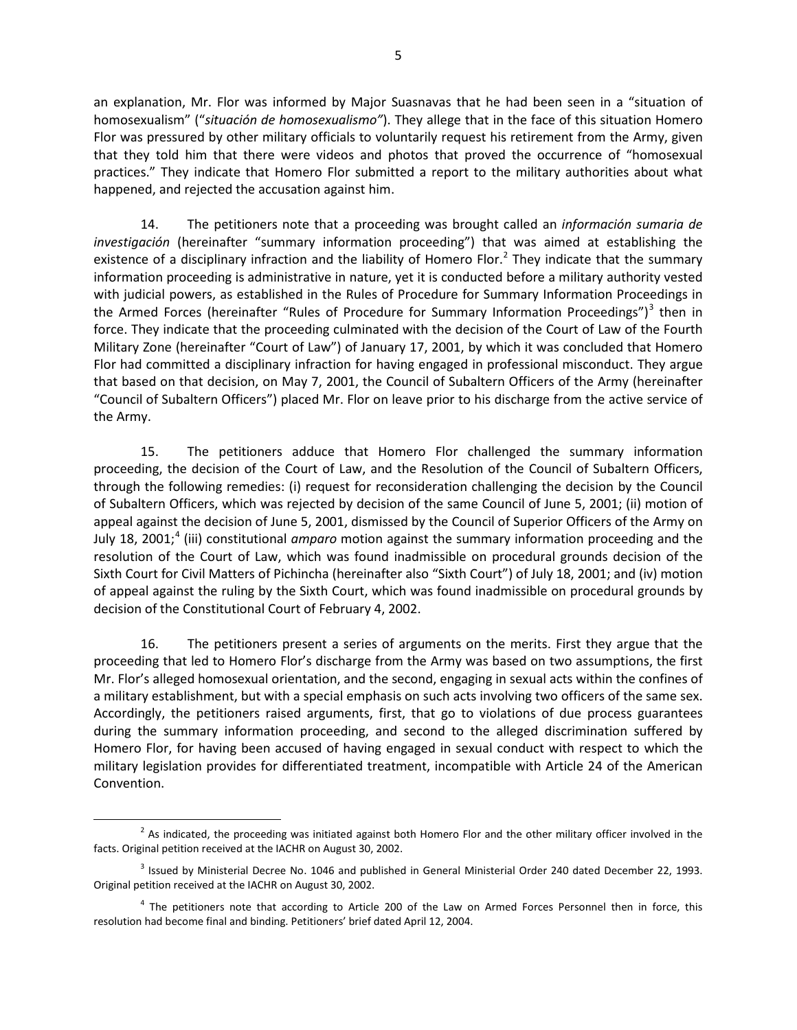an explanation, Mr. Flor was informed by Major Suasnavas that he had been seen in a "situation of homosexualism" ("*situación de homosexualismo"*). They allege that in the face of this situation Homero Flor was pressured by other military officials to voluntarily request his retirement from the Army, given that they told him that there were videos and photos that proved the occurrence of "homosexual practices." They indicate that Homero Flor submitted a report to the military authorities about what happened, and rejected the accusation against him.

14. The petitioners note that a proceeding was brought called an *información sumaria de investigación* (hereinafter "summary information proceeding") that was aimed at establishing the existence of a disciplinary infraction and the liability of Homero Flor.[2] They indicate that the summary information proceeding is administrative in nature, yet it is conducted before a military authority vested with judicial powers, as established in the Rules of Procedure for Summary Information Proceedings in the Armed Forces (hereinafter "Rules of Procedure for Summary Information Proceedings")[3] then in force. They indicate that the proceeding culminated with the decision of the Court of Law of the Fourth Military Zone (hereinafter "Court of Law") of January 17, 2001, by which it was concluded that Homero Flor had committed a disciplinary infraction for having engaged in professional misconduct. They argue that based on that decision, on May 7, 2001, the Council of Subaltern Officers of the Army (hereinafter "Council of Subaltern Officers") placed Mr. Flor on leave prior to his discharge from the active service of the Army.

15. The petitioners adduce that Homero Flor challenged the summary information proceeding, the decision of the Court of Law, and the Resolution of the Council of Subaltern Officers, through the following remedies: (i) request for reconsideration challenging the decision by the Council of Subaltern Officers, which was rejected by decision of the same Council of June 5, 2001; (ii) motion of appeal against the decision of June 5, 2001, dismissed by the Council of Superior Officers of the Army on July 18, 2001;[4] (iii) constitutional *amparo* motion against the summary information proceeding and the resolution of the Court of Law, which was found inadmissible on procedural grounds decision of the Sixth Court for Civil Matters of Pichincha (hereinafter also "Sixth Court") of July 18, 2001; and (iv) motion of appeal against the ruling by the Sixth Court, which was found inadmissible on procedural grounds by decision of the Constitutional Court of February 4, 2002.

16. The petitioners present a series of arguments on the merits. First they argue that the proceeding that led to Homero Flor's discharge from the Army was based on two assumptions, the first Mr. Flor's alleged homosexual orientation, and the second, engaging in sexual acts within the confines of a military establishment, but with a special emphasis on such acts involving two officers of the same sex. Accordingly, the petitioners raised arguments, first, that go to violations of due process guarantees during the summary information proceeding, and second to the alleged discrimination suffered by Homero Flor, for having been accused of having engaged in sexual conduct with respect to which the military legislation provides for differentiated treatment, incompatible with Article 24 of the American Convention.

---

[2] As indicated, the proceeding was initiated against both Homero Flor and the other military officer involved in the facts. Original petition received at the IACHR on August 30, 2002.

[3] Issued by Ministerial Decree No. 1046 and published in General Ministerial Order 240 dated December 22, 1993. Original petition received at the IACHR on August 30, 2002.

[4] The petitioners note that according to Article 200 of the Law on Armed Forces Personnel then in force, this resolution had become final and binding. Petitioners' brief dated April 12, 2004.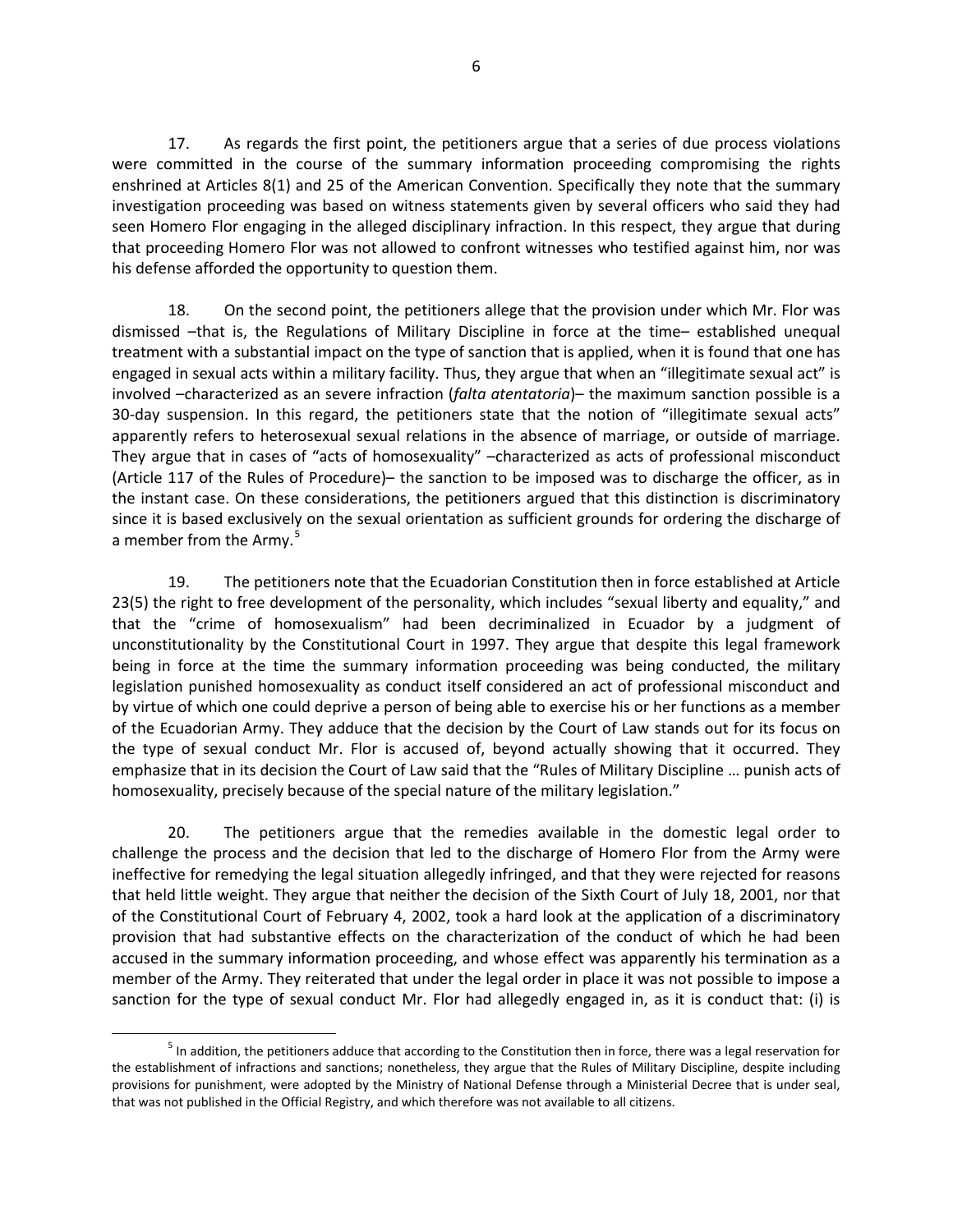17. As regards the first point, the petitioners argue that a series of due process violations were committed in the course of the summary information proceeding compromising the rights enshrined at Articles 8(1) and 25 of the American Convention. Specifically they note that the summary investigation proceeding was based on witness statements given by several officers who said they had seen Homero Flor engaging in the alleged disciplinary infraction. In this respect, they argue that during that proceeding Homero Flor was not allowed to confront witnesses who testified against him, nor was his defense afforded the opportunity to question them.

18. On the second point, the petitioners allege that the provision under which Mr. Flor was dismissed –that is, the Regulations of Military Discipline in force at the time– established unequal treatment with a substantial impact on the type of sanction that is applied, when it is found that one has engaged in sexual acts within a military facility. Thus, they argue that when an "illegitimate sexual act" is involved –characterized as an severe infraction (*falta atentatoria*)– the maximum sanction possible is a 30-day suspension. In this regard, the petitioners state that the notion of "illegitimate sexual acts" apparently refers to heterosexual sexual relations in the absence of marriage, or outside of marriage. They argue that in cases of "acts of homosexuality" –characterized as acts of professional misconduct (Article 117 of the Rules of Procedure)– the sanction to be imposed was to discharge the officer, as in the instant case. On these considerations, the petitioners argued that this distinction is discriminatory since it is based exclusively on the sexual orientation as sufficient grounds for ordering the discharge of a member from the Army.[5]

19. The petitioners note that the Ecuadorian Constitution then in force established at Article 23(5) the right to free development of the personality, which includes "sexual liberty and equality," and that the "crime of homosexualism" had been decriminalized in Ecuador by a judgment of unconstitutionality by the Constitutional Court in 1997. They argue that despite this legal framework being in force at the time the summary information proceeding was being conducted, the military legislation punished homosexuality as conduct itself considered an act of professional misconduct and by virtue of which one could deprive a person of being able to exercise his or her functions as a member of the Ecuadorian Army. They adduce that the decision by the Court of Law stands out for its focus on the type of sexual conduct Mr. Flor is accused of, beyond actually showing that it occurred. They emphasize that in its decision the Court of Law said that the "Rules of Military Discipline … punish acts of homosexuality, precisely because of the special nature of the military legislation."

20. The petitioners argue that the remedies available in the domestic legal order to challenge the process and the decision that led to the discharge of Homero Flor from the Army were ineffective for remedying the legal situation allegedly infringed, and that they were rejected for reasons that held little weight. They argue that neither the decision of the Sixth Court of July 18, 2001, nor that of the Constitutional Court of February 4, 2002, took a hard look at the application of a discriminatory provision that had substantive effects on the characterization of the conduct of which he had been accused in the summary information proceeding, and whose effect was apparently his termination as a member of the Army. They reiterated that under the legal order in place it was not possible to impose a sanction for the type of sexual conduct Mr. Flor had allegedly engaged in, as it is conduct that: (i) is

---

[5] In addition, the petitioners adduce that according to the Constitution then in force, there was a legal reservation for the establishment of infractions and sanctions; nonetheless, they argue that the Rules of Military Discipline, despite including provisions for punishment, were adopted by the Ministry of National Defense through a Ministerial Decree that is under seal, that was not published in the Official Registry, and which therefore was not available to all citizens.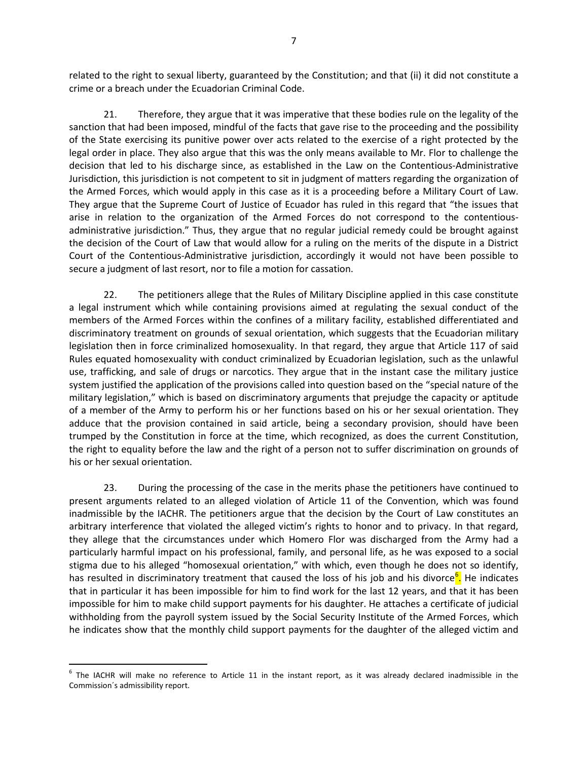related to the right to sexual liberty, guaranteed by the Constitution; and that (ii) it did not constitute a crime or a breach under the Ecuadorian Criminal Code.

21. Therefore, they argue that it was imperative that these bodies rule on the legality of the sanction that had been imposed, mindful of the facts that gave rise to the proceeding and the possibility of the State exercising its punitive power over acts related to the exercise of a right protected by the legal order in place. They also argue that this was the only means available to Mr. Flor to challenge the decision that led to his discharge since, as established in the Law on the Contentious-Administrative Jurisdiction, this jurisdiction is not competent to sit in judgment of matters regarding the organization of the Armed Forces, which would apply in this case as it is a proceeding before a Military Court of Law. They argue that the Supreme Court of Justice of Ecuador has ruled in this regard that "the issues that arise in relation to the organization of the Armed Forces do not correspond to the contentious-administrative jurisdiction." Thus, they argue that no regular judicial remedy could be brought against the decision of the Court of Law that would allow for a ruling on the merits of the dispute in a District Court of the Contentious-Administrative jurisdiction, accordingly it would not have been possible to secure a judgment of last resort, nor to file a motion for cassation.

22. The petitioners allege that the Rules of Military Discipline applied in this case constitute a legal instrument which while containing provisions aimed at regulating the sexual conduct of the members of the Armed Forces within the confines of a military facility, established differentiated and discriminatory treatment on grounds of sexual orientation, which suggests that the Ecuadorian military legislation then in force criminalized homosexuality. In that regard, they argue that Article 117 of said Rules equated homosexuality with conduct criminalized by Ecuadorian legislation, such as the unlawful use, trafficking, and sale of drugs or narcotics. They argue that in the instant case the military justice system justified the application of the provisions called into question based on the "special nature of the military legislation," which is based on discriminatory arguments that prejudge the capacity or aptitude of a member of the Army to perform his or her functions based on his or her sexual orientation. They adduce that the provision contained in said article, being a secondary provision, should have been trumped by the Constitution in force at the time, which recognized, as does the current Constitution, the right to equality before the law and the right of a person not to suffer discrimination on grounds of his or her sexual orientation.

23. During the processing of the case in the merits phase the petitioners have continued to present arguments related to an alleged violation of Article 11 of the Convention, which was found inadmissible by the IACHR. The petitioners argue that the decision by the Court of Law constitutes an arbitrary interference that violated the alleged victim's rights to honor and to privacy. In that regard, they allege that the circumstances under which Homero Flor was discharged from the Army had a particularly harmful impact on his professional, family, and personal life, as he was exposed to a social stigma due to his alleged "homosexual orientation," with which, even though he does not so identify, has resulted in discriminatory treatment that caused the loss of his job and his divorce[6]. He indicates that in particular it has been impossible for him to find work for the last 12 years, and that it has been impossible for him to make child support payments for his daughter. He attaches a certificate of judicial withholding from the payroll system issued by the Social Security Institute of the Armed Forces, which he indicates show that the monthly child support payments for the daughter of the alleged victim and

[6] The IACHR will make no reference to Article 11 in the instant report, as it was already declared inadmissible in the Commission´s admissibility report.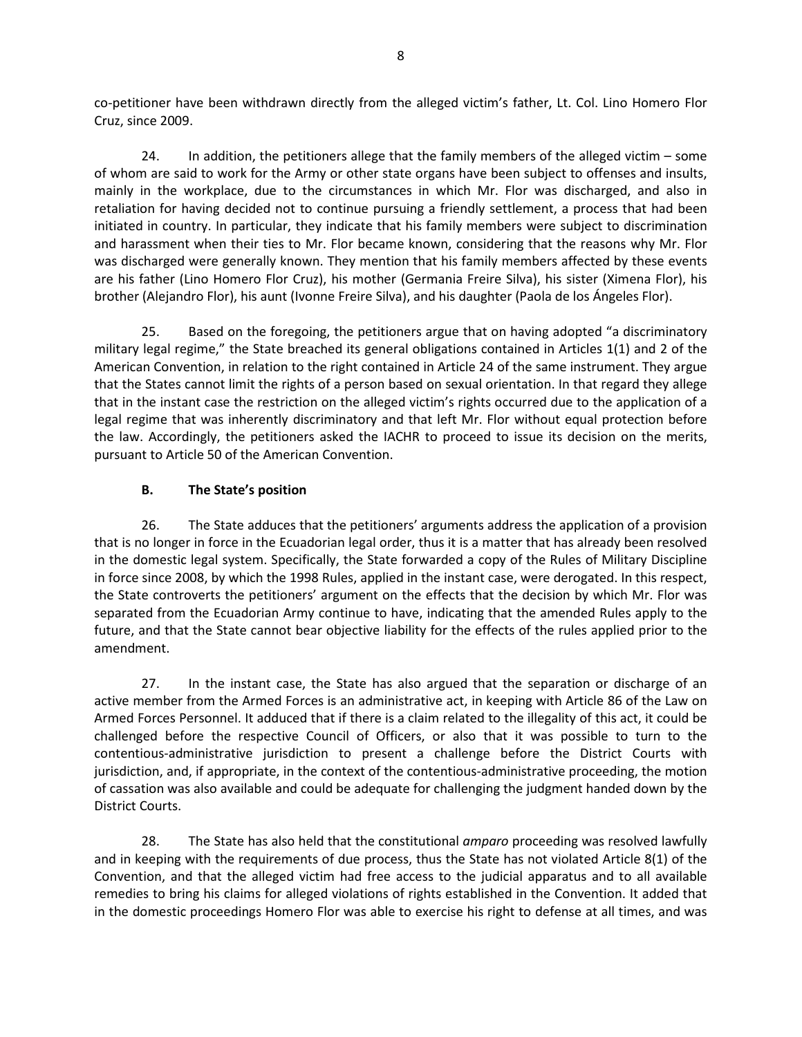co-petitioner have been withdrawn directly from the alleged victim's father, Lt. Col. Lino Homero Flor Cruz, since 2009.

24. In addition, the petitioners allege that the family members of the alleged victim – some of whom are said to work for the Army or other state organs have been subject to offenses and insults, mainly in the workplace, due to the circumstances in which Mr. Flor was discharged, and also in retaliation for having decided not to continue pursuing a friendly settlement, a process that had been initiated in country. In particular, they indicate that his family members were subject to discrimination and harassment when their ties to Mr. Flor became known, considering that the reasons why Mr. Flor was discharged were generally known. They mention that his family members affected by these events are his father (Lino Homero Flor Cruz), his mother (Germania Freire Silva), his sister (Ximena Flor), his brother (Alejandro Flor), his aunt (Ivonne Freire Silva), and his daughter (Paola de los Ángeles Flor).

25. Based on the foregoing, the petitioners argue that on having adopted "a discriminatory military legal regime," the State breached its general obligations contained in Articles 1(1) and 2 of the American Convention, in relation to the right contained in Article 24 of the same instrument. They argue that the States cannot limit the rights of a person based on sexual orientation. In that regard they allege that in the instant case the restriction on the alleged victim's rights occurred due to the application of a legal regime that was inherently discriminatory and that left Mr. Flor without equal protection before the law. Accordingly, the petitioners asked the IACHR to proceed to issue its decision on the merits, pursuant to Article 50 of the American Convention.

### B. The State's position

26. The State adduces that the petitioners' arguments address the application of a provision that is no longer in force in the Ecuadorian legal order, thus it is a matter that has already been resolved in the domestic legal system. Specifically, the State forwarded a copy of the Rules of Military Discipline in force since 2008, by which the 1998 Rules, applied in the instant case, were derogated. In this respect, the State controverts the petitioners' argument on the effects that the decision by which Mr. Flor was separated from the Ecuadorian Army continue to have, indicating that the amended Rules apply to the future, and that the State cannot bear objective liability for the effects of the rules applied prior to the amendment.

27. In the instant case, the State has also argued that the separation or discharge of an active member from the Armed Forces is an administrative act, in keeping with Article 86 of the Law on Armed Forces Personnel. It adduced that if there is a claim related to the illegality of this act, it could be challenged before the respective Council of Officers, or also that it was possible to turn to the contentious-administrative jurisdiction to present a challenge before the District Courts with jurisdiction, and, if appropriate, in the context of the contentious-administrative proceeding, the motion of cassation was also available and could be adequate for challenging the judgment handed down by the District Courts.

28. The State has also held that the constitutional *amparo* proceeding was resolved lawfully and in keeping with the requirements of due process, thus the State has not violated Article 8(1) of the Convention, and that the alleged victim had free access to the judicial apparatus and to all available remedies to bring his claims for alleged violations of rights established in the Convention. It added that in the domestic proceedings Homero Flor was able to exercise his right to defense at all times, and was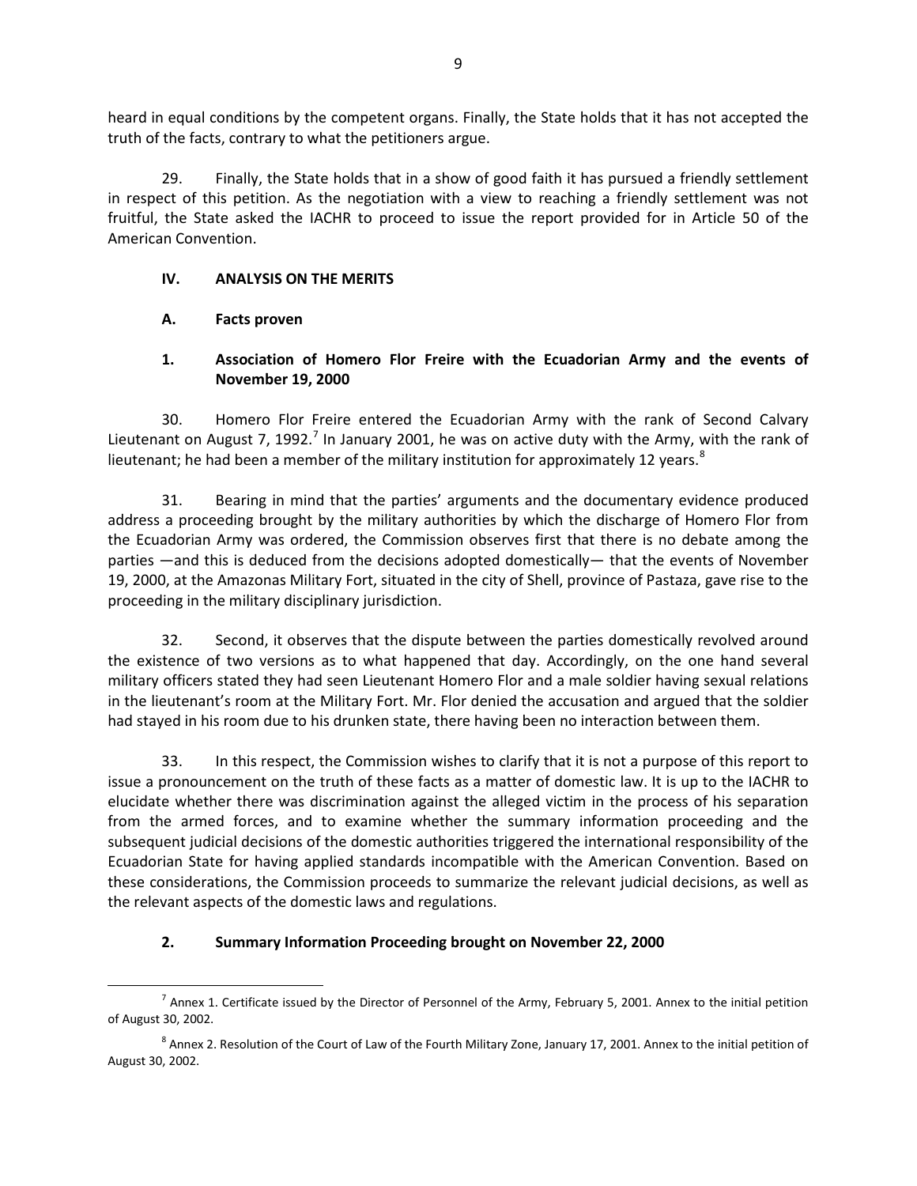heard in equal conditions by the competent organs. Finally, the State holds that it has not accepted the truth of the facts, contrary to what the petitioners argue.

29. Finally, the State holds that in a show of good faith it has pursued a friendly settlement in respect of this petition. As the negotiation with a view to reaching a friendly settlement was not fruitful, the State asked the IACHR to proceed to issue the report provided for in Article 50 of the American Convention.

## IV. ANALYSIS ON THE MERITS

### A. Facts proven

#### 1. Association of Homero Flor Freire with the Ecuadorian Army and the events of November 19, 2000

30. Homero Flor Freire entered the Ecuadorian Army with the rank of Second Calvary Lieutenant on August 7, 1992.[7] In January 2001, he was on active duty with the Army, with the rank of lieutenant; he had been a member of the military institution for approximately 12 years.[8]

31. Bearing in mind that the parties' arguments and the documentary evidence produced address a proceeding brought by the military authorities by which the discharge of Homero Flor from the Ecuadorian Army was ordered, the Commission observes first that there is no debate among the parties —and this is deduced from the decisions adopted domestically— that the events of November 19, 2000, at the Amazonas Military Fort, situated in the city of Shell, province of Pastaza, gave rise to the proceeding in the military disciplinary jurisdiction.

32. Second, it observes that the dispute between the parties domestically revolved around the existence of two versions as to what happened that day. Accordingly, on the one hand several military officers stated they had seen Lieutenant Homero Flor and a male soldier having sexual relations in the lieutenant's room at the Military Fort. Mr. Flor denied the accusation and argued that the soldier had stayed in his room due to his drunken state, there having been no interaction between them.

33. In this respect, the Commission wishes to clarify that it is not a purpose of this report to issue a pronouncement on the truth of these facts as a matter of domestic law. It is up to the IACHR to elucidate whether there was discrimination against the alleged victim in the process of his separation from the armed forces, and to examine whether the summary information proceeding and the subsequent judicial decisions of the domestic authorities triggered the international responsibility of the Ecuadorian State for having applied standards incompatible with the American Convention. Based on these considerations, the Commission proceeds to summarize the relevant judicial decisions, as well as the relevant aspects of the domestic laws and regulations.

#### 2. Summary Information Proceeding brought on November 22, 2000

---

[7] Annex 1. Certificate issued by the Director of Personnel of the Army, February 5, 2001. Annex to the initial petition of August 30, 2002.

[8] Annex 2. Resolution of the Court of Law of the Fourth Military Zone, January 17, 2001. Annex to the initial petition of August 30, 2002.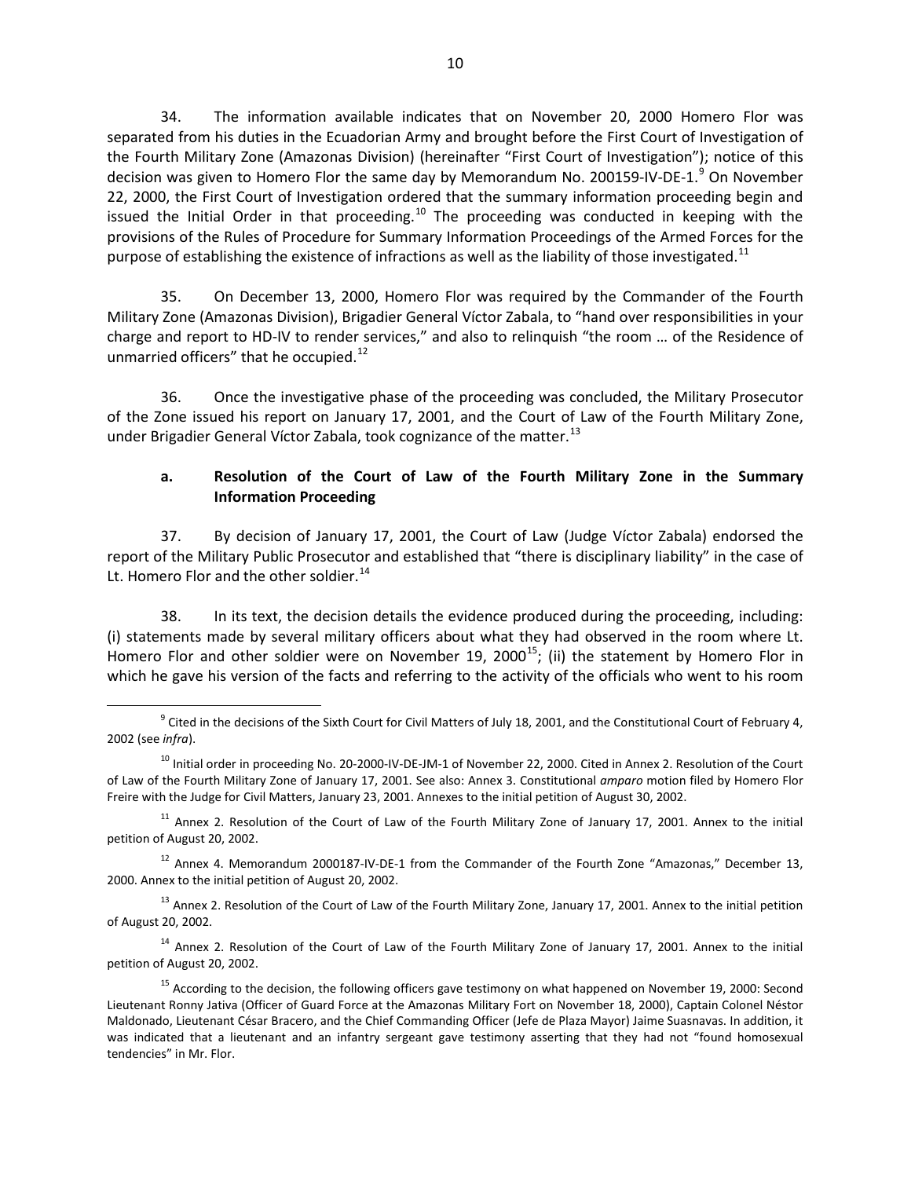34. The information available indicates that on November 20, 2000 Homero Flor was separated from his duties in the Ecuadorian Army and brought before the First Court of Investigation of the Fourth Military Zone (Amazonas Division) (hereinafter "First Court of Investigation"); notice of this decision was given to Homero Flor the same day by Memorandum No. 200159-IV-DE-1.[9] On November 22, 2000, the First Court of Investigation ordered that the summary information proceeding begin and issued the Initial Order in that proceeding.[10] The proceeding was conducted in keeping with the provisions of the Rules of Procedure for Summary Information Proceedings of the Armed Forces for the purpose of establishing the existence of infractions as well as the liability of those investigated.[11]

35. On December 13, 2000, Homero Flor was required by the Commander of the Fourth Military Zone (Amazonas Division), Brigadier General Víctor Zabala, to "hand over responsibilities in your charge and report to HD-IV to render services," and also to relinquish "the room … of the Residence of unmarried officers" that he occupied.[12]

36. Once the investigative phase of the proceeding was concluded, the Military Prosecutor of the Zone issued his report on January 17, 2001, and the Court of Law of the Fourth Military Zone, under Brigadier General Víctor Zabala, took cognizance of the matter.[13]

### a. Resolution of the Court of Law of the Fourth Military Zone in the Summary Information Proceeding

37. By decision of January 17, 2001, the Court of Law (Judge Víctor Zabala) endorsed the report of the Military Public Prosecutor and established that "there is disciplinary liability" in the case of Lt. Homero Flor and the other soldier.[14]

38. In its text, the decision details the evidence produced during the proceeding, including: (i) statements made by several military officers about what they had observed in the room where Lt. Homero Flor and other soldier were on November 19, 2000[15]; (ii) the statement by Homero Flor in which he gave his version of the facts and referring to the activity of the officials who went to his room

---

[9] Cited in the decisions of the Sixth Court for Civil Matters of July 18, 2001, and the Constitutional Court of February 4, 2002 (see *infra*).

[10] Initial order in proceeding No. 20-2000-IV-DE-JM-1 of November 22, 2000. Cited in Annex 2. Resolution of the Court of Law of the Fourth Military Zone of January 17, 2001. See also: Annex 3. Constitutional *amparo* motion filed by Homero Flor Freire with the Judge for Civil Matters, January 23, 2001. Annexes to the initial petition of August 30, 2002.

[11] Annex 2. Resolution of the Court of Law of the Fourth Military Zone of January 17, 2001. Annex to the initial petition of August 20, 2002.

[12] Annex 4. Memorandum 2000187-IV-DE-1 from the Commander of the Fourth Zone "Amazonas," December 13, 2000. Annex to the initial petition of August 20, 2002.

[13] Annex 2. Resolution of the Court of Law of the Fourth Military Zone, January 17, 2001. Annex to the initial petition of August 20, 2002.

[14] Annex 2. Resolution of the Court of Law of the Fourth Military Zone of January 17, 2001. Annex to the initial petition of August 20, 2002.

[15] According to the decision, the following officers gave testimony on what happened on November 19, 2000: Second Lieutenant Ronny Jativa (Officer of Guard Force at the Amazonas Military Fort on November 18, 2000), Captain Colonel Néstor Maldonado, Lieutenant César Bracero, and the Chief Commanding Officer (Jefe de Plaza Mayor) Jaime Suasnavas. In addition, it was indicated that a lieutenant and an infantry sergeant gave testimony asserting that they had not "found homosexual tendencies" in Mr. Flor.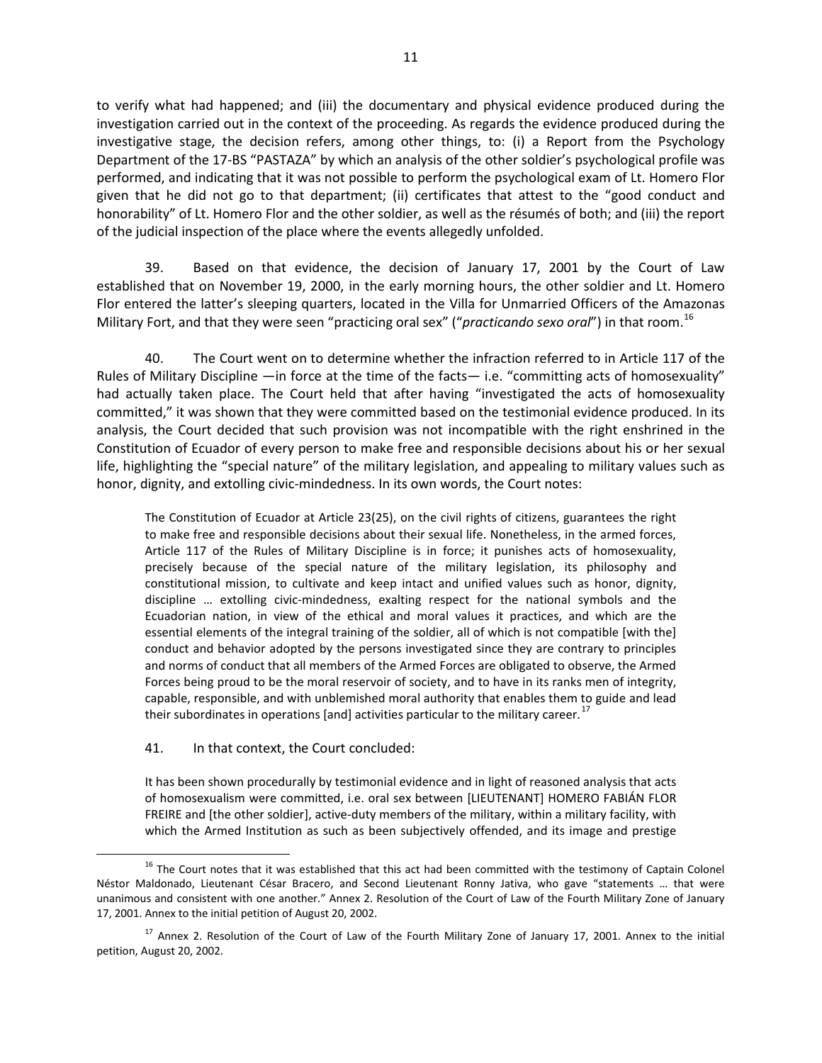to verify what had happened; and (iii) the documentary and physical evidence produced during the investigation carried out in the context of the proceeding. As regards the evidence produced during the investigative stage, the decision refers, among other things, to: (i) a Report from the Psychology Department of the 17-BS "PASTAZA" by which an analysis of the other soldier's psychological profile was performed, and indicating that it was not possible to perform the psychological exam of Lt. Homero Flor given that he did not go to that department; (ii) certificates that attest to the "good conduct and honorability" of Lt. Homero Flor and the other soldier, as well as the résumés of both; and (iii) the report of the judicial inspection of the place where the events allegedly unfolded.

39. Based on that evidence, the decision of January 17, 2001 by the Court of Law established that on November 19, 2000, in the early morning hours, the other soldier and Lt. Homero Flor entered the latter's sleeping quarters, located in the Villa for Unmarried Officers of the Amazonas Military Fort, and that they were seen "practicing oral sex" ("*practicando sexo oral*") in that room.[16]

40. The Court went on to determine whether the infraction referred to in Article 117 of the Rules of Military Discipline —in force at the time of the facts— i.e. "committing acts of homosexuality" had actually taken place. The Court held that after having "investigated the acts of homosexuality committed," it was shown that they were committed based on the testimonial evidence produced. In its analysis, the Court decided that such provision was not incompatible with the right enshrined in the Constitution of Ecuador of every person to make free and responsible decisions about his or her sexual life, highlighting the "special nature" of the military legislation, and appealing to military values such as honor, dignity, and extolling civic-mindedness. In its own words, the Court notes:

> The Constitution of Ecuador at Article 23(25), on the civil rights of citizens, guarantees the right to make free and responsible decisions about their sexual life. Nonetheless, in the armed forces, Article 117 of the Rules of Military Discipline is in force; it punishes acts of homosexuality, precisely because of the special nature of the military legislation, its philosophy and constitutional mission, to cultivate and keep intact and unified values such as honor, dignity, discipline … extolling civic-mindedness, exalting respect for the national symbols and the Ecuadorian nation, in view of the ethical and moral values it practices, and which are the essential elements of the integral training of the soldier, all of which is not compatible [with the] conduct and behavior adopted by the persons investigated since they are contrary to principles and norms of conduct that all members of the Armed Forces are obligated to observe, the Armed Forces being proud to be the moral reservoir of society, and to have in its ranks men of integrity, capable, responsible, and with unblemished moral authority that enables them to guide and lead their subordinates in operations [and] activities particular to the military career.[17]

41. In that context, the Court concluded:

> It has been shown procedurally by testimonial evidence and in light of reasoned analysis that acts of homosexualism were committed, i.e. oral sex between [LIEUTENANT] HOMERO FABIÁN FLOR FREIRE and [the other soldier], active-duty members of the military, within a military facility, with which the Armed Institution as such as been subjectively offended, and its image and prestige

[16] The Court notes that it was established that this act had been committed with the testimony of Captain Colonel Néstor Maldonado, Lieutenant César Bracero, and Second Lieutenant Ronny Jativa, who gave "statements … that were unanimous and consistent with one another." Annex 2. Resolution of the Court of Law of the Fourth Military Zone of January 17, 2001. Annex to the initial petition of August 20, 2002.

[17] Annex 2. Resolution of the Court of Law of the Fourth Military Zone of January 17, 2001. Annex to the initial petition, August 20, 2002.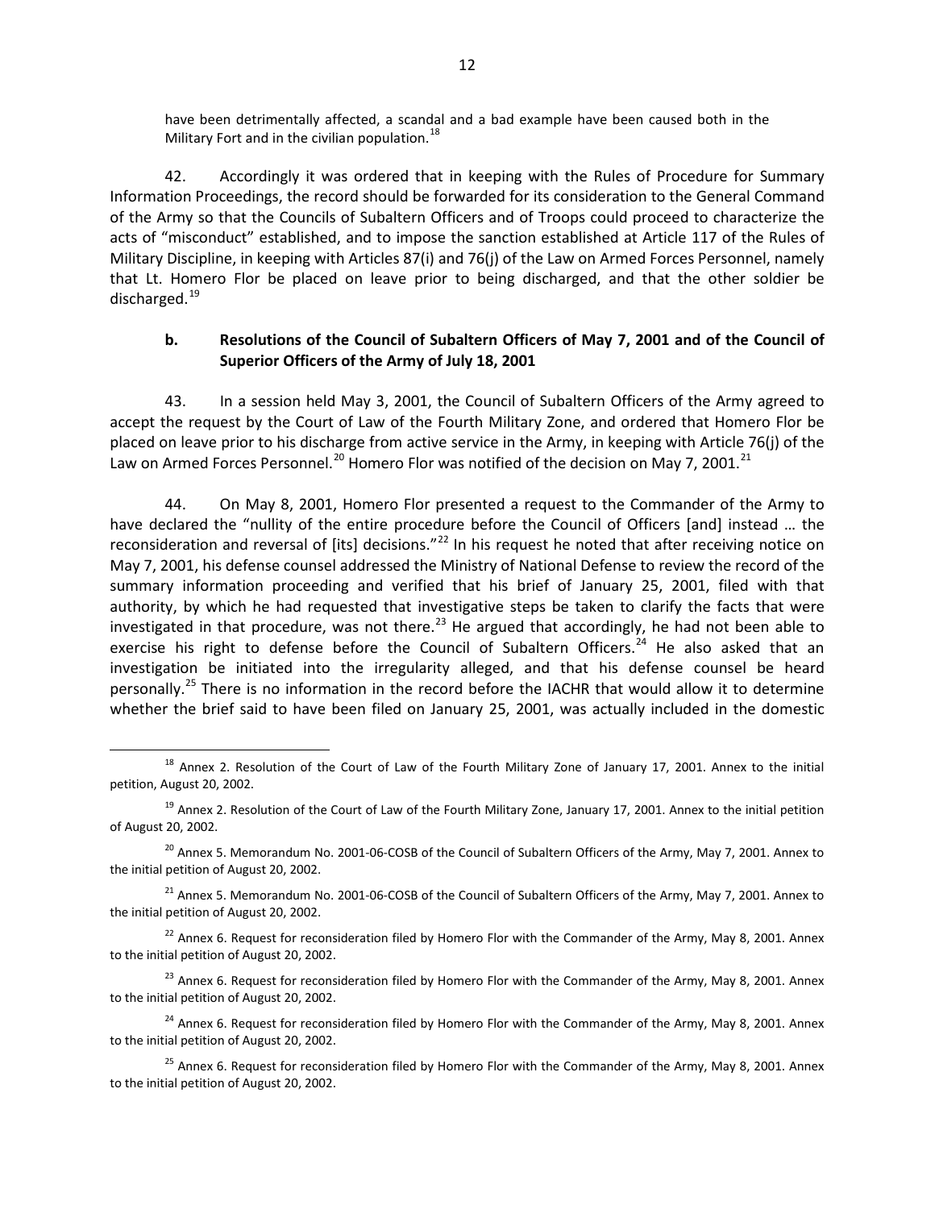have been detrimentally affected, a scandal and a bad example have been caused both in the Military Fort and in the civilian population.[18]

42. Accordingly it was ordered that in keeping with the Rules of Procedure for Summary Information Proceedings, the record should be forwarded for its consideration to the General Command of the Army so that the Councils of Subaltern Officers and of Troops could proceed to characterize the acts of "misconduct" established, and to impose the sanction established at Article 117 of the Rules of Military Discipline, in keeping with Articles 87(i) and 76(j) of the Law on Armed Forces Personnel, namely that Lt. Homero Flor be placed on leave prior to being discharged, and that the other soldier be discharged.[19]

### b. Resolutions of the Council of Subaltern Officers of May 7, 2001 and of the Council of Superior Officers of the Army of July 18, 2001

43. In a session held May 3, 2001, the Council of Subaltern Officers of the Army agreed to accept the request by the Court of Law of the Fourth Military Zone, and ordered that Homero Flor be placed on leave prior to his discharge from active service in the Army, in keeping with Article 76(j) of the Law on Armed Forces Personnel.[20] Homero Flor was notified of the decision on May 7, 2001.[21]

44. On May 8, 2001, Homero Flor presented a request to the Commander of the Army to have declared the "nullity of the entire procedure before the Council of Officers [and] instead … the reconsideration and reversal of [its] decisions."[22] In his request he noted that after receiving notice on May 7, 2001, his defense counsel addressed the Ministry of National Defense to review the record of the summary information proceeding and verified that his brief of January 25, 2001, filed with that authority, by which he had requested that investigative steps be taken to clarify the facts that were investigated in that procedure, was not there.[23] He argued that accordingly, he had not been able to exercise his right to defense before the Council of Subaltern Officers.[24] He also asked that an investigation be initiated into the irregularity alleged, and that his defense counsel be heard personally.[25] There is no information in the record before the IACHR that would allow it to determine whether the brief said to have been filed on January 25, 2001, was actually included in the domestic

---

[18] Annex 2. Resolution of the Court of Law of the Fourth Military Zone of January 17, 2001. Annex to the initial petition, August 20, 2002.

[19] Annex 2. Resolution of the Court of Law of the Fourth Military Zone, January 17, 2001. Annex to the initial petition of August 20, 2002.

[20] Annex 5. Memorandum No. 2001-06-COSB of the Council of Subaltern Officers of the Army, May 7, 2001. Annex to the initial petition of August 20, 2002.

[21] Annex 5. Memorandum No. 2001-06-COSB of the Council of Subaltern Officers of the Army, May 7, 2001. Annex to the initial petition of August 20, 2002.

[22] Annex 6. Request for reconsideration filed by Homero Flor with the Commander of the Army, May 8, 2001. Annex to the initial petition of August 20, 2002.

[23] Annex 6. Request for reconsideration filed by Homero Flor with the Commander of the Army, May 8, 2001. Annex to the initial petition of August 20, 2002.

[24] Annex 6. Request for reconsideration filed by Homero Flor with the Commander of the Army, May 8, 2001. Annex to the initial petition of August 20, 2002.

[25] Annex 6. Request for reconsideration filed by Homero Flor with the Commander of the Army, May 8, 2001. Annex to the initial petition of August 20, 2002.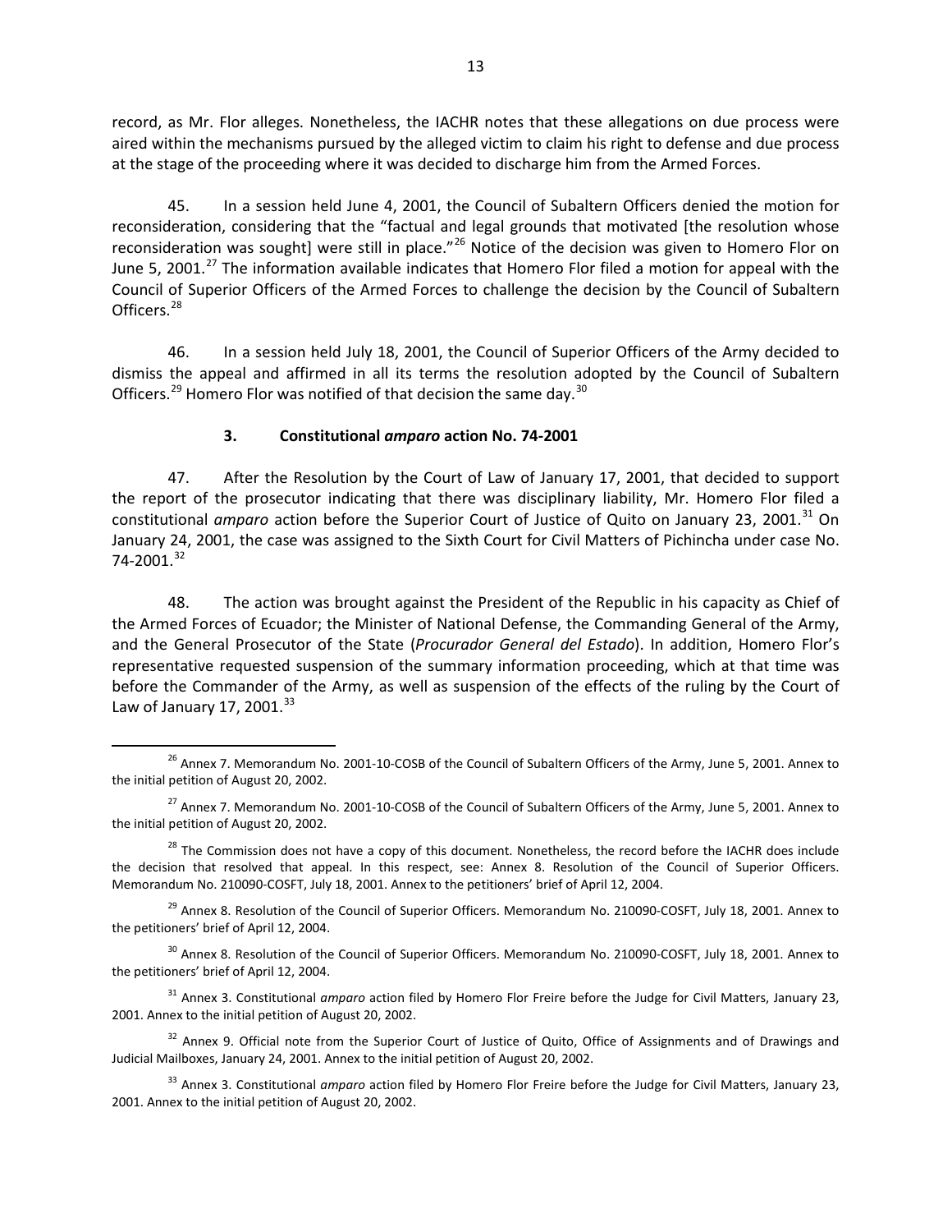record, as Mr. Flor alleges. Nonetheless, the IACHR notes that these allegations on due process were aired within the mechanisms pursued by the alleged victim to claim his right to defense and due process at the stage of the proceeding where it was decided to discharge him from the Armed Forces.

45. In a session held June 4, 2001, the Council of Subaltern Officers denied the motion for reconsideration, considering that the "factual and legal grounds that motivated [the resolution whose reconsideration was sought] were still in place."[26] Notice of the decision was given to Homero Flor on June 5, 2001.[27] The information available indicates that Homero Flor filed a motion for appeal with the Council of Superior Officers of the Armed Forces to challenge the decision by the Council of Subaltern Officers.[28]

46. In a session held July 18, 2001, the Council of Superior Officers of the Army decided to dismiss the appeal and affirmed in all its terms the resolution adopted by the Council of Subaltern Officers.[29] Homero Flor was notified of that decision the same day.[30]

### 3. Constitutional *amparo* action No. 74-2001

47. After the Resolution by the Court of Law of January 17, 2001, that decided to support the report of the prosecutor indicating that there was disciplinary liability, Mr. Homero Flor filed a constitutional *amparo* action before the Superior Court of Justice of Quito on January 23, 2001.[31] On January 24, 2001, the case was assigned to the Sixth Court for Civil Matters of Pichincha under case No. 74-2001.[32]

48. The action was brought against the President of the Republic in his capacity as Chief of the Armed Forces of Ecuador; the Minister of National Defense, the Commanding General of the Army, and the General Prosecutor of the State (*Procurador General del Estado*). In addition, Homero Flor's representative requested suspension of the summary information proceeding, which at that time was before the Commander of the Army, as well as suspension of the effects of the ruling by the Court of Law of January 17, 2001.[33]

---

[26] Annex 7. Memorandum No. 2001-10-COSB of the Council of Subaltern Officers of the Army, June 5, 2001. Annex to the initial petition of August 20, 2002.

[27] Annex 7. Memorandum No. 2001-10-COSB of the Council of Subaltern Officers of the Army, June 5, 2001. Annex to the initial petition of August 20, 2002.

[28] The Commission does not have a copy of this document. Nonetheless, the record before the IACHR does include the decision that resolved that appeal. In this respect, see: Annex 8. Resolution of the Council of Superior Officers. Memorandum No. 210090-COSFT, July 18, 2001. Annex to the petitioners' brief of April 12, 2004.

[29] Annex 8. Resolution of the Council of Superior Officers. Memorandum No. 210090-COSFT, July 18, 2001. Annex to the petitioners' brief of April 12, 2004.

[30] Annex 8. Resolution of the Council of Superior Officers. Memorandum No. 210090-COSFT, July 18, 2001. Annex to the petitioners' brief of April 12, 2004.

[31] Annex 3. Constitutional *amparo* action filed by Homero Flor Freire before the Judge for Civil Matters, January 23, 2001. Annex to the initial petition of August 20, 2002.

[32] Annex 9. Official note from the Superior Court of Justice of Quito, Office of Assignments and of Drawings and Judicial Mailboxes, January 24, 2001. Annex to the initial petition of August 20, 2002.

[33] Annex 3. Constitutional *amparo* action filed by Homero Flor Freire before the Judge for Civil Matters, January 23, 2001. Annex to the initial petition of August 20, 2002.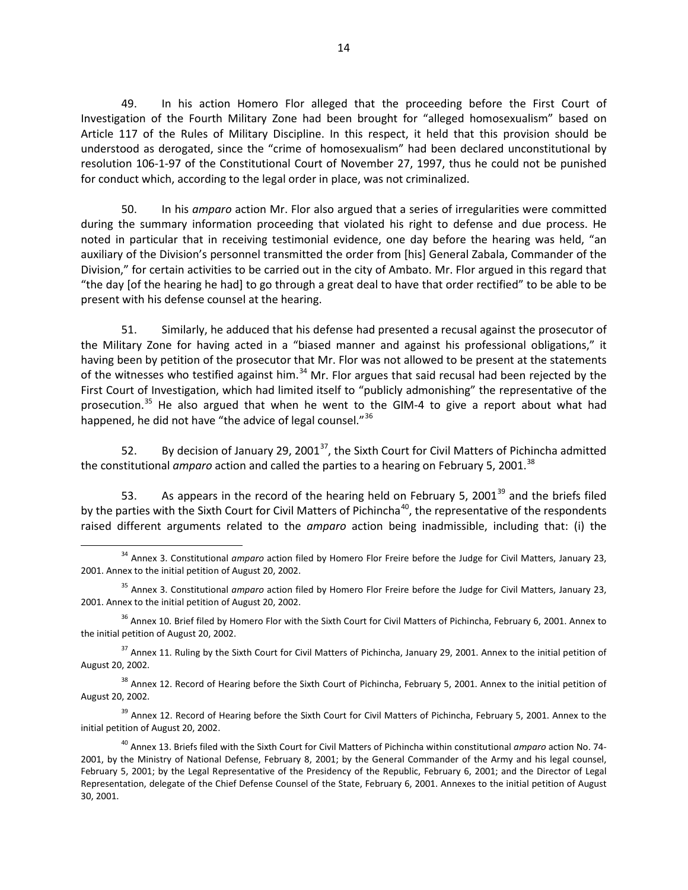49. In his action Homero Flor alleged that the proceeding before the First Court of Investigation of the Fourth Military Zone had been brought for "alleged homosexualism" based on Article 117 of the Rules of Military Discipline. In this respect, it held that this provision should be understood as derogated, since the "crime of homosexualism" had been declared unconstitutional by resolution 106-1-97 of the Constitutional Court of November 27, 1997, thus he could not be punished for conduct which, according to the legal order in place, was not criminalized.

50. In his *amparo* action Mr. Flor also argued that a series of irregularities were committed during the summary information proceeding that violated his right to defense and due process. He noted in particular that in receiving testimonial evidence, one day before the hearing was held, "an auxiliary of the Division's personnel transmitted the order from [his] General Zabala, Commander of the Division," for certain activities to be carried out in the city of Ambato. Mr. Flor argued in this regard that "the day [of the hearing he had] to go through a great deal to have that order rectified" to be able to be present with his defense counsel at the hearing.

51. Similarly, he adduced that his defense had presented a recusal against the prosecutor of the Military Zone for having acted in a "biased manner and against his professional obligations," it having been by petition of the prosecutor that Mr. Flor was not allowed to be present at the statements of the witnesses who testified against him.[34] Mr. Flor argues that said recusal had been rejected by the First Court of Investigation, which had limited itself to "publicly admonishing" the representative of the prosecution.[35] He also argued that when he went to the GIM-4 to give a report about what had happened, he did not have "the advice of legal counsel."[36]

52. By decision of January 29, 2001[37], the Sixth Court for Civil Matters of Pichincha admitted the constitutional *amparo* action and called the parties to a hearing on February 5, 2001.[38]

53. As appears in the record of the hearing held on February 5, 2001[39] and the briefs filed by the parties with the Sixth Court for Civil Matters of Pichincha[40], the representative of the respondents raised different arguments related to the *amparo* action being inadmissible, including that: (i) the

---

[34] Annex 3. Constitutional *amparo* action filed by Homero Flor Freire before the Judge for Civil Matters, January 23, 2001. Annex to the initial petition of August 20, 2002.

[35] Annex 3. Constitutional *amparo* action filed by Homero Flor Freire before the Judge for Civil Matters, January 23, 2001. Annex to the initial petition of August 20, 2002.

[36] Annex 10. Brief filed by Homero Flor with the Sixth Court for Civil Matters of Pichincha, February 6, 2001. Annex to the initial petition of August 20, 2002.

[37] Annex 11. Ruling by the Sixth Court for Civil Matters of Pichincha, January 29, 2001. Annex to the initial petition of August 20, 2002.

[38] Annex 12. Record of Hearing before the Sixth Court of Pichincha, February 5, 2001. Annex to the initial petition of August 20, 2002.

[39] Annex 12. Record of Hearing before the Sixth Court for Civil Matters of Pichincha, February 5, 2001. Annex to the initial petition of August 20, 2002.

[40] Annex 13. Briefs filed with the Sixth Court for Civil Matters of Pichincha within constitutional *amparo* action No. 74-2001, by the Ministry of National Defense, February 8, 2001; by the General Commander of the Army and his legal counsel, February 5, 2001; by the Legal Representative of the Presidency of the Republic, February 6, 2001; and the Director of Legal Representation, delegate of the Chief Defense Counsel of the State, February 6, 2001. Annexes to the initial petition of August 30, 2001.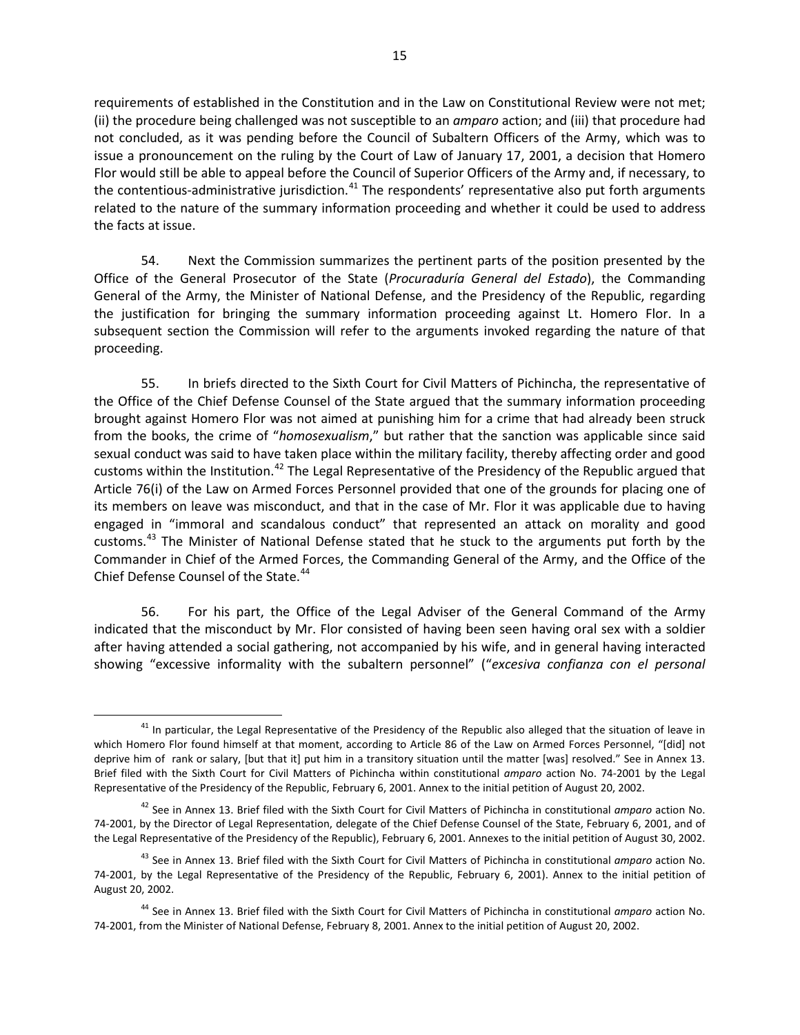requirements of established in the Constitution and in the Law on Constitutional Review were not met; (ii) the procedure being challenged was not susceptible to an *amparo* action; and (iii) that procedure had not concluded, as it was pending before the Council of Subaltern Officers of the Army, which was to issue a pronouncement on the ruling by the Court of Law of January 17, 2001, a decision that Homero Flor would still be able to appeal before the Council of Superior Officers of the Army and, if necessary, to the contentious-administrative jurisdiction.[41] The respondents' representative also put forth arguments related to the nature of the summary information proceeding and whether it could be used to address the facts at issue.

54. Next the Commission summarizes the pertinent parts of the position presented by the Office of the General Prosecutor of the State (*Procuraduría General del Estado*), the Commanding General of the Army, the Minister of National Defense, and the Presidency of the Republic, regarding the justification for bringing the summary information proceeding against Lt. Homero Flor. In a subsequent section the Commission will refer to the arguments invoked regarding the nature of that proceeding.

55. In briefs directed to the Sixth Court for Civil Matters of Pichincha, the representative of the Office of the Chief Defense Counsel of the State argued that the summary information proceeding brought against Homero Flor was not aimed at punishing him for a crime that had already been struck from the books, the crime of "*homosexualism*," but rather that the sanction was applicable since said sexual conduct was said to have taken place within the military facility, thereby affecting order and good customs within the Institution.[42] The Legal Representative of the Presidency of the Republic argued that Article 76(i) of the Law on Armed Forces Personnel provided that one of the grounds for placing one of its members on leave was misconduct, and that in the case of Mr. Flor it was applicable due to having engaged in "immoral and scandalous conduct" that represented an attack on morality and good customs.[43] The Minister of National Defense stated that he stuck to the arguments put forth by the Commander in Chief of the Armed Forces, the Commanding General of the Army, and the Office of the Chief Defense Counsel of the State.[44]

56. For his part, the Office of the Legal Adviser of the General Command of the Army indicated that the misconduct by Mr. Flor consisted of having been seen having oral sex with a soldier after having attended a social gathering, not accompanied by his wife, and in general having interacted showing "excessive informality with the subaltern personnel" ("*excesiva confianza con el personal*

---

[41] In particular, the Legal Representative of the Presidency of the Republic also alleged that the situation of leave in which Homero Flor found himself at that moment, according to Article 86 of the Law on Armed Forces Personnel, "[did] not deprive him of rank or salary, [but that it] put him in a transitory situation until the matter [was] resolved." See in Annex 13. Brief filed with the Sixth Court for Civil Matters of Pichincha within constitutional *amparo* action No. 74-2001 by the Legal Representative of the Presidency of the Republic, February 6, 2001. Annex to the initial petition of August 20, 2002.

[42] See in Annex 13. Brief filed with the Sixth Court for Civil Matters of Pichincha in constitutional *amparo* action No. 74-2001, by the Director of Legal Representation, delegate of the Chief Defense Counsel of the State, February 6, 2001, and of the Legal Representative of the Presidency of the Republic), February 6, 2001. Annexes to the initial petition of August 30, 2002.

[43] See in Annex 13. Brief filed with the Sixth Court for Civil Matters of Pichincha in constitutional *amparo* action No. 74-2001, by the Legal Representative of the Presidency of the Republic, February 6, 2001). Annex to the initial petition of August 20, 2002.

[44] See in Annex 13. Brief filed with the Sixth Court for Civil Matters of Pichincha in constitutional *amparo* action No. 74-2001, from the Minister of National Defense, February 8, 2001. Annex to the initial petition of August 20, 2002.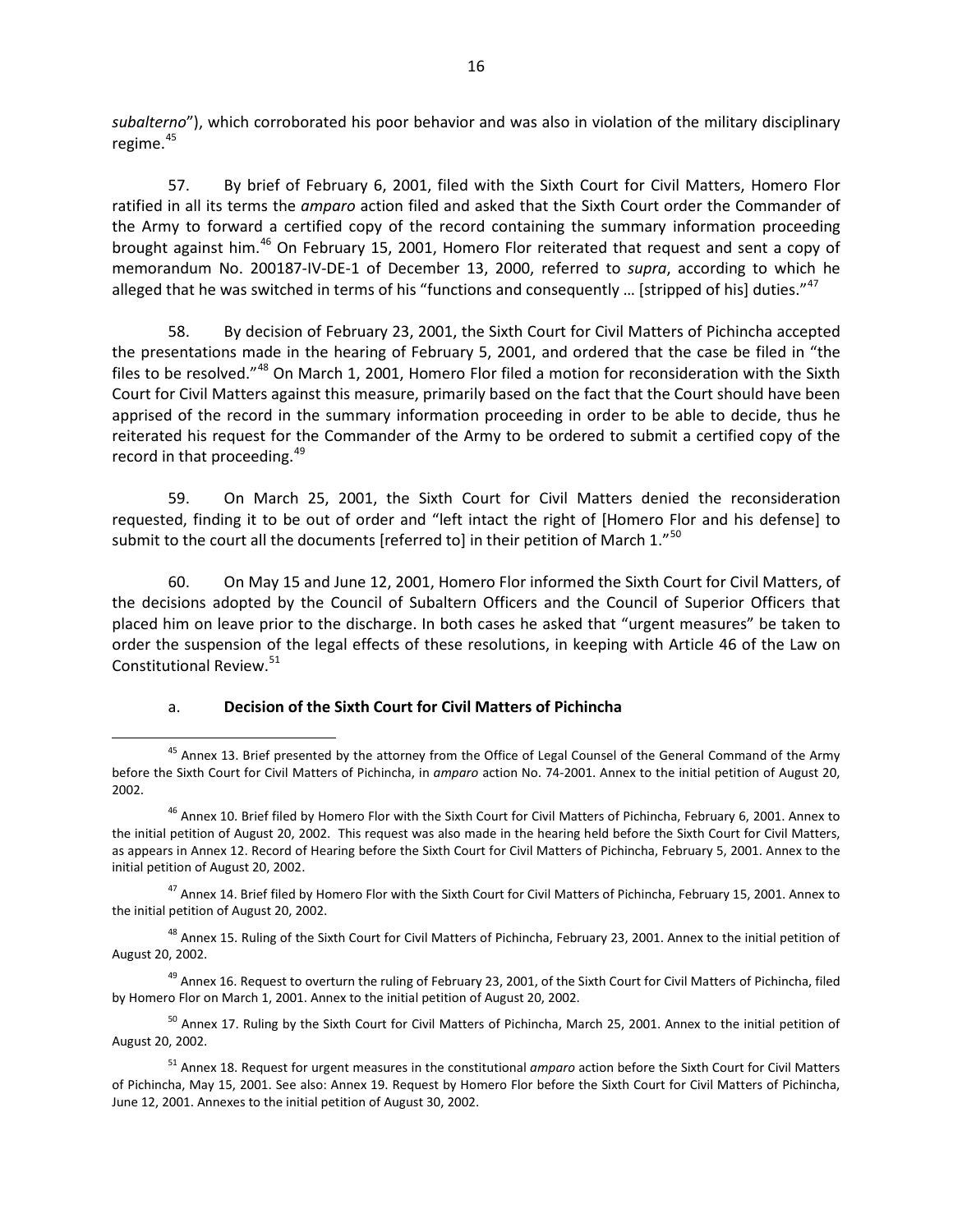*subalterno*"), which corroborated his poor behavior and was also in violation of the military disciplinary regime.[45]

57. By brief of February 6, 2001, filed with the Sixth Court for Civil Matters, Homero Flor ratified in all its terms the *amparo* action filed and asked that the Sixth Court order the Commander of the Army to forward a certified copy of the record containing the summary information proceeding brought against him.[46] On February 15, 2001, Homero Flor reiterated that request and sent a copy of memorandum No. 200187-IV-DE-1 of December 13, 2000, referred to *supra*, according to which he alleged that he was switched in terms of his "functions and consequently … [stripped of his] duties."[47]

58. By decision of February 23, 2001, the Sixth Court for Civil Matters of Pichincha accepted the presentations made in the hearing of February 5, 2001, and ordered that the case be filed in "the files to be resolved."[48] On March 1, 2001, Homero Flor filed a motion for reconsideration with the Sixth Court for Civil Matters against this measure, primarily based on the fact that the Court should have been apprised of the record in the summary information proceeding in order to be able to decide, thus he reiterated his request for the Commander of the Army to be ordered to submit a certified copy of the record in that proceeding.[49]

59. On March 25, 2001, the Sixth Court for Civil Matters denied the reconsideration requested, finding it to be out of order and "left intact the right of [Homero Flor and his defense] to submit to the court all the documents [referred to] in their petition of March 1."[50]

60. On May 15 and June 12, 2001, Homero Flor informed the Sixth Court for Civil Matters, of the decisions adopted by the Council of Subaltern Officers and the Council of Superior Officers that placed him on leave prior to the discharge. In both cases he asked that "urgent measures" be taken to order the suspension of the legal effects of these resolutions, in keeping with Article 46 of the Law on Constitutional Review.[51]

a. **Decision of the Sixth Court for Civil Matters of Pichincha**

---

[45] Annex 13. Brief presented by the attorney from the Office of Legal Counsel of the General Command of the Army before the Sixth Court for Civil Matters of Pichincha, in *amparo* action No. 74-2001. Annex to the initial petition of August 20, 2002.

[46] Annex 10. Brief filed by Homero Flor with the Sixth Court for Civil Matters of Pichincha, February 6, 2001. Annex to the initial petition of August 20, 2002. This request was also made in the hearing held before the Sixth Court for Civil Matters, as appears in Annex 12. Record of Hearing before the Sixth Court for Civil Matters of Pichincha, February 5, 2001. Annex to the initial petition of August 20, 2002.

[47] Annex 14. Brief filed by Homero Flor with the Sixth Court for Civil Matters of Pichincha, February 15, 2001. Annex to the initial petition of August 20, 2002.

[48] Annex 15. Ruling of the Sixth Court for Civil Matters of Pichincha, February 23, 2001. Annex to the initial petition of August 20, 2002.

[49] Annex 16. Request to overturn the ruling of February 23, 2001, of the Sixth Court for Civil Matters of Pichincha, filed by Homero Flor on March 1, 2001. Annex to the initial petition of August 20, 2002.

[50] Annex 17. Ruling by the Sixth Court for Civil Matters of Pichincha, March 25, 2001. Annex to the initial petition of August 20, 2002.

[51] Annex 18. Request for urgent measures in the constitutional *amparo* action before the Sixth Court for Civil Matters of Pichincha, May 15, 2001. See also: Annex 19. Request by Homero Flor before the Sixth Court for Civil Matters of Pichincha, June 12, 2001. Annexes to the initial petition of August 30, 2002.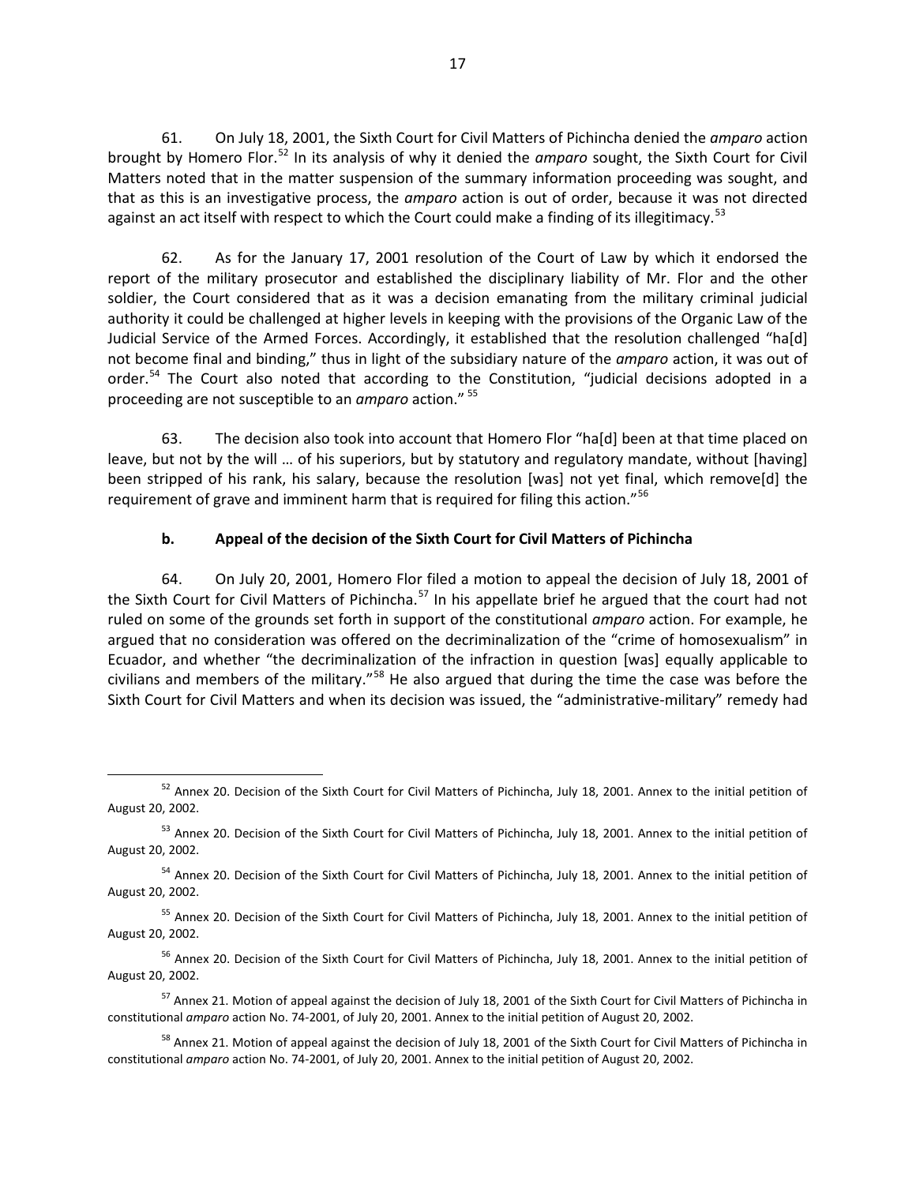61. On July 18, 2001, the Sixth Court for Civil Matters of Pichincha denied the *amparo* action brought by Homero Flor.[52] In its analysis of why it denied the *amparo* sought, the Sixth Court for Civil Matters noted that in the matter suspension of the summary information proceeding was sought, and that as this is an investigative process, the *amparo* action is out of order, because it was not directed against an act itself with respect to which the Court could make a finding of its illegitimacy.[53]

62. As for the January 17, 2001 resolution of the Court of Law by which it endorsed the report of the military prosecutor and established the disciplinary liability of Mr. Flor and the other soldier, the Court considered that as it was a decision emanating from the military criminal judicial authority it could be challenged at higher levels in keeping with the provisions of the Organic Law of the Judicial Service of the Armed Forces. Accordingly, it established that the resolution challenged "ha[d] not become final and binding," thus in light of the subsidiary nature of the *amparo* action, it was out of order.[54] The Court also noted that according to the Constitution, "judicial decisions adopted in a proceeding are not susceptible to an *amparo* action." [55]

63. The decision also took into account that Homero Flor "ha[d] been at that time placed on leave, but not by the will … of his superiors, but by statutory and regulatory mandate, without [having] been stripped of his rank, his salary, because the resolution [was] not yet final, which remove[d] the requirement of grave and imminent harm that is required for filing this action."[56]

### b. Appeal of the decision of the Sixth Court for Civil Matters of Pichincha

64. On July 20, 2001, Homero Flor filed a motion to appeal the decision of July 18, 2001 of the Sixth Court for Civil Matters of Pichincha.[57] In his appellate brief he argued that the court had not ruled on some of the grounds set forth in support of the constitutional *amparo* action. For example, he argued that no consideration was offered on the decriminalization of the "crime of homosexualism" in Ecuador, and whether "the decriminalization of the infraction in question [was] equally applicable to civilians and members of the military."[58] He also argued that during the time the case was before the Sixth Court for Civil Matters and when its decision was issued, the "administrative-military" remedy had

---

[52] Annex 20. Decision of the Sixth Court for Civil Matters of Pichincha, July 18, 2001. Annex to the initial petition of August 20, 2002.

[53] Annex 20. Decision of the Sixth Court for Civil Matters of Pichincha, July 18, 2001. Annex to the initial petition of August 20, 2002.

[54] Annex 20. Decision of the Sixth Court for Civil Matters of Pichincha, July 18, 2001. Annex to the initial petition of August 20, 2002.

[55] Annex 20. Decision of the Sixth Court for Civil Matters of Pichincha, July 18, 2001. Annex to the initial petition of August 20, 2002.

[56] Annex 20. Decision of the Sixth Court for Civil Matters of Pichincha, July 18, 2001. Annex to the initial petition of August 20, 2002.

[57] Annex 21. Motion of appeal against the decision of July 18, 2001 of the Sixth Court for Civil Matters of Pichincha in constitutional *amparo* action No. 74-2001, of July 20, 2001. Annex to the initial petition of August 20, 2002.

[58] Annex 21. Motion of appeal against the decision of July 18, 2001 of the Sixth Court for Civil Matters of Pichincha in constitutional *amparo* action No. 74-2001, of July 20, 2001. Annex to the initial petition of August 20, 2002.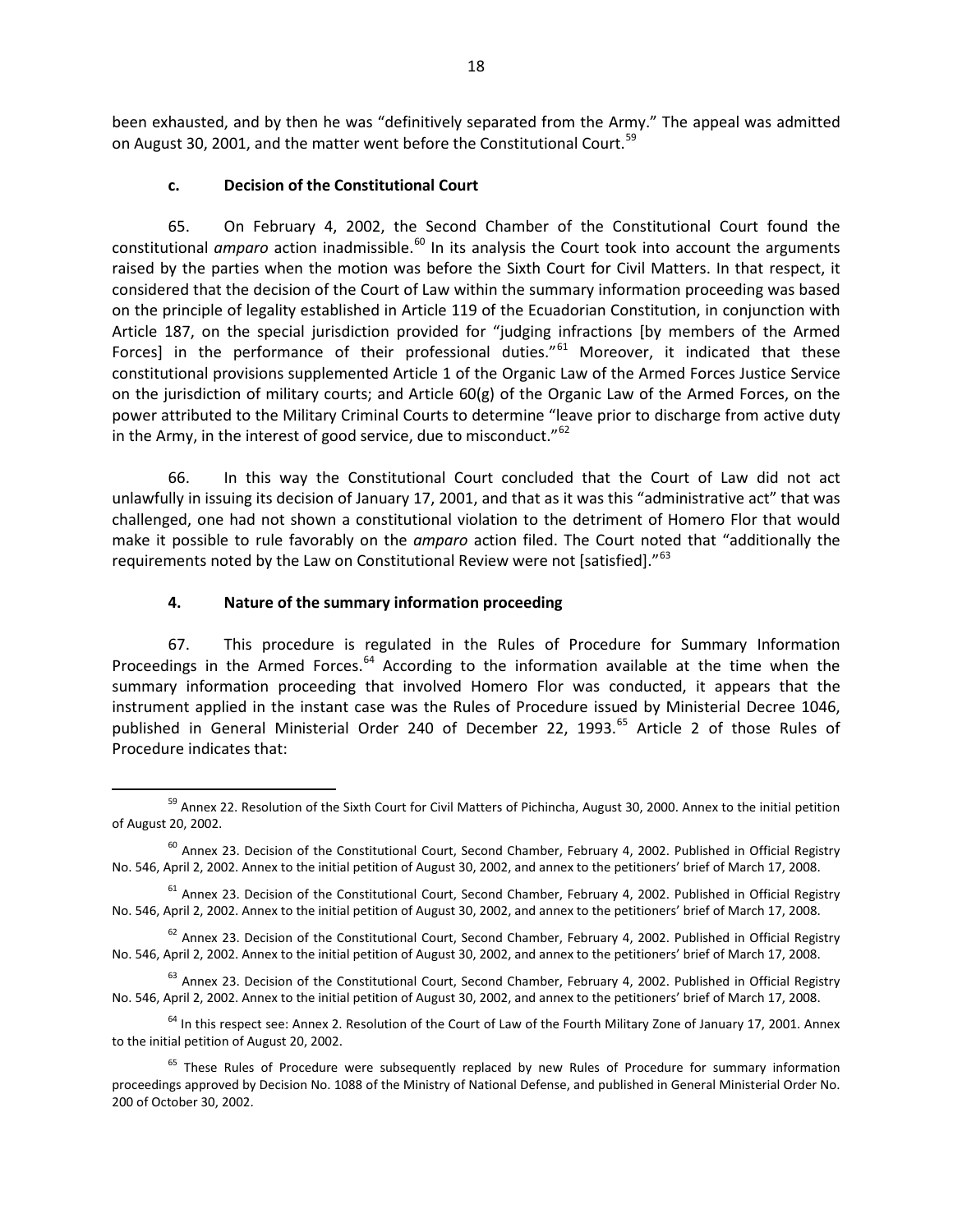been exhausted, and by then he was "definitively separated from the Army." The appeal was admitted on August 30, 2001, and the matter went before the Constitutional Court.[59]

#### c. Decision of the Constitutional Court

65. On February 4, 2002, the Second Chamber of the Constitutional Court found the constitutional *amparo* action inadmissible.[60] In its analysis the Court took into account the arguments raised by the parties when the motion was before the Sixth Court for Civil Matters. In that respect, it considered that the decision of the Court of Law within the summary information proceeding was based on the principle of legality established in Article 119 of the Ecuadorian Constitution, in conjunction with Article 187, on the special jurisdiction provided for "judging infractions [by members of the Armed Forces] in the performance of their professional duties."[61] Moreover, it indicated that these constitutional provisions supplemented Article 1 of the Organic Law of the Armed Forces Justice Service on the jurisdiction of military courts; and Article 60(g) of the Organic Law of the Armed Forces, on the power attributed to the Military Criminal Courts to determine "leave prior to discharge from active duty in the Army, in the interest of good service, due to misconduct."[62]

66. In this way the Constitutional Court concluded that the Court of Law did not act unlawfully in issuing its decision of January 17, 2001, and that as it was this "administrative act" that was challenged, one had not shown a constitutional violation to the detriment of Homero Flor that would make it possible to rule favorably on the *amparo* action filed. The Court noted that "additionally the requirements noted by the Law on Constitutional Review were not [satisfied]."[63]

### 4. Nature of the summary information proceeding

67. This procedure is regulated in the Rules of Procedure for Summary Information Proceedings in the Armed Forces.[64] According to the information available at the time when the summary information proceeding that involved Homero Flor was conducted, it appears that the instrument applied in the instant case was the Rules of Procedure issued by Ministerial Decree 1046, published in General Ministerial Order 240 of December 22, 1993.[65] Article 2 of those Rules of Procedure indicates that:

---

[59] Annex 22. Resolution of the Sixth Court for Civil Matters of Pichincha, August 30, 2000. Annex to the initial petition of August 20, 2002.

[60] Annex 23. Decision of the Constitutional Court, Second Chamber, February 4, 2002. Published in Official Registry No. 546, April 2, 2002. Annex to the initial petition of August 30, 2002, and annex to the petitioners' brief of March 17, 2008.

[61] Annex 23. Decision of the Constitutional Court, Second Chamber, February 4, 2002. Published in Official Registry No. 546, April 2, 2002. Annex to the initial petition of August 30, 2002, and annex to the petitioners' brief of March 17, 2008.

[62] Annex 23. Decision of the Constitutional Court, Second Chamber, February 4, 2002. Published in Official Registry No. 546, April 2, 2002. Annex to the initial petition of August 30, 2002, and annex to the petitioners' brief of March 17, 2008.

[63] Annex 23. Decision of the Constitutional Court, Second Chamber, February 4, 2002. Published in Official Registry No. 546, April 2, 2002. Annex to the initial petition of August 30, 2002, and annex to the petitioners' brief of March 17, 2008.

[64] In this respect see: Annex 2. Resolution of the Court of Law of the Fourth Military Zone of January 17, 2001. Annex to the initial petition of August 20, 2002.

[65] These Rules of Procedure were subsequently replaced by new Rules of Procedure for summary information proceedings approved by Decision No. 1088 of the Ministry of National Defense, and published in General Ministerial Order No. 200 of October 30, 2002.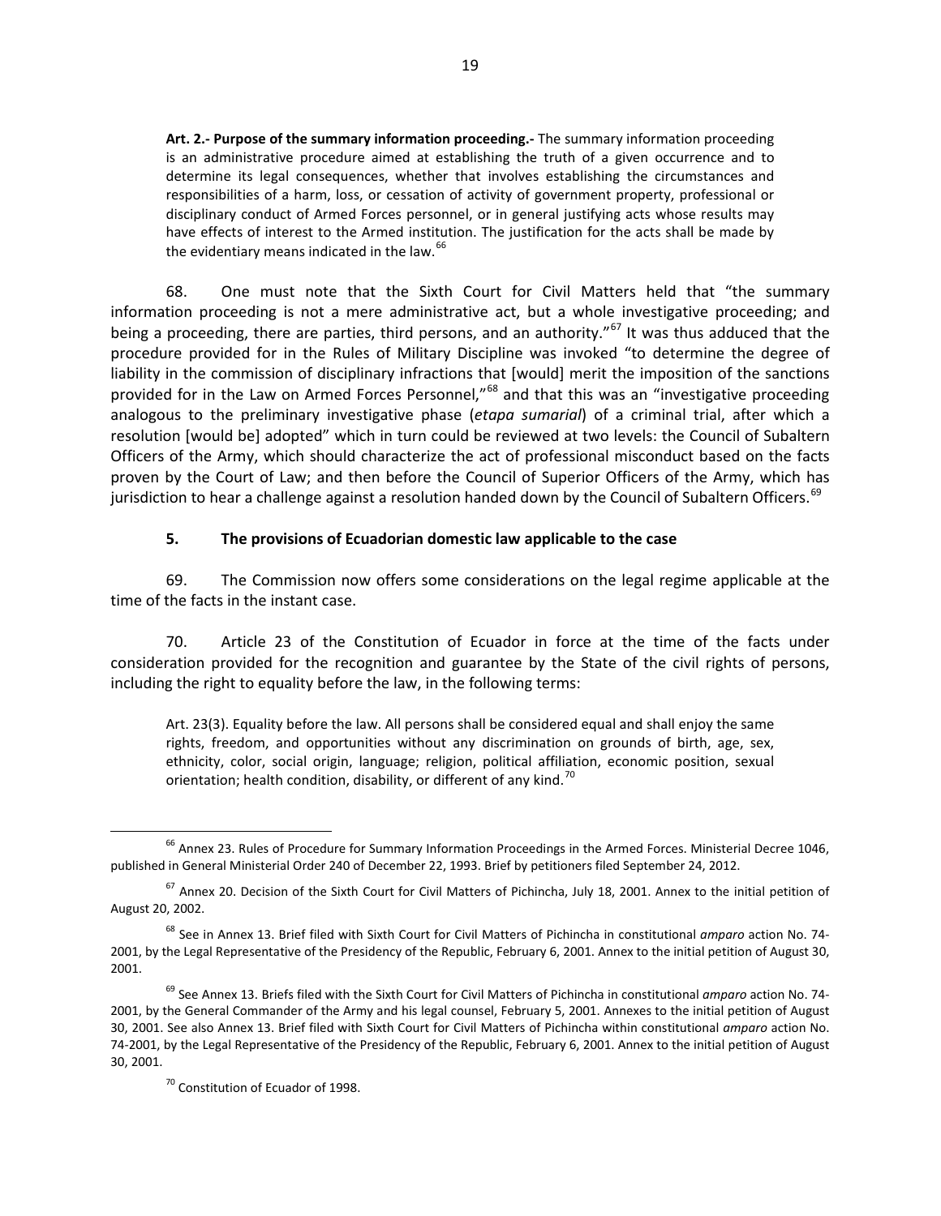> **Art. 2.- Purpose of the summary information proceeding.-** The summary information proceeding is an administrative procedure aimed at establishing the truth of a given occurrence and to determine its legal consequences, whether that involves establishing the circumstances and responsibilities of a harm, loss, or cessation of activity of government property, professional or disciplinary conduct of Armed Forces personnel, or in general justifying acts whose results may have effects of interest to the Armed institution. The justification for the acts shall be made by the evidentiary means indicated in the law.[66]

68. One must note that the Sixth Court for Civil Matters held that "the summary information proceeding is not a mere administrative act, but a whole investigative proceeding; and being a proceeding, there are parties, third persons, and an authority."[67] It was thus adduced that the procedure provided for in the Rules of Military Discipline was invoked "to determine the degree of liability in the commission of disciplinary infractions that [would] merit the imposition of the sanctions provided for in the Law on Armed Forces Personnel,"[68] and that this was an "investigative proceeding analogous to the preliminary investigative phase (*etapa sumarial*) of a criminal trial, after which a resolution [would be] adopted" which in turn could be reviewed at two levels: the Council of Subaltern Officers of the Army, which should characterize the act of professional misconduct based on the facts proven by the Court of Law; and then before the Council of Superior Officers of the Army, which has jurisdiction to hear a challenge against a resolution handed down by the Council of Subaltern Officers.[69]

### 5. The provisions of Ecuadorian domestic law applicable to the case

69. The Commission now offers some considerations on the legal regime applicable at the time of the facts in the instant case.

70. Article 23 of the Constitution of Ecuador in force at the time of the facts under consideration provided for the recognition and guarantee by the State of the civil rights of persons, including the right to equality before the law, in the following terms:

> Art. 23(3). Equality before the law. All persons shall be considered equal and shall enjoy the same rights, freedom, and opportunities without any discrimination on grounds of birth, age, sex, ethnicity, color, social origin, language; religion, political affiliation, economic position, sexual orientation; health condition, disability, or different of any kind.[70]

---

[66] Annex 23. Rules of Procedure for Summary Information Proceedings in the Armed Forces. Ministerial Decree 1046, published in General Ministerial Order 240 of December 22, 1993. Brief by petitioners filed September 24, 2012.

[67] Annex 20. Decision of the Sixth Court for Civil Matters of Pichincha, July 18, 2001. Annex to the initial petition of August 20, 2002.

[68] See in Annex 13. Brief filed with Sixth Court for Civil Matters of Pichincha in constitutional *amparo* action No. 74-2001, by the Legal Representative of the Presidency of the Republic, February 6, 2001. Annex to the initial petition of August 30, 2001.

[69] See Annex 13. Briefs filed with the Sixth Court for Civil Matters of Pichincha in constitutional *amparo* action No. 74-2001, by the General Commander of the Army and his legal counsel, February 5, 2001. Annexes to the initial petition of August 30, 2001. See also Annex 13. Brief filed with Sixth Court for Civil Matters of Pichincha within constitutional *amparo* action No. 74-2001, by the Legal Representative of the Presidency of the Republic, February 6, 2001. Annex to the initial petition of August 30, 2001.

[70] Constitution of Ecuador of 1998.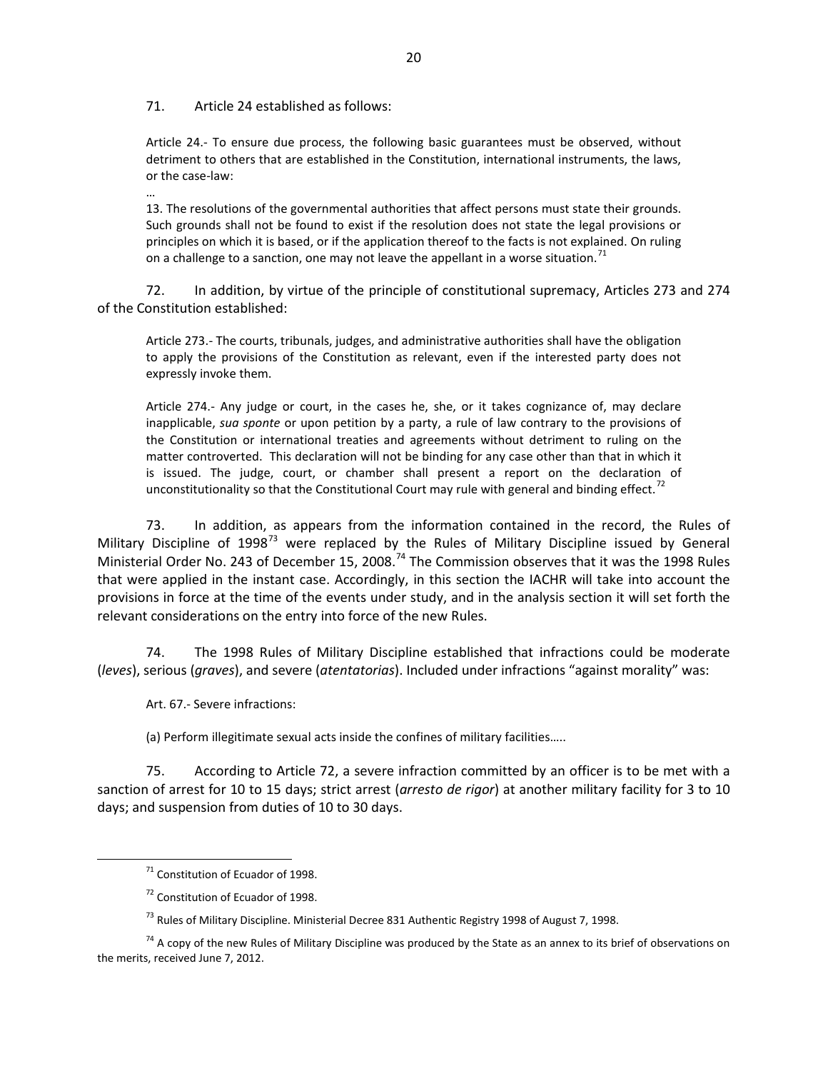71. Article 24 established as follows:

> Article 24.- To ensure due process, the following basic guarantees must be observed, without detriment to others that are established in the Constitution, international instruments, the laws, or the case-law:
>
> …
>
> 13. The resolutions of the governmental authorities that affect persons must state their grounds. Such grounds shall not be found to exist if the resolution does not state the legal provisions or principles on which it is based, or if the application thereof to the facts is not explained. On ruling on a challenge to a sanction, one may not leave the appellant in a worse situation.[71]

72. In addition, by virtue of the principle of constitutional supremacy, Articles 273 and 274 of the Constitution established:

> Article 273.- The courts, tribunals, judges, and administrative authorities shall have the obligation to apply the provisions of the Constitution as relevant, even if the interested party does not expressly invoke them.
>
> Article 274.- Any judge or court, in the cases he, she, or it takes cognizance of, may declare inapplicable, *sua sponte* or upon petition by a party, a rule of law contrary to the provisions of the Constitution or international treaties and agreements without detriment to ruling on the matter controverted. This declaration will not be binding for any case other than that in which it is issued. The judge, court, or chamber shall present a report on the declaration of unconstitutionality so that the Constitutional Court may rule with general and binding effect.[72]

73. In addition, as appears from the information contained in the record, the Rules of Military Discipline of 1998[73] were replaced by the Rules of Military Discipline issued by General Ministerial Order No. 243 of December 15, 2008.[74] The Commission observes that it was the 1998 Rules that were applied in the instant case. Accordingly, in this section the IACHR will take into account the provisions in force at the time of the events under study, and in the analysis section it will set forth the relevant considerations on the entry into force of the new Rules.

74. The 1998 Rules of Military Discipline established that infractions could be moderate (*leves*), serious (*graves*), and severe (*atentatorias*). Included under infractions "against morality" was:

> Art. 67.- Severe infractions:
>
> (a) Perform illegitimate sexual acts inside the confines of military facilities…..

75. According to Article 72, a severe infraction committed by an officer is to be met with a sanction of arrest for 10 to 15 days; strict arrest (*arresto de rigor*) at another military facility for 3 to 10 days; and suspension from duties of 10 to 30 days.

---

[71] Constitution of Ecuador of 1998.

[72] Constitution of Ecuador of 1998.

[73] Rules of Military Discipline. Ministerial Decree 831 Authentic Registry 1998 of August 7, 1998.

[74] A copy of the new Rules of Military Discipline was produced by the State as an annex to its brief of observations on the merits, received June 7, 2012.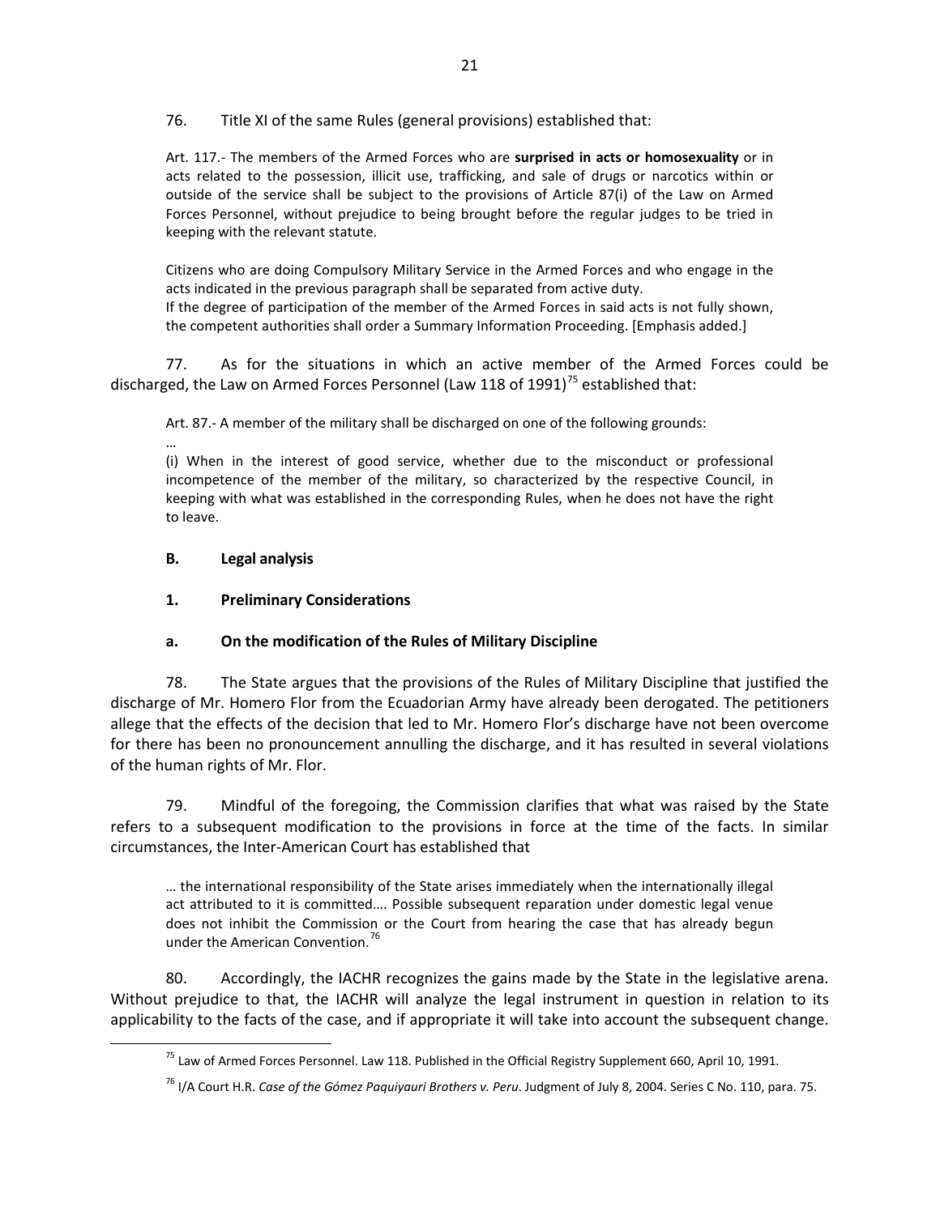76. Title XI of the same Rules (general provisions) established that:

> Art. 117.- The members of the Armed Forces who are **surprised in acts or homosexuality** or in acts related to the possession, illicit use, trafficking, and sale of drugs or narcotics within or outside of the service shall be subject to the provisions of Article 87(i) of the Law on Armed Forces Personnel, without prejudice to being brought before the regular judges to be tried in keeping with the relevant statute.
>
> Citizens who are doing Compulsory Military Service in the Armed Forces and who engage in the acts indicated in the previous paragraph shall be separated from active duty.
> If the degree of participation of the member of the Armed Forces in said acts is not fully shown, the competent authorities shall order a Summary Information Proceeding. [Emphasis added.]

77. As for the situations in which an active member of the Armed Forces could be discharged, the Law on Armed Forces Personnel (Law 118 of 1991)[75] established that:

> Art. 87.- A member of the military shall be discharged on one of the following grounds:
> …
> (i) When in the interest of good service, whether due to the misconduct or professional incompetence of the member of the military, so characterized by the respective Council, in keeping with what was established in the corresponding Rules, when he does not have the right to leave.

## B. Legal analysis

### 1. Preliminary Considerations

#### a. On the modification of the Rules of Military Discipline

78. The State argues that the provisions of the Rules of Military Discipline that justified the discharge of Mr. Homero Flor from the Ecuadorian Army have already been derogated. The petitioners allege that the effects of the decision that led to Mr. Homero Flor's discharge have not been overcome for there has been no pronouncement annulling the discharge, and it has resulted in several violations of the human rights of Mr. Flor.

79. Mindful of the foregoing, the Commission clarifies that what was raised by the State refers to a subsequent modification to the provisions in force at the time of the facts. In similar circumstances, the Inter-American Court has established that

> … the international responsibility of the State arises immediately when the internationally illegal act attributed to it is committed…. Possible subsequent reparation under domestic legal venue does not inhibit the Commission or the Court from hearing the case that has already begun under the American Convention.[76]

80. Accordingly, the IACHR recognizes the gains made by the State in the legislative arena. Without prejudice to that, the IACHR will analyze the legal instrument in question in relation to its applicability to the facts of the case, and if appropriate it will take into account the subsequent change.

---

[75] Law of Armed Forces Personnel. Law 118. Published in the Official Registry Supplement 660, April 10, 1991.

[76] I/A Court H.R. *Case of the Gómez Paquiyauri Brothers v. Peru*. Judgment of July 8, 2004. Series C No. 110, para. 75.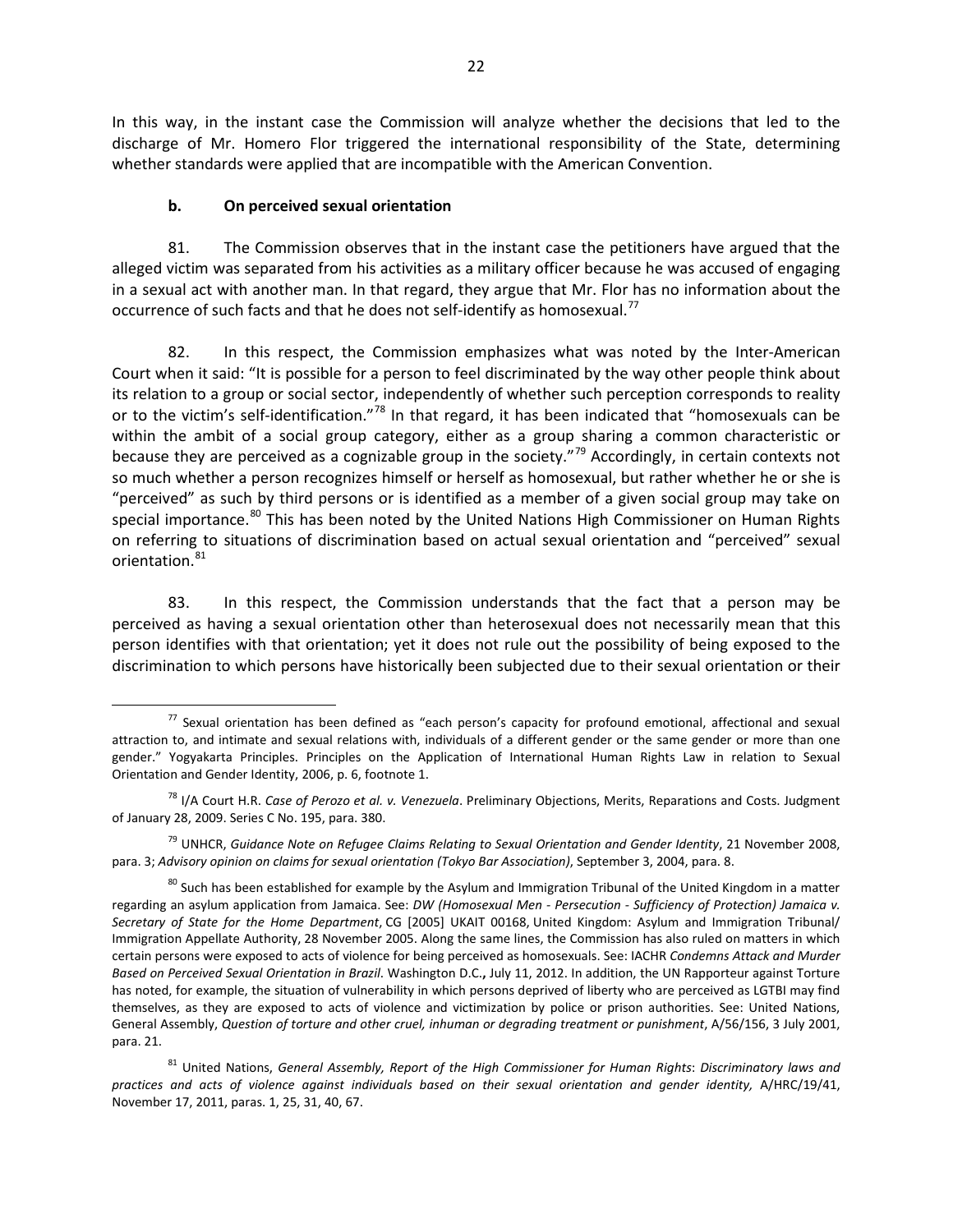In this way, in the instant case the Commission will analyze whether the decisions that led to the discharge of Mr. Homero Flor triggered the international responsibility of the State, determining whether standards were applied that are incompatible with the American Convention.

### b. On perceived sexual orientation

81. The Commission observes that in the instant case the petitioners have argued that the alleged victim was separated from his activities as a military officer because he was accused of engaging in a sexual act with another man. In that regard, they argue that Mr. Flor has no information about the occurrence of such facts and that he does not self-identify as homosexual.[77]

82. In this respect, the Commission emphasizes what was noted by the Inter-American Court when it said: "It is possible for a person to feel discriminated by the way other people think about its relation to a group or social sector, independently of whether such perception corresponds to reality or to the victim's self-identification."[78] In that regard, it has been indicated that "homosexuals can be within the ambit of a social group category, either as a group sharing a common characteristic or because they are perceived as a cognizable group in the society."[79] Accordingly, in certain contexts not so much whether a person recognizes himself or herself as homosexual, but rather whether he or she is "perceived" as such by third persons or is identified as a member of a given social group may take on special importance.[80] This has been noted by the United Nations High Commissioner on Human Rights on referring to situations of discrimination based on actual sexual orientation and "perceived" sexual orientation.[81]

83. In this respect, the Commission understands that the fact that a person may be perceived as having a sexual orientation other than heterosexual does not necessarily mean that this person identifies with that orientation; yet it does not rule out the possibility of being exposed to the discrimination to which persons have historically been subjected due to their sexual orientation or their

---

[77] Sexual orientation has been defined as "each person's capacity for profound emotional, affectional and sexual attraction to, and intimate and sexual relations with, individuals of a different gender or the same gender or more than one gender." Yogyakarta Principles. Principles on the Application of International Human Rights Law in relation to Sexual Orientation and Gender Identity, 2006, p. 6, footnote 1.

[78] I/A Court H.R. *Case of Perozo et al. v. Venezuela*. Preliminary Objections, Merits, Reparations and Costs. Judgment of January 28, 2009. Series C No. 195, para. 380.

[79] UNHCR, *Guidance Note on Refugee Claims Relating to Sexual Orientation and Gender Identity*, 21 November 2008, para. 3; *Advisory opinion on claims for sexual orientation (Tokyo Bar Association)*, September 3, 2004, para. 8.

[80] Such has been established for example by the Asylum and Immigration Tribunal of the United Kingdom in a matter regarding an asylum application from Jamaica. See: *DW (Homosexual Men - Persecution - Sufficiency of Protection) Jamaica v. Secretary of State for the Home Department*, CG [2005] UKAIT 00168, United Kingdom: Asylum and Immigration Tribunal/ Immigration Appellate Authority, 28 November 2005. Along the same lines, the Commission has also ruled on matters in which certain persons were exposed to acts of violence for being perceived as homosexuals. See: IACHR *Condemns Attack and Murder Based on Perceived Sexual Orientation in Brazil*. Washington D.C.**,** July 11, 2012. In addition, the UN Rapporteur against Torture has noted, for example, the situation of vulnerability in which persons deprived of liberty who are perceived as LGTBI may find themselves, as they are exposed to acts of violence and victimization by police or prison authorities. See: United Nations, General Assembly, *Question of torture and other cruel, inhuman or degrading treatment or punishment*, A/56/156, 3 July 2001, para. 21.

[81] United Nations, *General Assembly, Report of the High Commissioner for Human Rights*: *Discriminatory laws and practices and acts of violence against individuals based on their sexual orientation and gender identity,* A/HRC/19/41, November 17, 2011, paras. 1, 25, 31, 40, 67.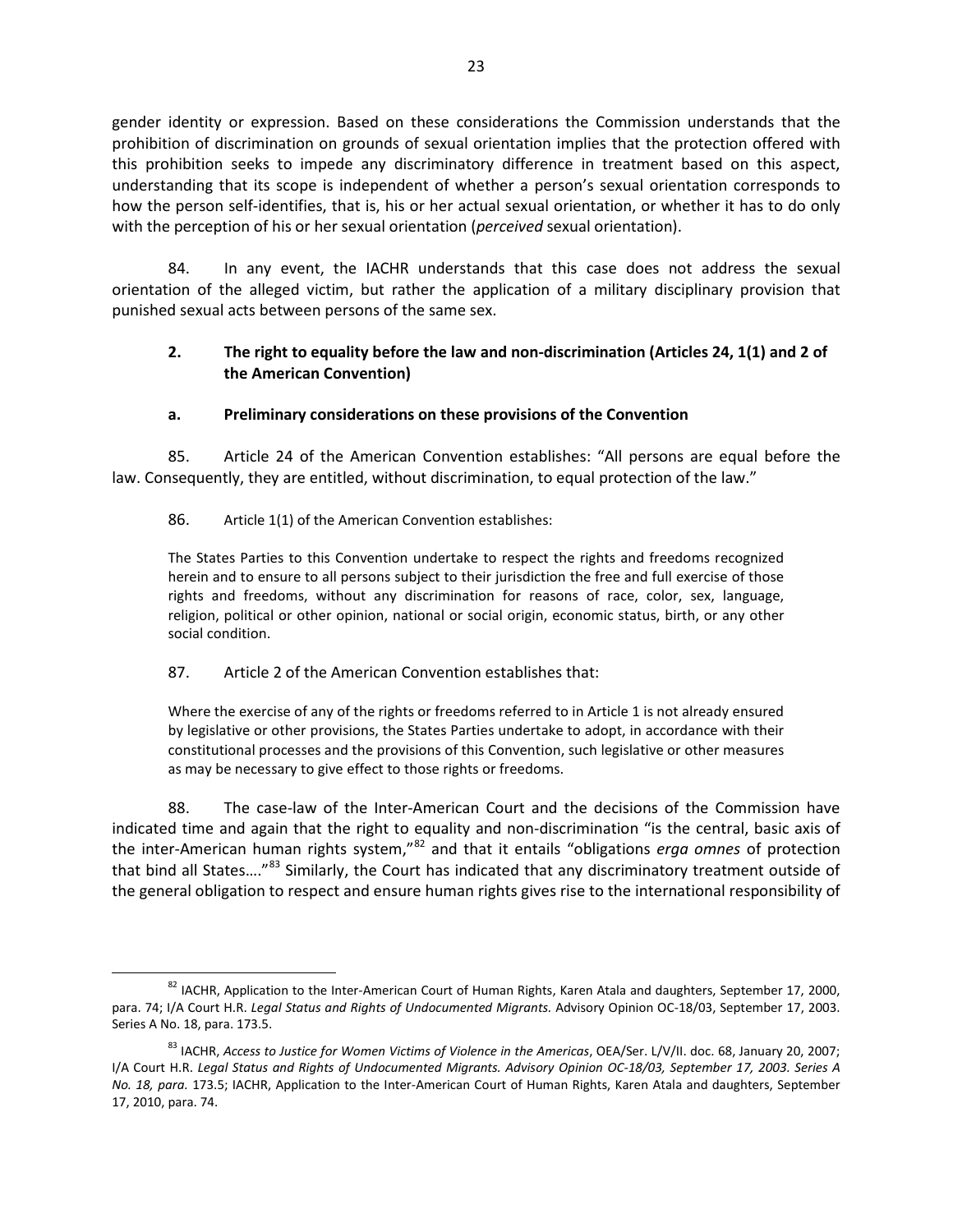gender identity or expression. Based on these considerations the Commission understands that the prohibition of discrimination on grounds of sexual orientation implies that the protection offered with this prohibition seeks to impede any discriminatory difference in treatment based on this aspect, understanding that its scope is independent of whether a person's sexual orientation corresponds to how the person self-identifies, that is, his or her actual sexual orientation, or whether it has to do only with the perception of his or her sexual orientation (*perceived* sexual orientation).

84. In any event, the IACHR understands that this case does not address the sexual orientation of the alleged victim, but rather the application of a military disciplinary provision that punished sexual acts between persons of the same sex.

### 2. The right to equality before the law and non-discrimination (Articles 24, 1(1) and 2 of the American Convention)

#### a. Preliminary considerations on these provisions of the Convention

85. Article 24 of the American Convention establishes: "All persons are equal before the law. Consequently, they are entitled, without discrimination, to equal protection of the law."

86. Article 1(1) of the American Convention establishes:

> The States Parties to this Convention undertake to respect the rights and freedoms recognized herein and to ensure to all persons subject to their jurisdiction the free and full exercise of those rights and freedoms, without any discrimination for reasons of race, color, sex, language, religion, political or other opinion, national or social origin, economic status, birth, or any other social condition.

87. Article 2 of the American Convention establishes that:

> Where the exercise of any of the rights or freedoms referred to in Article 1 is not already ensured by legislative or other provisions, the States Parties undertake to adopt, in accordance with their constitutional processes and the provisions of this Convention, such legislative or other measures as may be necessary to give effect to those rights or freedoms.

88. The case-law of the Inter-American Court and the decisions of the Commission have indicated time and again that the right to equality and non-discrimination "is the central, basic axis of the inter-American human rights system,"[82] and that it entails "obligations *erga omnes* of protection that bind all States…."[83] Similarly, the Court has indicated that any discriminatory treatment outside of the general obligation to respect and ensure human rights gives rise to the international responsibility of

---

[82] IACHR, Application to the Inter-American Court of Human Rights, Karen Atala and daughters, September 17, 2000, para. 74; I/A Court H.R. *Legal Status and Rights of Undocumented Migrants.* Advisory Opinion OC-18/03, September 17, 2003. Series A No. 18, para. 173.5.

[83] IACHR, *Access to Justice for Women Victims of Violence in the Americas*, OEA/Ser. L/V/II. doc. 68, January 20, 2007; I/A Court H.R. *Legal Status and Rights of Undocumented Migrants. Advisory Opinion OC-18/03, September 17, 2003. Series A No. 18, para.* 173.5; IACHR, Application to the Inter-American Court of Human Rights, Karen Atala and daughters, September 17, 2010, para. 74.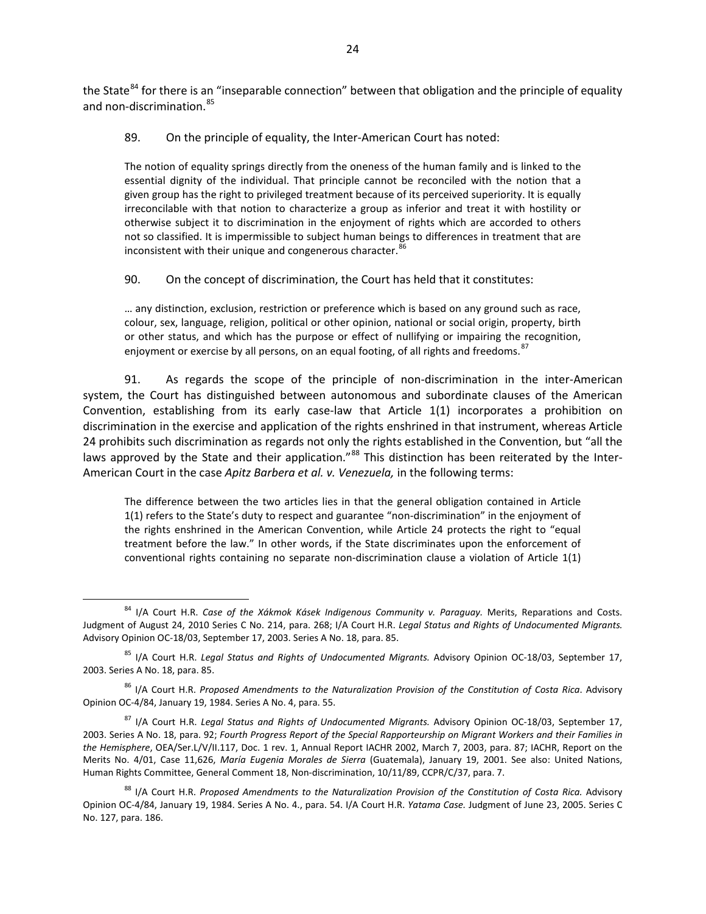the State[84] for there is an "inseparable connection" between that obligation and the principle of equality and non-discrimination.[85]

89. On the principle of equality, the Inter-American Court has noted:

> The notion of equality springs directly from the oneness of the human family and is linked to the essential dignity of the individual. That principle cannot be reconciled with the notion that a given group has the right to privileged treatment because of its perceived superiority. It is equally irreconcilable with that notion to characterize a group as inferior and treat it with hostility or otherwise subject it to discrimination in the enjoyment of rights which are accorded to others not so classified. It is impermissible to subject human beings to differences in treatment that are inconsistent with their unique and congenerous character.[86]

90. On the concept of discrimination, the Court has held that it constitutes:

> … any distinction, exclusion, restriction or preference which is based on any ground such as race, colour, sex, language, religion, political or other opinion, national or social origin, property, birth or other status, and which has the purpose or effect of nullifying or impairing the recognition, enjoyment or exercise by all persons, on an equal footing, of all rights and freedoms.[87]

91. As regards the scope of the principle of non-discrimination in the inter-American system, the Court has distinguished between autonomous and subordinate clauses of the American Convention, establishing from its early case-law that Article 1(1) incorporates a prohibition on discrimination in the exercise and application of the rights enshrined in that instrument, whereas Article 24 prohibits such discrimination as regards not only the rights established in the Convention, but "all the laws approved by the State and their application."[88] This distinction has been reiterated by the Inter-American Court in the case *Apitz Barbera et al. v. Venezuela,* in the following terms:

> The difference between the two articles lies in that the general obligation contained in Article 1(1) refers to the State's duty to respect and guarantee "non-discrimination" in the enjoyment of the rights enshrined in the American Convention, while Article 24 protects the right to "equal treatment before the law." In other words, if the State discriminates upon the enforcement of conventional rights containing no separate non-discrimination clause a violation of Article 1(1)

---

[84] I/A Court H.R. *Case of the Xákmok Kásek Indigenous Community v. Paraguay.* Merits, Reparations and Costs. Judgment of August 24, 2010 Series C No. 214, para. 268; I/A Court H.R. *Legal Status and Rights of Undocumented Migrants.* Advisory Opinion OC-18/03, September 17, 2003. Series A No. 18, para. 85.

[85] I/A Court H.R. *Legal Status and Rights of Undocumented Migrants.* Advisory Opinion OC-18/03, September 17, 2003. Series A No. 18, para. 85.

[86] I/A Court H.R. *Proposed Amendments to the Naturalization Provision of the Constitution of Costa Rica*. Advisory Opinion OC-4/84, January 19, 1984. Series A No. 4, para. 55.

[87] I/A Court H.R. *Legal Status and Rights of Undocumented Migrants.* Advisory Opinion OC-18/03, September 17, 2003. Series A No. 18, para. 92; *Fourth Progress Report of the Special Rapporteurship on Migrant Workers and their Families in the Hemisphere*, OEA/Ser.L/V/II.117, Doc. 1 rev. 1, Annual Report IACHR 2002, March 7, 2003, para. 87; IACHR, Report on the Merits No. 4/01, Case 11,626, *María Eugenia Morales de Sierra* (Guatemala), January 19, 2001. See also: United Nations, Human Rights Committee, General Comment 18, Non-discrimination, 10/11/89, CCPR/C/37, para. 7.

[88] I/A Court H.R. *Proposed Amendments to the Naturalization Provision of the Constitution of Costa Rica.* Advisory Opinion OC-4/84, January 19, 1984. Series A No. 4., para. 54. I/A Court H.R. *Yatama Case.* Judgment of June 23, 2005. Series C No. 127, para. 186.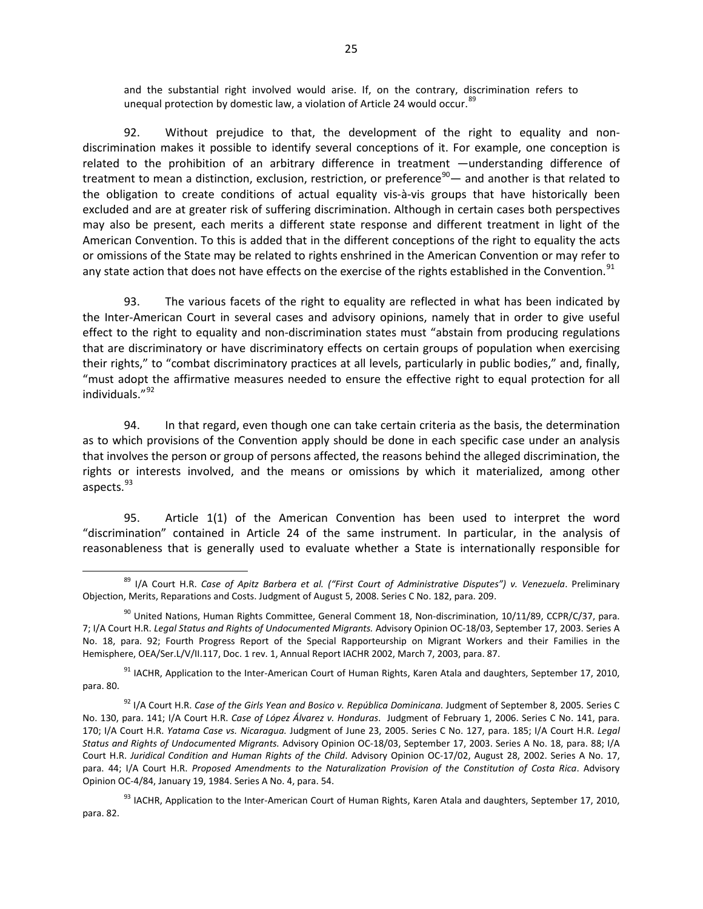and the substantial right involved would arise. If, on the contrary, discrimination refers to unequal protection by domestic law, a violation of Article 24 would occur.[89]

92. Without prejudice to that, the development of the right to equality and non-discrimination makes it possible to identify several conceptions of it. For example, one conception is related to the prohibition of an arbitrary difference in treatment —understanding difference of treatment to mean a distinction, exclusion, restriction, or preference[90]— and another is that related to the obligation to create conditions of actual equality vis-à-vis groups that have historically been excluded and are at greater risk of suffering discrimination. Although in certain cases both perspectives may also be present, each merits a different state response and different treatment in light of the American Convention. To this is added that in the different conceptions of the right to equality the acts or omissions of the State may be related to rights enshrined in the American Convention or may refer to any state action that does not have effects on the exercise of the rights established in the Convention.[91]

93. The various facets of the right to equality are reflected in what has been indicated by the Inter-American Court in several cases and advisory opinions, namely that in order to give useful effect to the right to equality and non-discrimination states must "abstain from producing regulations that are discriminatory or have discriminatory effects on certain groups of population when exercising their rights," to "combat discriminatory practices at all levels, particularly in public bodies," and, finally, "must adopt the affirmative measures needed to ensure the effective right to equal protection for all individuals."[92]

94. In that regard, even though one can take certain criteria as the basis, the determination as to which provisions of the Convention apply should be done in each specific case under an analysis that involves the person or group of persons affected, the reasons behind the alleged discrimination, the rights or interests involved, and the means or omissions by which it materialized, among other aspects.[93]

95. Article 1(1) of the American Convention has been used to interpret the word "discrimination" contained in Article 24 of the same instrument. In particular, in the analysis of reasonableness that is generally used to evaluate whether a State is internationally responsible for

---

[89] I/A Court H.R. *Case of Apitz Barbera et al. ("First Court of Administrative Disputes") v. Venezuela*. Preliminary Objection, Merits, Reparations and Costs. Judgment of August 5, 2008. Series C No. 182, para. 209.

[90] United Nations, Human Rights Committee, General Comment 18, Non-discrimination, 10/11/89, CCPR/C/37, para. 7; I/A Court H.R. *Legal Status and Rights of Undocumented Migrants.* Advisory Opinion OC-18/03, September 17, 2003. Series A No. 18, para. 92; Fourth Progress Report of the Special Rapporteurship on Migrant Workers and their Families in the Hemisphere, OEA/Ser.L/V/II.117, Doc. 1 rev. 1, Annual Report IACHR 2002, March 7, 2003, para. 87.

[91] IACHR, Application to the Inter-American Court of Human Rights, Karen Atala and daughters, September 17, 2010, para. 80.

[92] I/A Court H.R. *Case of the Girls Yean and Bosico v. República Dominicana.* Judgment of September 8, 2005. Series C No. 130, para. 141; I/A Court H.R. *Case of López Álvarez v. Honduras*. Judgment of February 1, 2006. Series C No. 141, para. 170; I/A Court H.R. *Yatama Case vs. Nicaragua.* Judgment of June 23, 2005. Series C No. 127, para. 185; I/A Court H.R. *Legal Status and Rights of Undocumented Migrants.* Advisory Opinion OC-18/03, September 17, 2003. Series A No. 18, para. 88; I/A Court H.R. *Juridical Condition and Human Rights of the Child*. Advisory Opinion OC-17/02, August 28, 2002. Series A No. 17, para. 44; I/A Court H.R. *Proposed Amendments to the Naturalization Provision of the Constitution of Costa Rica*. Advisory Opinion OC-4/84, January 19, 1984. Series A No. 4, para. 54.

[93] IACHR, Application to the Inter-American Court of Human Rights, Karen Atala and daughters, September 17, 2010, para. 82.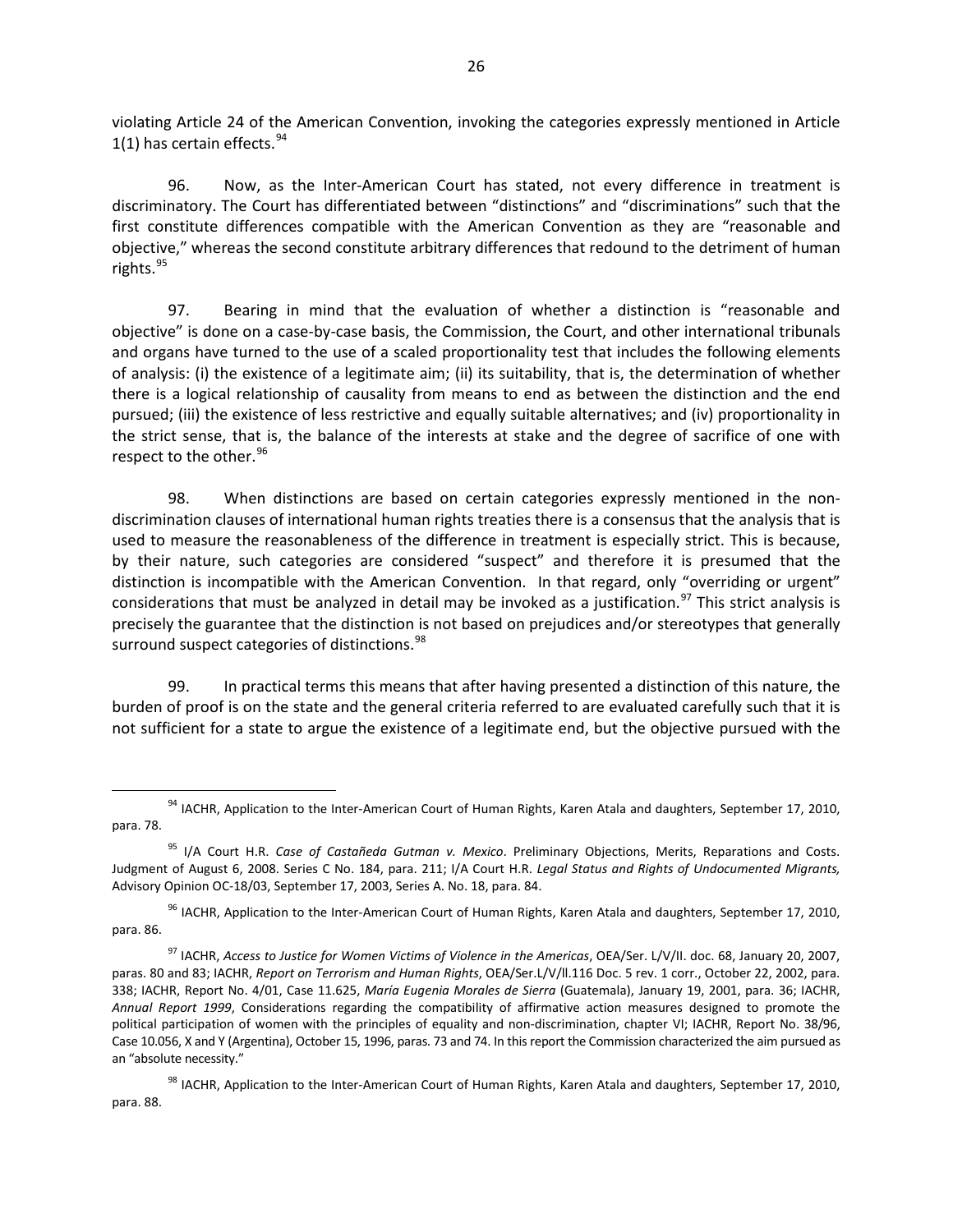violating Article 24 of the American Convention, invoking the categories expressly mentioned in Article 1(1) has certain effects.[94]

96. Now, as the Inter-American Court has stated, not every difference in treatment is discriminatory. The Court has differentiated between "distinctions" and "discriminations" such that the first constitute differences compatible with the American Convention as they are "reasonable and objective," whereas the second constitute arbitrary differences that redound to the detriment of human rights.[95]

97. Bearing in mind that the evaluation of whether a distinction is "reasonable and objective" is done on a case-by-case basis, the Commission, the Court, and other international tribunals and organs have turned to the use of a scaled proportionality test that includes the following elements of analysis: (i) the existence of a legitimate aim; (ii) its suitability, that is, the determination of whether there is a logical relationship of causality from means to end as between the distinction and the end pursued; (iii) the existence of less restrictive and equally suitable alternatives; and (iv) proportionality in the strict sense, that is, the balance of the interests at stake and the degree of sacrifice of one with respect to the other.[96]

98. When distinctions are based on certain categories expressly mentioned in the non-discrimination clauses of international human rights treaties there is a consensus that the analysis that is used to measure the reasonableness of the difference in treatment is especially strict. This is because, by their nature, such categories are considered "suspect" and therefore it is presumed that the distinction is incompatible with the American Convention. In that regard, only "overriding or urgent" considerations that must be analyzed in detail may be invoked as a justification.[97] This strict analysis is precisely the guarantee that the distinction is not based on prejudices and/or stereotypes that generally surround suspect categories of distinctions.[98]

99. In practical terms this means that after having presented a distinction of this nature, the burden of proof is on the state and the general criteria referred to are evaluated carefully such that it is not sufficient for a state to argue the existence of a legitimate end, but the objective pursued with the

---

[94] IACHR, Application to the Inter-American Court of Human Rights, Karen Atala and daughters, September 17, 2010, para. 78.

[95] I/A Court H.R. *Case of Castañeda Gutman v. Mexico*. Preliminary Objections, Merits, Reparations and Costs. Judgment of August 6, 2008. Series C No. 184, para. 211; I/A Court H.R. *Legal Status and Rights of Undocumented Migrants,* Advisory Opinion OC-18/03, September 17, 2003, Series A. No. 18, para. 84.

[96] IACHR, Application to the Inter-American Court of Human Rights, Karen Atala and daughters, September 17, 2010, para. 86.

[97] IACHR, *Access to Justice for Women Victims of Violence in the Americas*, OEA/Ser. L/V/II. doc. 68, January 20, 2007, paras. 80 and 83; IACHR, *Report on Terrorism and Human Rights*, OEA/Ser.L/V/ll.116 Doc. 5 rev. 1 corr., October 22, 2002, para. 338; IACHR, Report No. 4/01, Case 11.625, *María Eugenia Morales de Sierra* (Guatemala), January 19, 2001, para. 36; IACHR, *Annual Report 1999*, Considerations regarding the compatibility of affirmative action measures designed to promote the political participation of women with the principles of equality and non-discrimination, chapter VI; IACHR, Report No. 38/96, Case 10.056, X and Y (Argentina), October 15, 1996, paras. 73 and 74. In this report the Commission characterized the aim pursued as an "absolute necessity."

[98] IACHR, Application to the Inter-American Court of Human Rights, Karen Atala and daughters, September 17, 2010, para. 88.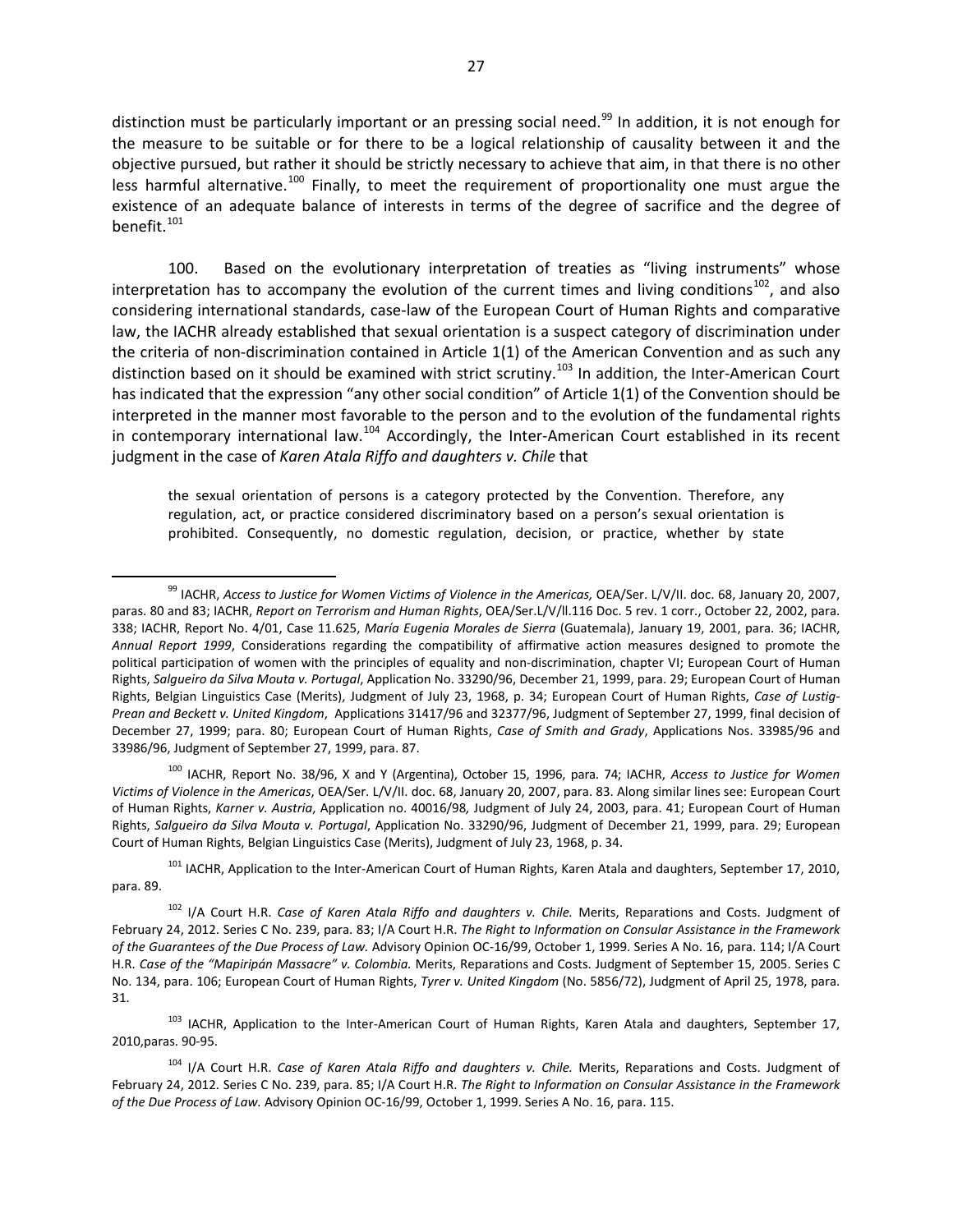distinction must be particularly important or an pressing social need.[99] In addition, it is not enough for the measure to be suitable or for there to be a logical relationship of causality between it and the objective pursued, but rather it should be strictly necessary to achieve that aim, in that there is no other less harmful alternative.[100] Finally, to meet the requirement of proportionality one must argue the existence of an adequate balance of interests in terms of the degree of sacrifice and the degree of benefit.[101]

100. Based on the evolutionary interpretation of treaties as "living instruments" whose interpretation has to accompany the evolution of the current times and living conditions[102], and also considering international standards, case-law of the European Court of Human Rights and comparative law, the IACHR already established that sexual orientation is a suspect category of discrimination under the criteria of non-discrimination contained in Article 1(1) of the American Convention and as such any distinction based on it should be examined with strict scrutiny.[103] In addition, the Inter-American Court has indicated that the expression "any other social condition" of Article 1(1) of the Convention should be interpreted in the manner most favorable to the person and to the evolution of the fundamental rights in contemporary international law.[104] Accordingly, the Inter-American Court established in its recent judgment in the case of *Karen Atala Riffo and daughters v. Chile* that

> the sexual orientation of persons is a category protected by the Convention. Therefore, any regulation, act, or practice considered discriminatory based on a person's sexual orientation is prohibited. Consequently, no domestic regulation, decision, or practice, whether by state

---

[99] IACHR, *Access to Justice for Women Victims of Violence in the Americas,* OEA/Ser. L/V/II. doc. 68, January 20, 2007, paras. 80 and 83; IACHR, *Report on Terrorism and Human Rights*, OEA/Ser.L/V/ll.116 Doc. 5 rev. 1 corr., October 22, 2002, para. 338; IACHR, Report No. 4/01, Case 11.625, *María Eugenia Morales de Sierra* (Guatemala), January 19, 2001, para. 36; IACHR, *Annual Report 1999*, Considerations regarding the compatibility of affirmative action measures designed to promote the political participation of women with the principles of equality and non-discrimination, chapter VI; European Court of Human Rights, *Salgueiro da Silva Mouta v. Portugal*, Application No. 33290/96, December 21, 1999, para. 29; European Court of Human Rights, Belgian Linguistics Case (Merits), Judgment of July 23, 1968, p. 34; European Court of Human Rights, *Case of Lustig-Prean and Beckett v. United Kingdom*, Applications 31417/96 and 32377/96, Judgment of September 27, 1999, final decision of December 27, 1999; para. 80; European Court of Human Rights, *Case of Smith and Grady*, Applications Nos. 33985/96 and 33986/96, Judgment of September 27, 1999, para. 87.

[100] IACHR, Report No. 38/96, X and Y (Argentina), October 15, 1996, para. 74; IACHR, *Access to Justice for Women Victims of Violence in the Americas*, OEA/Ser. L/V/II. doc. 68, January 20, 2007, para. 83. Along similar lines see: European Court of Human Rights, *Karner v. Austria*, Application no. 40016/98*,* Judgment of July 24, 2003, para. 41; European Court of Human Rights, *Salgueiro da Silva Mouta v. Portugal*, Application No. 33290/96, Judgment of December 21, 1999, para. 29; European Court of Human Rights, Belgian Linguistics Case (Merits), Judgment of July 23, 1968, p. 34.

[101] IACHR, Application to the Inter-American Court of Human Rights, Karen Atala and daughters, September 17, 2010, para. 89.

[102] I/A Court H.R. *Case of Karen Atala Riffo and daughters v. Chile.* Merits, Reparations and Costs. Judgment of February 24, 2012. Series C No. 239, para. 83; I/A Court H.R. *The Right to Information on Consular Assistance in the Framework of the Guarantees of the Due Process of Law.* Advisory Opinion OC-16/99, October 1, 1999. Series A No. 16, para. 114; I/A Court H.R. *Case of the "Mapiripán Massacre" v. Colombia.* Merits, Reparations and Costs. Judgment of September 15, 2005. Series C No. 134, para. 106; European Court of Human Rights, *Tyrer v. United Kingdom* (No. 5856/72), Judgment of April 25, 1978, para. 31.

[103] IACHR, Application to the Inter-American Court of Human Rights, Karen Atala and daughters, September 17, 2010,paras. 90-95.

[104] I/A Court H.R. *Case of Karen Atala Riffo and daughters v. Chile.* Merits, Reparations and Costs. Judgment of February 24, 2012. Series C No. 239, para. 85; I/A Court H.R. *The Right to Information on Consular Assistance in the Framework of the Due Process of Law.* Advisory Opinion OC-16/99, October 1, 1999. Series A No. 16, para. 115.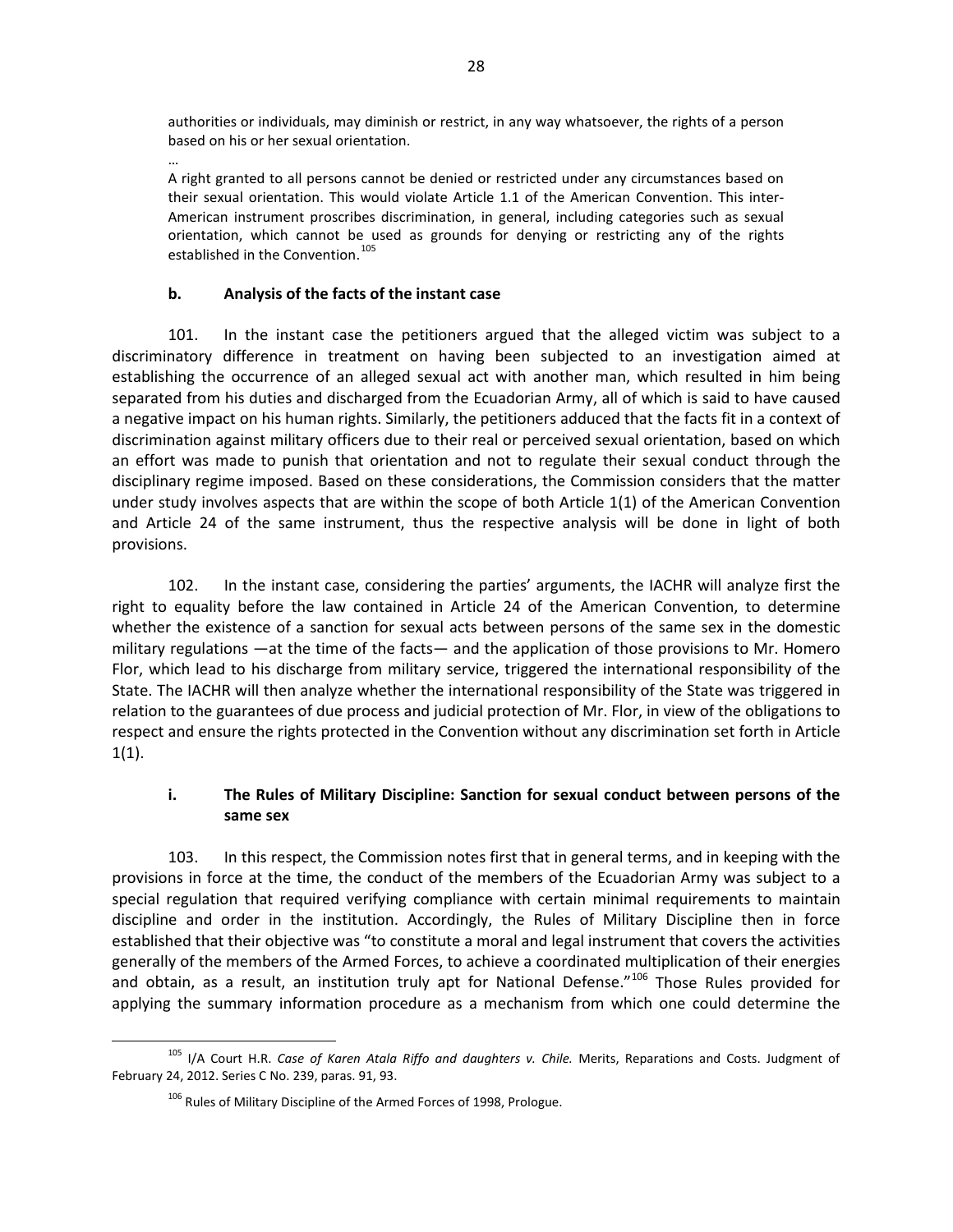authorities or individuals, may diminish or restrict, in any way whatsoever, the rights of a person based on his or her sexual orientation.

…

A right granted to all persons cannot be denied or restricted under any circumstances based on their sexual orientation. This would violate Article 1.1 of the American Convention. This inter-American instrument proscribes discrimination, in general, including categories such as sexual orientation, which cannot be used as grounds for denying or restricting any of the rights established in the Convention.[105]

### b. Analysis of the facts of the instant case

101. In the instant case the petitioners argued that the alleged victim was subject to a discriminatory difference in treatment on having been subjected to an investigation aimed at establishing the occurrence of an alleged sexual act with another man, which resulted in him being separated from his duties and discharged from the Ecuadorian Army, all of which is said to have caused a negative impact on his human rights. Similarly, the petitioners adduced that the facts fit in a context of discrimination against military officers due to their real or perceived sexual orientation, based on which an effort was made to punish that orientation and not to regulate their sexual conduct through the disciplinary regime imposed. Based on these considerations, the Commission considers that the matter under study involves aspects that are within the scope of both Article 1(1) of the American Convention and Article 24 of the same instrument, thus the respective analysis will be done in light of both provisions.

102. In the instant case, considering the parties' arguments, the IACHR will analyze first the right to equality before the law contained in Article 24 of the American Convention, to determine whether the existence of a sanction for sexual acts between persons of the same sex in the domestic military regulations —at the time of the facts— and the application of those provisions to Mr. Homero Flor, which lead to his discharge from military service, triggered the international responsibility of the State. The IACHR will then analyze whether the international responsibility of the State was triggered in relation to the guarantees of due process and judicial protection of Mr. Flor, in view of the obligations to respect and ensure the rights protected in the Convention without any discrimination set forth in Article 1(1).

#### i. The Rules of Military Discipline: Sanction for sexual conduct between persons of the same sex

103. In this respect, the Commission notes first that in general terms, and in keeping with the provisions in force at the time, the conduct of the members of the Ecuadorian Army was subject to a special regulation that required verifying compliance with certain minimal requirements to maintain discipline and order in the institution. Accordingly, the Rules of Military Discipline then in force established that their objective was "to constitute a moral and legal instrument that covers the activities generally of the members of the Armed Forces, to achieve a coordinated multiplication of their energies and obtain, as a result, an institution truly apt for National Defense."[106] Those Rules provided for applying the summary information procedure as a mechanism from which one could determine the

---

[105] I/A Court H.R. *Case of Karen Atala Riffo and daughters v. Chile.* Merits, Reparations and Costs. Judgment of February 24, 2012. Series C No. 239, paras. 91, 93.

[106] Rules of Military Discipline of the Armed Forces of 1998, Prologue.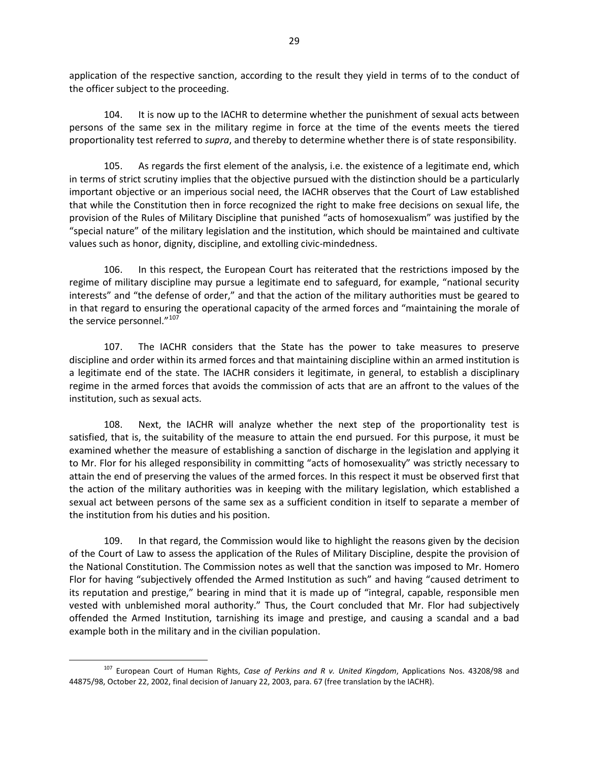application of the respective sanction, according to the result they yield in terms of to the conduct of the officer subject to the proceeding.

104. It is now up to the IACHR to determine whether the punishment of sexual acts between persons of the same sex in the military regime in force at the time of the events meets the tiered proportionality test referred to *supra*, and thereby to determine whether there is of state responsibility.

105. As regards the first element of the analysis, i.e. the existence of a legitimate end, which in terms of strict scrutiny implies that the objective pursued with the distinction should be a particularly important objective or an imperious social need, the IACHR observes that the Court of Law established that while the Constitution then in force recognized the right to make free decisions on sexual life, the provision of the Rules of Military Discipline that punished "acts of homosexualism" was justified by the "special nature" of the military legislation and the institution, which should be maintained and cultivate values such as honor, dignity, discipline, and extolling civic-mindedness.

106. In this respect, the European Court has reiterated that the restrictions imposed by the regime of military discipline may pursue a legitimate end to safeguard, for example, "national security interests" and "the defense of order," and that the action of the military authorities must be geared to in that regard to ensuring the operational capacity of the armed forces and "maintaining the morale of the service personnel."[107]

107. The IACHR considers that the State has the power to take measures to preserve discipline and order within its armed forces and that maintaining discipline within an armed institution is a legitimate end of the state. The IACHR considers it legitimate, in general, to establish a disciplinary regime in the armed forces that avoids the commission of acts that are an affront to the values of the institution, such as sexual acts.

108. Next, the IACHR will analyze whether the next step of the proportionality test is satisfied, that is, the suitability of the measure to attain the end pursued. For this purpose, it must be examined whether the measure of establishing a sanction of discharge in the legislation and applying it to Mr. Flor for his alleged responsibility in committing "acts of homosexuality" was strictly necessary to attain the end of preserving the values of the armed forces. In this respect it must be observed first that the action of the military authorities was in keeping with the military legislation, which established a sexual act between persons of the same sex as a sufficient condition in itself to separate a member of the institution from his duties and his position.

109. In that regard, the Commission would like to highlight the reasons given by the decision of the Court of Law to assess the application of the Rules of Military Discipline, despite the provision of the National Constitution. The Commission notes as well that the sanction was imposed to Mr. Homero Flor for having "subjectively offended the Armed Institution as such" and having "caused detriment to its reputation and prestige," bearing in mind that it is made up of "integral, capable, responsible men vested with unblemished moral authority." Thus, the Court concluded that Mr. Flor had subjectively offended the Armed Institution, tarnishing its image and prestige, and causing a scandal and a bad example both in the military and in the civilian population.

---

[107] European Court of Human Rights, *Case of Perkins and R v. United Kingdom*, Applications Nos. 43208/98 and 44875/98, October 22, 2002, final decision of January 22, 2003, para. 67 (free translation by the IACHR).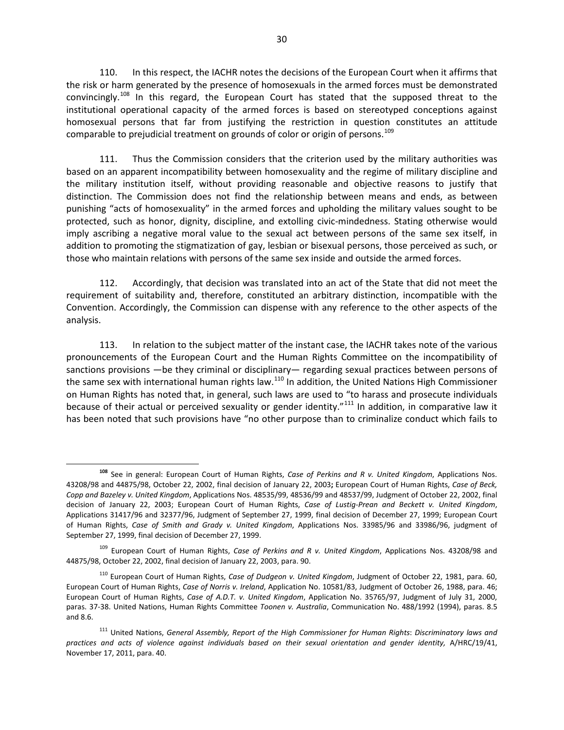110. In this respect, the IACHR notes the decisions of the European Court when it affirms that the risk or harm generated by the presence of homosexuals in the armed forces must be demonstrated convincingly.[108] In this regard, the European Court has stated that the supposed threat to the institutional operational capacity of the armed forces is based on stereotyped conceptions against homosexual persons that far from justifying the restriction in question constitutes an attitude comparable to prejudicial treatment on grounds of color or origin of persons.[109]

111. Thus the Commission considers that the criterion used by the military authorities was based on an apparent incompatibility between homosexuality and the regime of military discipline and the military institution itself, without providing reasonable and objective reasons to justify that distinction. The Commission does not find the relationship between means and ends, as between punishing "acts of homosexuality" in the armed forces and upholding the military values sought to be protected, such as honor, dignity, discipline, and extolling civic-mindedness. Stating otherwise would imply ascribing a negative moral value to the sexual act between persons of the same sex itself, in addition to promoting the stigmatization of gay, lesbian or bisexual persons, those perceived as such, or those who maintain relations with persons of the same sex inside and outside the armed forces.

112. Accordingly, that decision was translated into an act of the State that did not meet the requirement of suitability and, therefore, constituted an arbitrary distinction, incompatible with the Convention. Accordingly, the Commission can dispense with any reference to the other aspects of the analysis.

113. In relation to the subject matter of the instant case, the IACHR takes note of the various pronouncements of the European Court and the Human Rights Committee on the incompatibility of sanctions provisions —be they criminal or disciplinary— regarding sexual practices between persons of the same sex with international human rights law.[110] In addition, the United Nations High Commissioner on Human Rights has noted that, in general, such laws are used to "to harass and prosecute individuals because of their actual or perceived sexuality or gender identity."[111] In addition, in comparative law it has been noted that such provisions have "no other purpose than to criminalize conduct which fails to

---

[108] See in general: European Court of Human Rights, *Case of Perkins and R v. United Kingdom*, Applications Nos. 43208/98 and 44875/98, October 22, 2002, final decision of January 22, 2003**;** European Court of Human Rights, *Case of Beck, Copp and Bazeley v. United Kingdom*, Applications Nos. 48535/99, 48536/99 and 48537/99, Judgment of October 22, 2002, final decision of January 22, 2003; European Court of Human Rights, *Case of Lustig-Prean and Beckett v. United Kingdom*, Applications 31417/96 and 32377/96, Judgment of September 27, 1999, final decision of December 27, 1999; European Court of Human Rights, *Case of Smith and Grady v. United Kingdom*, Applications Nos. 33985/96 and 33986/96, judgment of September 27, 1999, final decision of December 27, 1999.

[109] European Court of Human Rights, *Case of Perkins and R v. United Kingdom*, Applications Nos. 43208/98 and 44875/98, October 22, 2002, final decision of January 22, 2003, para. 90.

[110] European Court of Human Rights, *Case of Dudgeon v. United Kingdom*, Judgment of October 22, 1981, para. 60, European Court of Human Rights, *Case of Norris v. Ireland*, Application No. 10581/83, Judgment of October 26, 1988, para. 46; European Court of Human Rights, *Case of A.D.T. v. United Kingdom*, Application No. 35765/97, Judgment of July 31, 2000, paras. 37-38. United Nations, Human Rights Committee *Toonen v. Australia*, Communication No. 488/1992 (1994), paras. 8.5 and 8.6.

[111] United Nations, *General Assembly, Report of the High Commissioner for Human Rights*: *Discriminatory laws and practices and acts of violence against individuals based on their sexual orientation and gender identity,* A/HRC/19/41, November 17, 2011, para. 40.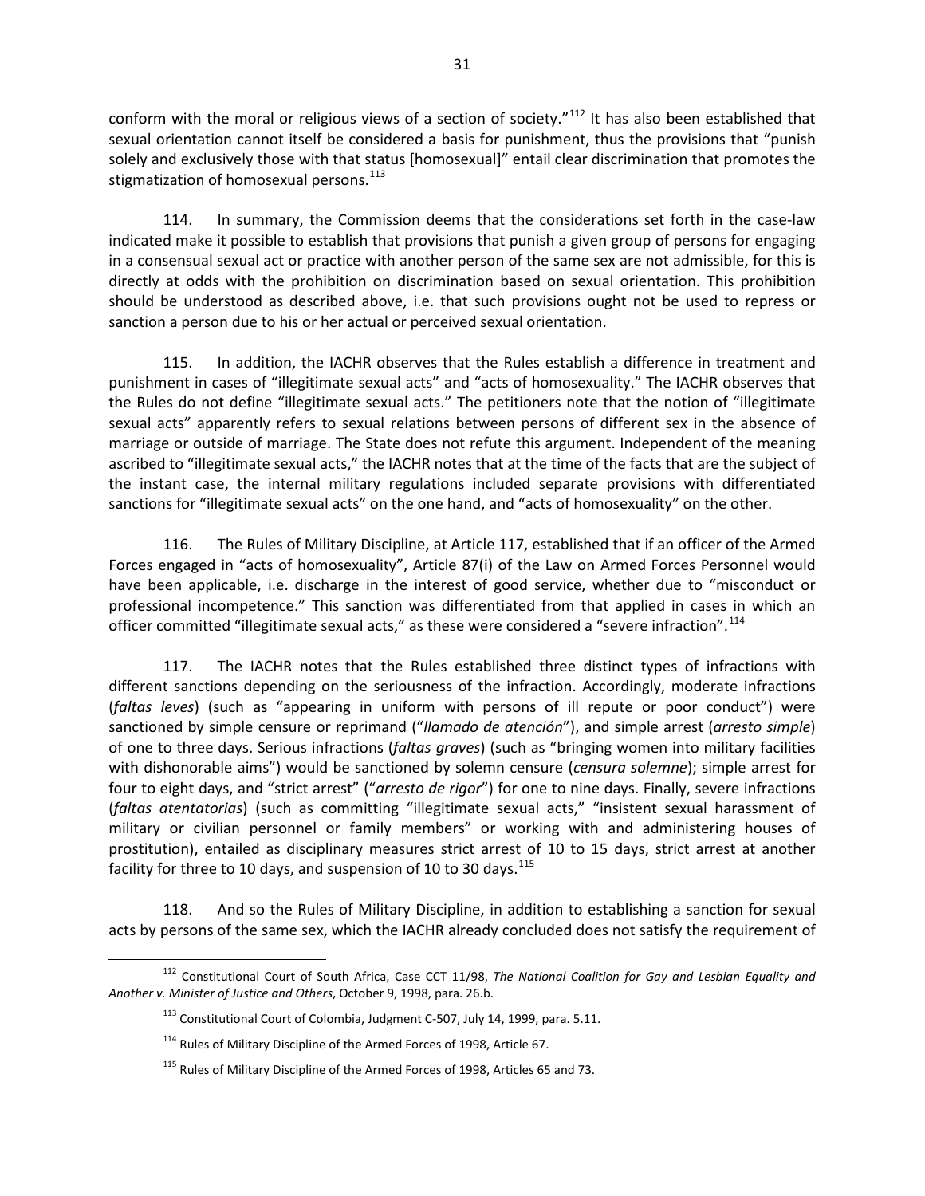conform with the moral or religious views of a section of society."[112] It has also been established that sexual orientation cannot itself be considered a basis for punishment, thus the provisions that "punish solely and exclusively those with that status [homosexual]" entail clear discrimination that promotes the stigmatization of homosexual persons.[113]

114. In summary, the Commission deems that the considerations set forth in the case-law indicated make it possible to establish that provisions that punish a given group of persons for engaging in a consensual sexual act or practice with another person of the same sex are not admissible, for this is directly at odds with the prohibition on discrimination based on sexual orientation. This prohibition should be understood as described above, i.e. that such provisions ought not be used to repress or sanction a person due to his or her actual or perceived sexual orientation.

115. In addition, the IACHR observes that the Rules establish a difference in treatment and punishment in cases of "illegitimate sexual acts" and "acts of homosexuality." The IACHR observes that the Rules do not define "illegitimate sexual acts." The petitioners note that the notion of "illegitimate sexual acts" apparently refers to sexual relations between persons of different sex in the absence of marriage or outside of marriage. The State does not refute this argument. Independent of the meaning ascribed to "illegitimate sexual acts," the IACHR notes that at the time of the facts that are the subject of the instant case, the internal military regulations included separate provisions with differentiated sanctions for "illegitimate sexual acts" on the one hand, and "acts of homosexuality" on the other.

116. The Rules of Military Discipline, at Article 117, established that if an officer of the Armed Forces engaged in "acts of homosexuality", Article 87(i) of the Law on Armed Forces Personnel would have been applicable, i.e. discharge in the interest of good service, whether due to "misconduct or professional incompetence." This sanction was differentiated from that applied in cases in which an officer committed "illegitimate sexual acts," as these were considered a "severe infraction".[114]

117. The IACHR notes that the Rules established three distinct types of infractions with different sanctions depending on the seriousness of the infraction. Accordingly, moderate infractions (*faltas leves*) (such as "appearing in uniform with persons of ill repute or poor conduct") were sanctioned by simple censure or reprimand ("*llamado de atención*"), and simple arrest (*arresto simple*) of one to three days. Serious infractions (*faltas graves*) (such as "bringing women into military facilities with dishonorable aims") would be sanctioned by solemn censure (*censura solemne*); simple arrest for four to eight days, and "strict arrest" ("*arresto de rigor*") for one to nine days. Finally, severe infractions (*faltas atentatorias*) (such as committing "illegitimate sexual acts," "insistent sexual harassment of military or civilian personnel or family members" or working with and administering houses of prostitution), entailed as disciplinary measures strict arrest of 10 to 15 days, strict arrest at another facility for three to 10 days, and suspension of 10 to 30 days.[115]

118. And so the Rules of Military Discipline, in addition to establishing a sanction for sexual acts by persons of the same sex, which the IACHR already concluded does not satisfy the requirement of

---

[112] Constitutional Court of South Africa, Case CCT 11/98, *The National Coalition for Gay and Lesbian Equality and Another v. Minister of Justice and Others*, October 9, 1998, para. 26.b.

[113] Constitutional Court of Colombia, Judgment C-507, July 14, 1999, para. 5.11.

[114] Rules of Military Discipline of the Armed Forces of 1998, Article 67.

[115] Rules of Military Discipline of the Armed Forces of 1998, Articles 65 and 73.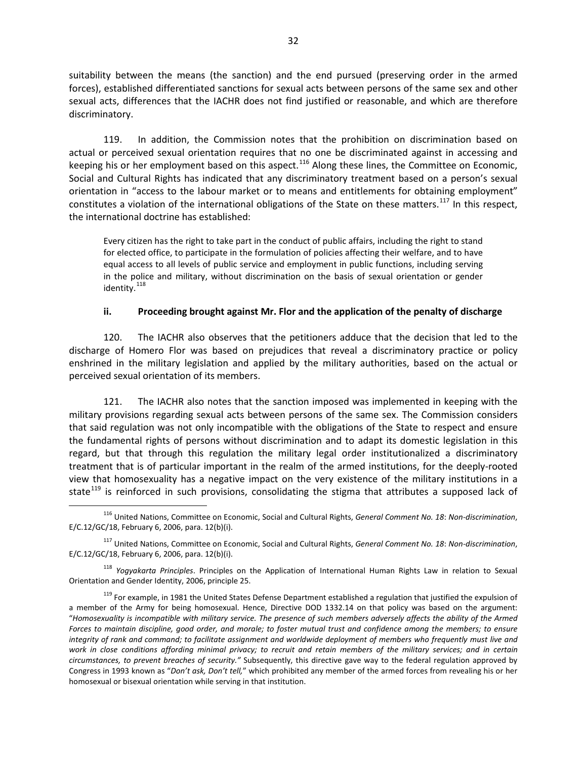suitability between the means (the sanction) and the end pursued (preserving order in the armed forces), established differentiated sanctions for sexual acts between persons of the same sex and other sexual acts, differences that the IACHR does not find justified or reasonable, and which are therefore discriminatory.

119. In addition, the Commission notes that the prohibition on discrimination based on actual or perceived sexual orientation requires that no one be discriminated against in accessing and keeping his or her employment based on this aspect.[116] Along these lines, the Committee on Economic, Social and Cultural Rights has indicated that any discriminatory treatment based on a person's sexual orientation in "access to the labour market or to means and entitlements for obtaining employment" constitutes a violation of the international obligations of the State on these matters.[117] In this respect, the international doctrine has established:

> Every citizen has the right to take part in the conduct of public affairs, including the right to stand for elected office, to participate in the formulation of policies affecting their welfare, and to have equal access to all levels of public service and employment in public functions, including serving in the police and military, without discrimination on the basis of sexual orientation or gender identity.[118]

### ii. Proceeding brought against Mr. Flor and the application of the penalty of discharge

120. The IACHR also observes that the petitioners adduce that the decision that led to the discharge of Homero Flor was based on prejudices that reveal a discriminatory practice or policy enshrined in the military legislation and applied by the military authorities, based on the actual or perceived sexual orientation of its members.

121. The IACHR also notes that the sanction imposed was implemented in keeping with the military provisions regarding sexual acts between persons of the same sex. The Commission considers that said regulation was not only incompatible with the obligations of the State to respect and ensure the fundamental rights of persons without discrimination and to adapt its domestic legislation in this regard, but that through this regulation the military legal order institutionalized a discriminatory treatment that is of particular important in the realm of the armed institutions, for the deeply-rooted view that homosexuality has a negative impact on the very existence of the military institutions in a state[119] is reinforced in such provisions, consolidating the stigma that attributes a supposed lack of

---

[116] United Nations, Committee on Economic, Social and Cultural Rights, *General Comment No. 18*: *Non-discrimination*, E/C.12/GC/18, February 6, 2006, para. 12(b)(i).

[117] United Nations, Committee on Economic, Social and Cultural Rights, *General Comment No. 18*: *Non-discrimination*, E/C.12/GC/18, February 6, 2006, para. 12(b)(i).

[118] *Yogyakarta Principles*. Principles on the Application of International Human Rights Law in relation to Sexual Orientation and Gender Identity, 2006, principle 25.

[119] For example, in 1981 the United States Defense Department established a regulation that justified the expulsion of a member of the Army for being homosexual. Hence, Directive DOD 1332.14 on that policy was based on the argument: "*Homosexuality is incompatible with military service. The presence of such members adversely affects the ability of the Armed Forces to maintain discipline, good order, and morale; to foster mutual trust and confidence among the members; to ensure integrity of rank and command; to facilitate assignment and worldwide deployment of members who frequently must live and work in close conditions affording minimal privacy; to recruit and retain members of the military services; and in certain circumstances, to prevent breaches of security.*" Subsequently, this directive gave way to the federal regulation approved by Congress in 1993 known as "*Don't ask, Don't tell,*" which prohibited any member of the armed forces from revealing his or her homosexual or bisexual orientation while serving in that institution.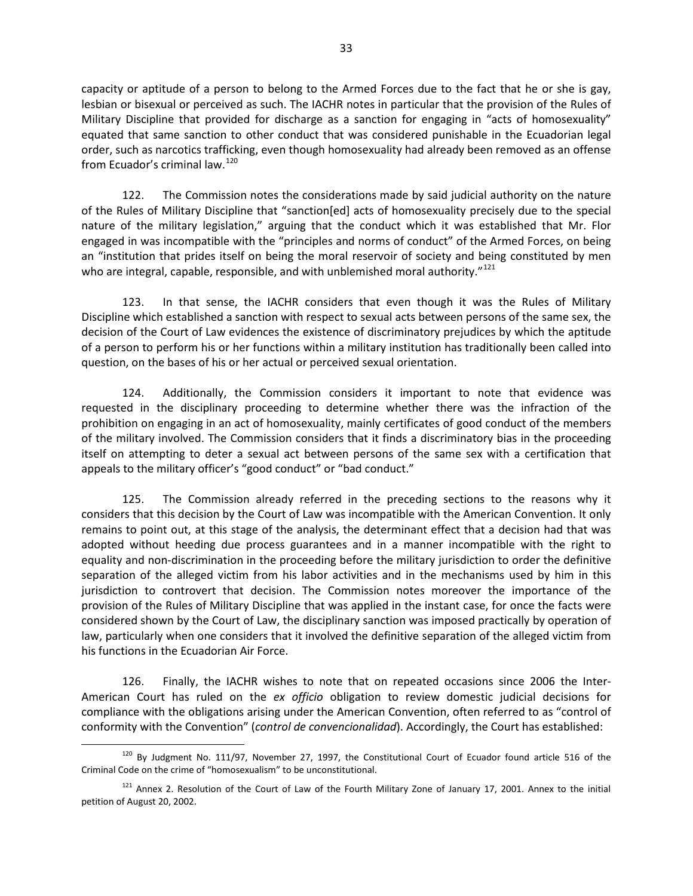capacity or aptitude of a person to belong to the Armed Forces due to the fact that he or she is gay, lesbian or bisexual or perceived as such. The IACHR notes in particular that the provision of the Rules of Military Discipline that provided for discharge as a sanction for engaging in "acts of homosexuality" equated that same sanction to other conduct that was considered punishable in the Ecuadorian legal order, such as narcotics trafficking, even though homosexuality had already been removed as an offense from Ecuador's criminal law.[120]

122. The Commission notes the considerations made by said judicial authority on the nature of the Rules of Military Discipline that "sanction[ed] acts of homosexuality precisely due to the special nature of the military legislation," arguing that the conduct which it was established that Mr. Flor engaged in was incompatible with the "principles and norms of conduct" of the Armed Forces, on being an "institution that prides itself on being the moral reservoir of society and being constituted by men who are integral, capable, responsible, and with unblemished moral authority."[121]

123. In that sense, the IACHR considers that even though it was the Rules of Military Discipline which established a sanction with respect to sexual acts between persons of the same sex, the decision of the Court of Law evidences the existence of discriminatory prejudices by which the aptitude of a person to perform his or her functions within a military institution has traditionally been called into question, on the bases of his or her actual or perceived sexual orientation.

124. Additionally, the Commission considers it important to note that evidence was requested in the disciplinary proceeding to determine whether there was the infraction of the prohibition on engaging in an act of homosexuality, mainly certificates of good conduct of the members of the military involved. The Commission considers that it finds a discriminatory bias in the proceeding itself on attempting to deter a sexual act between persons of the same sex with a certification that appeals to the military officer's "good conduct" or "bad conduct."

125. The Commission already referred in the preceding sections to the reasons why it considers that this decision by the Court of Law was incompatible with the American Convention. It only remains to point out, at this stage of the analysis, the determinant effect that a decision had that was adopted without heeding due process guarantees and in a manner incompatible with the right to equality and non-discrimination in the proceeding before the military jurisdiction to order the definitive separation of the alleged victim from his labor activities and in the mechanisms used by him in this jurisdiction to controvert that decision. The Commission notes moreover the importance of the provision of the Rules of Military Discipline that was applied in the instant case, for once the facts were considered shown by the Court of Law, the disciplinary sanction was imposed practically by operation of law, particularly when one considers that it involved the definitive separation of the alleged victim from his functions in the Ecuadorian Air Force.

126. Finally, the IACHR wishes to note that on repeated occasions since 2006 the Inter-American Court has ruled on the *ex officio* obligation to review domestic judicial decisions for compliance with the obligations arising under the American Convention, often referred to as "control of conformity with the Convention" (*control de convencionalidad*). Accordingly, the Court has established:

---

[120] By Judgment No. 111/97, November 27, 1997, the Constitutional Court of Ecuador found article 516 of the Criminal Code on the crime of "homosexualism" to be unconstitutional.

[121] Annex 2. Resolution of the Court of Law of the Fourth Military Zone of January 17, 2001. Annex to the initial petition of August 20, 2002.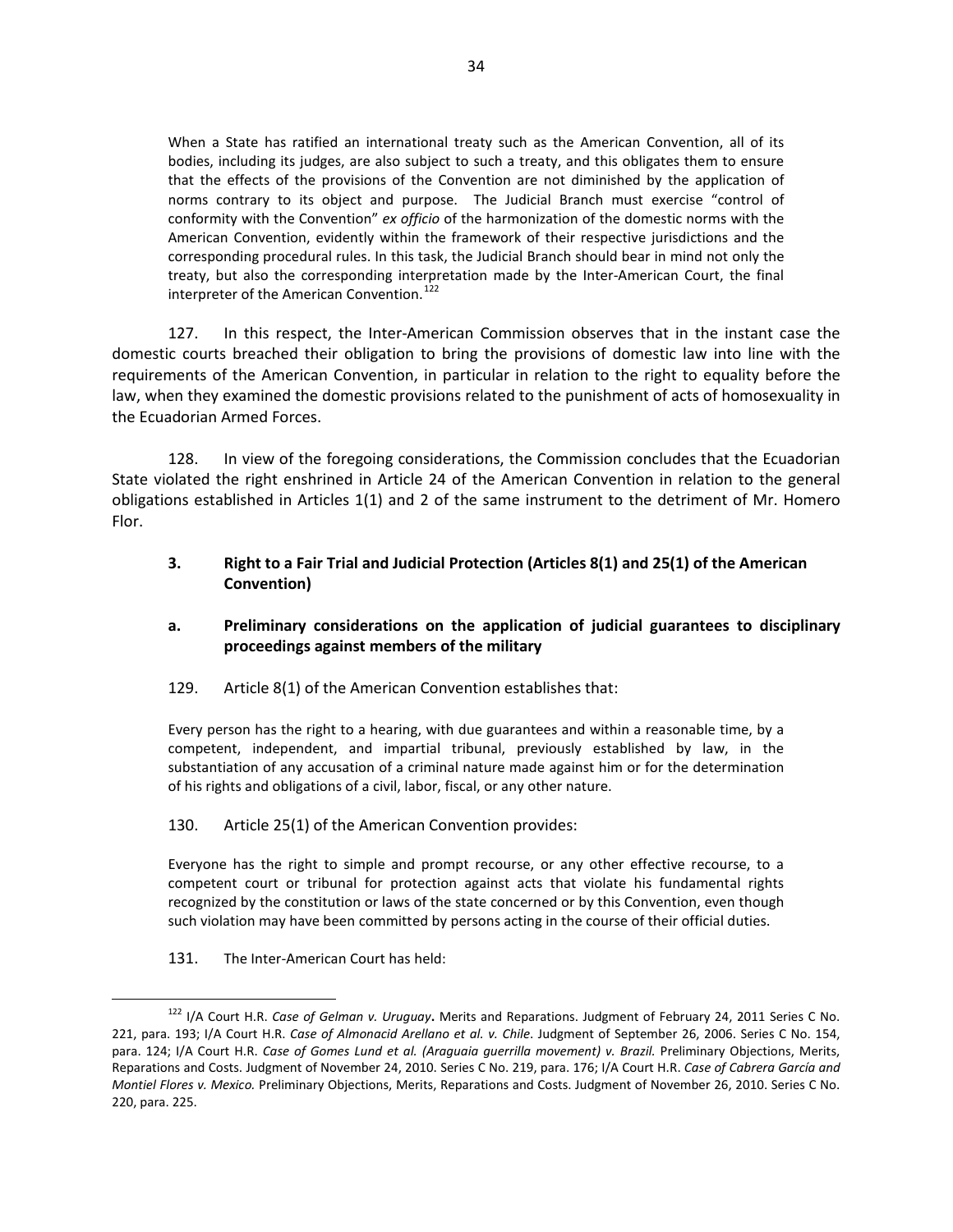> When a State has ratified an international treaty such as the American Convention, all of its bodies, including its judges, are also subject to such a treaty, and this obligates them to ensure that the effects of the provisions of the Convention are not diminished by the application of norms contrary to its object and purpose. The Judicial Branch must exercise "control of conformity with the Convention" *ex officio* of the harmonization of the domestic norms with the American Convention, evidently within the framework of their respective jurisdictions and the corresponding procedural rules. In this task, the Judicial Branch should bear in mind not only the treaty, but also the corresponding interpretation made by the Inter-American Court, the final interpreter of the American Convention.[122]

127. In this respect, the Inter-American Commission observes that in the instant case the domestic courts breached their obligation to bring the provisions of domestic law into line with the requirements of the American Convention, in particular in relation to the right to equality before the law, when they examined the domestic provisions related to the punishment of acts of homosexuality in the Ecuadorian Armed Forces.

128. In view of the foregoing considerations, the Commission concludes that the Ecuadorian State violated the right enshrined in Article 24 of the American Convention in relation to the general obligations established in Articles 1(1) and 2 of the same instrument to the detriment of Mr. Homero Flor.

### 3. Right to a Fair Trial and Judicial Protection (Articles 8(1) and 25(1) of the American Convention)

#### a. Preliminary considerations on the application of judicial guarantees to disciplinary proceedings against members of the military

129. Article 8(1) of the American Convention establishes that:

> Every person has the right to a hearing, with due guarantees and within a reasonable time, by a competent, independent, and impartial tribunal, previously established by law, in the substantiation of any accusation of a criminal nature made against him or for the determination of his rights and obligations of a civil, labor, fiscal, or any other nature.

130. Article 25(1) of the American Convention provides:

> Everyone has the right to simple and prompt recourse, or any other effective recourse, to a competent court or tribunal for protection against acts that violate his fundamental rights recognized by the constitution or laws of the state concerned or by this Convention, even though such violation may have been committed by persons acting in the course of their official duties.

131. The Inter-American Court has held:

---

[122] I/A Court H.R. *Case of Gelman v. Uruguay***.** Merits and Reparations. Judgment of February 24, 2011 Series C No. 221, para. 193; I/A Court H.R. *Case of Almonacid Arellano et al. v. Chile*. Judgment of September 26, 2006. Series C No. 154, para. 124; I/A Court H.R. *Case of Gomes Lund et al. (Araguaia guerrilla movement) v. Brazil.* Preliminary Objections, Merits, Reparations and Costs. Judgment of November 24, 2010. Series C No. 219, para. 176; I/A Court H.R. *Case of Cabrera García and Montiel Flores v. Mexico.* Preliminary Objections, Merits, Reparations and Costs. Judgment of November 26, 2010. Series C No. 220, para. 225.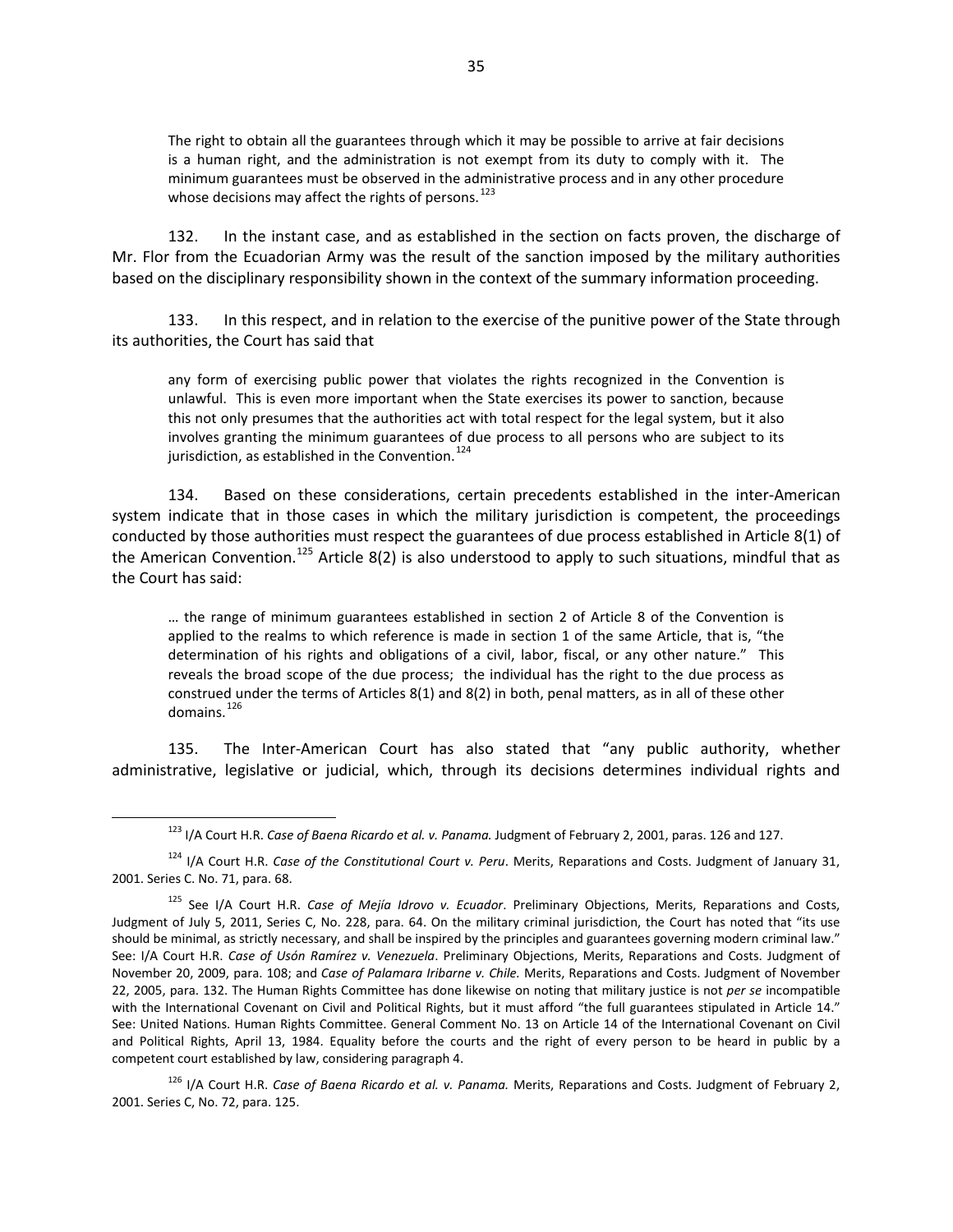> The right to obtain all the guarantees through which it may be possible to arrive at fair decisions is a human right, and the administration is not exempt from its duty to comply with it. The minimum guarantees must be observed in the administrative process and in any other procedure whose decisions may affect the rights of persons.[123]

132. In the instant case, and as established in the section on facts proven, the discharge of Mr. Flor from the Ecuadorian Army was the result of the sanction imposed by the military authorities based on the disciplinary responsibility shown in the context of the summary information proceeding.

133. In this respect, and in relation to the exercise of the punitive power of the State through its authorities, the Court has said that

> any form of exercising public power that violates the rights recognized in the Convention is unlawful. This is even more important when the State exercises its power to sanction, because this not only presumes that the authorities act with total respect for the legal system, but it also involves granting the minimum guarantees of due process to all persons who are subject to its jurisdiction, as established in the Convention.[124]

134. Based on these considerations, certain precedents established in the inter-American system indicate that in those cases in which the military jurisdiction is competent, the proceedings conducted by those authorities must respect the guarantees of due process established in Article 8(1) of the American Convention.[125] Article 8(2) is also understood to apply to such situations, mindful that as the Court has said:

> … the range of minimum guarantees established in section 2 of Article 8 of the Convention is applied to the realms to which reference is made in section 1 of the same Article, that is, "the determination of his rights and obligations of a civil, labor, fiscal, or any other nature." This reveals the broad scope of the due process; the individual has the right to the due process as construed under the terms of Articles 8(1) and 8(2) in both, penal matters, as in all of these other domains.[126]

135. The Inter-American Court has also stated that "any public authority, whether administrative, legislative or judicial, which, through its decisions determines individual rights and

---

[123] I/A Court H.R. *Case of Baena Ricardo et al. v. Panama.* Judgment of February 2, 2001, paras. 126 and 127.

[124] I/A Court H.R. *Case of the Constitutional Court v. Peru*. Merits, Reparations and Costs. Judgment of January 31, 2001. Series C. No. 71, para. 68.

[125] See I/A Court H.R. *Case of Mejía Idrovo v. Ecuador*. Preliminary Objections, Merits, Reparations and Costs, Judgment of July 5, 2011, Series C, No. 228, para. 64. On the military criminal jurisdiction, the Court has noted that "its use should be minimal, as strictly necessary, and shall be inspired by the principles and guarantees governing modern criminal law." See: I/A Court H.R. *Case of Usón Ramírez v. Venezuela*. Preliminary Objections, Merits, Reparations and Costs. Judgment of November 20, 2009, para. 108; and *Case of Palamara Iribarne v. Chile.* Merits, Reparations and Costs. Judgment of November 22, 2005, para. 132. The Human Rights Committee has done likewise on noting that military justice is not *per se* incompatible with the International Covenant on Civil and Political Rights, but it must afford "the full guarantees stipulated in Article 14." See: United Nations. Human Rights Committee. General Comment No. 13 on Article 14 of the International Covenant on Civil and Political Rights, April 13, 1984. Equality before the courts and the right of every person to be heard in public by a competent court established by law, considering paragraph 4.

[126] I/A Court H.R. *Case of Baena Ricardo et al. v. Panama.* Merits, Reparations and Costs. Judgment of February 2, 2001. Series C, No. 72, para. 125.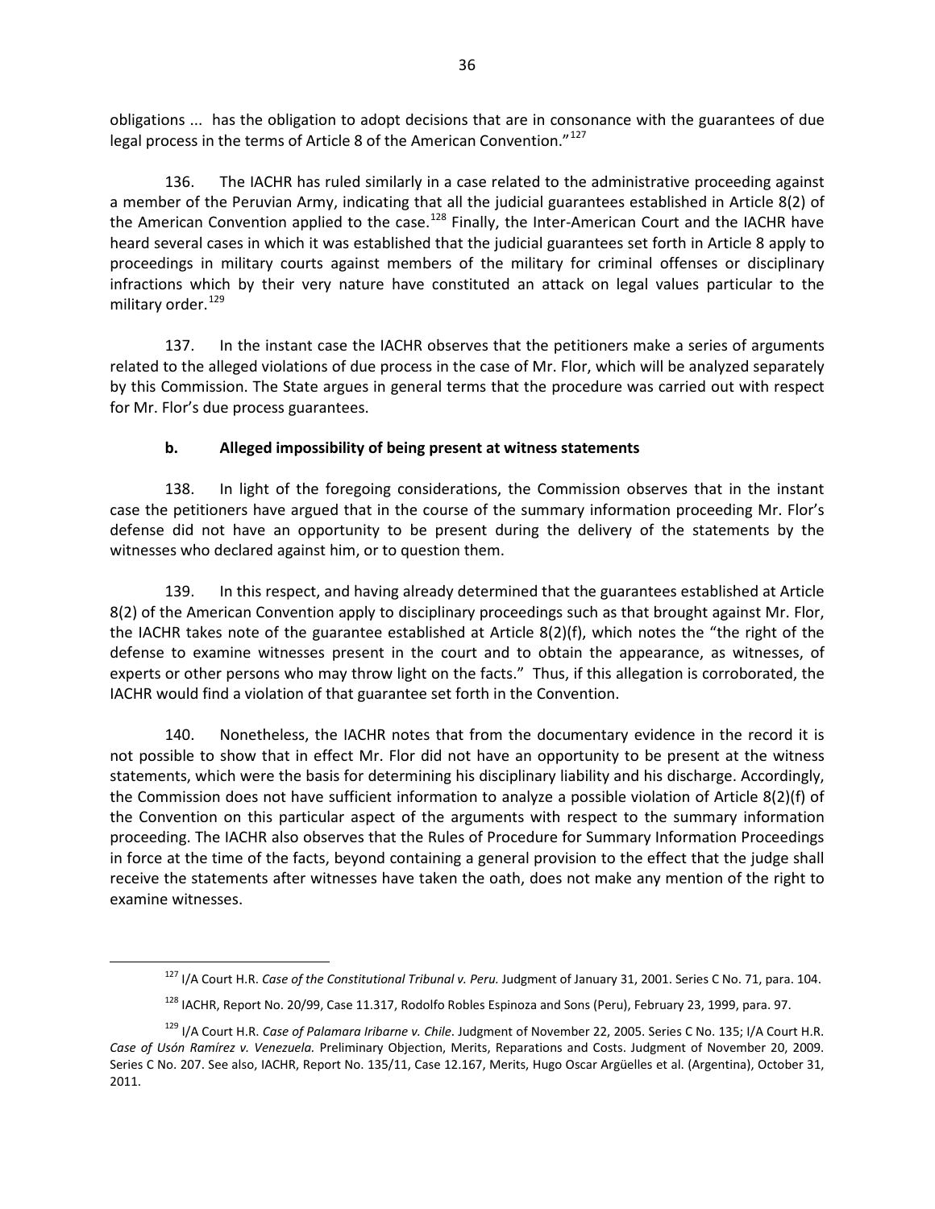obligations ... has the obligation to adopt decisions that are in consonance with the guarantees of due legal process in the terms of Article 8 of the American Convention."[127]

136. The IACHR has ruled similarly in a case related to the administrative proceeding against a member of the Peruvian Army, indicating that all the judicial guarantees established in Article 8(2) of the American Convention applied to the case.[128] Finally, the Inter-American Court and the IACHR have heard several cases in which it was established that the judicial guarantees set forth in Article 8 apply to proceedings in military courts against members of the military for criminal offenses or disciplinary infractions which by their very nature have constituted an attack on legal values particular to the military order.[129]

137. In the instant case the IACHR observes that the petitioners make a series of arguments related to the alleged violations of due process in the case of Mr. Flor, which will be analyzed separately by this Commission. The State argues in general terms that the procedure was carried out with respect for Mr. Flor's due process guarantees.

### b. Alleged impossibility of being present at witness statements

138. In light of the foregoing considerations, the Commission observes that in the instant case the petitioners have argued that in the course of the summary information proceeding Mr. Flor's defense did not have an opportunity to be present during the delivery of the statements by the witnesses who declared against him, or to question them.

139. In this respect, and having already determined that the guarantees established at Article 8(2) of the American Convention apply to disciplinary proceedings such as that brought against Mr. Flor, the IACHR takes note of the guarantee established at Article 8(2)(f), which notes the "the right of the defense to examine witnesses present in the court and to obtain the appearance, as witnesses, of experts or other persons who may throw light on the facts." Thus, if this allegation is corroborated, the IACHR would find a violation of that guarantee set forth in the Convention.

140. Nonetheless, the IACHR notes that from the documentary evidence in the record it is not possible to show that in effect Mr. Flor did not have an opportunity to be present at the witness statements, which were the basis for determining his disciplinary liability and his discharge. Accordingly, the Commission does not have sufficient information to analyze a possible violation of Article 8(2)(f) of the Convention on this particular aspect of the arguments with respect to the summary information proceeding. The IACHR also observes that the Rules of Procedure for Summary Information Proceedings in force at the time of the facts, beyond containing a general provision to the effect that the judge shall receive the statements after witnesses have taken the oath, does not make any mention of the right to examine witnesses.

---

[127] I/A Court H.R. *Case of the Constitutional Tribunal v. Peru.* Judgment of January 31, 2001. Series C No. 71, para. 104.

[128] IACHR, Report No. 20/99, Case 11.317, Rodolfo Robles Espinoza and Sons (Peru), February 23, 1999, para. 97.

[129] I/A Court H.R. *Case of Palamara Iribarne v. Chile*. Judgment of November 22, 2005. Series C No. 135; I/A Court H.R. *Case of Usón Ramírez v. Venezuela.* Preliminary Objection, Merits, Reparations and Costs. Judgment of November 20, 2009. Series C No. 207. See also, IACHR, Report No. 135/11, Case 12.167, Merits, Hugo Oscar Argüelles et al. (Argentina), October 31, 2011.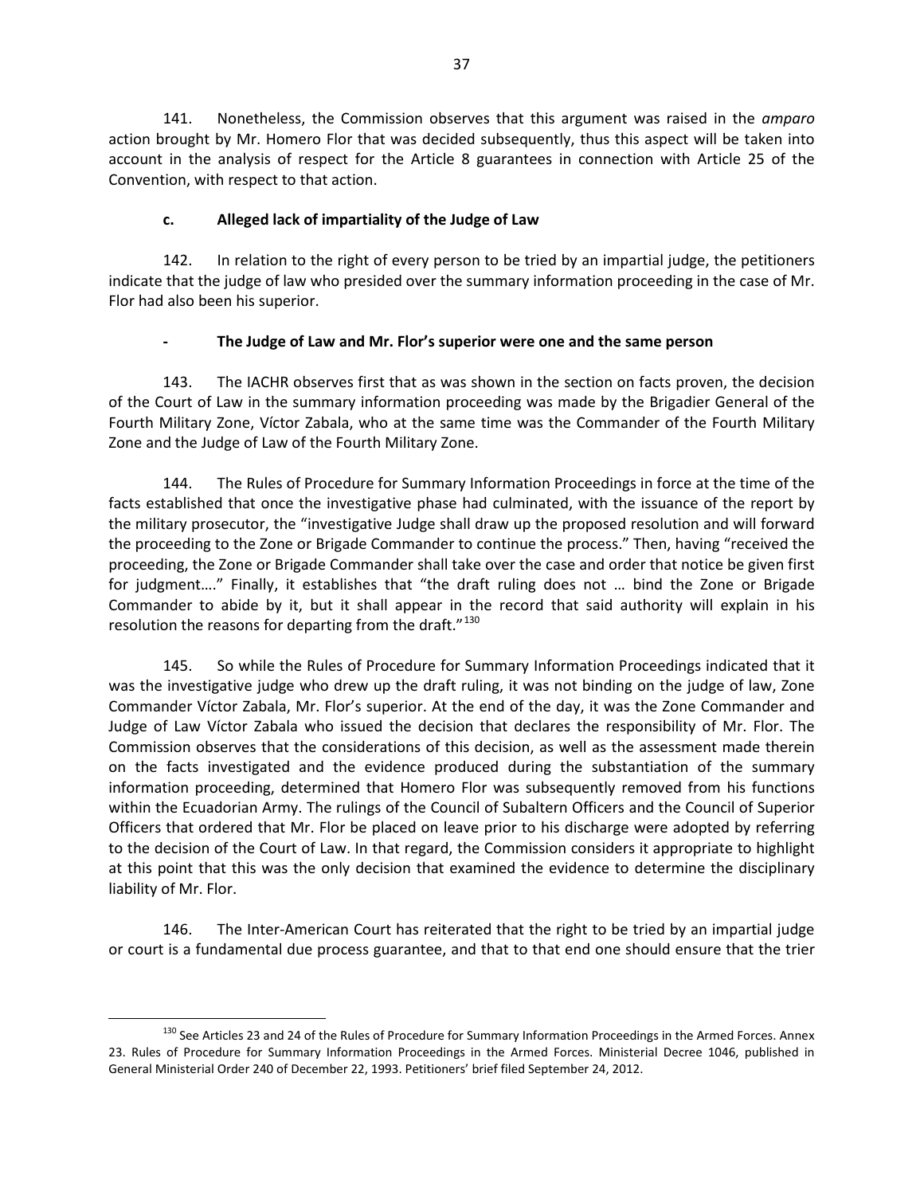141. Nonetheless, the Commission observes that this argument was raised in the *amparo* action brought by Mr. Homero Flor that was decided subsequently, thus this aspect will be taken into account in the analysis of respect for the Article 8 guarantees in connection with Article 25 of the Convention, with respect to that action.

### c. Alleged lack of impartiality of the Judge of Law

142. In relation to the right of every person to be tried by an impartial judge, the petitioners indicate that the judge of law who presided over the summary information proceeding in the case of Mr. Flor had also been his superior.

#### - The Judge of Law and Mr. Flor's superior were one and the same person

143. The IACHR observes first that as was shown in the section on facts proven, the decision of the Court of Law in the summary information proceeding was made by the Brigadier General of the Fourth Military Zone, Víctor Zabala, who at the same time was the Commander of the Fourth Military Zone and the Judge of Law of the Fourth Military Zone.

144. The Rules of Procedure for Summary Information Proceedings in force at the time of the facts established that once the investigative phase had culminated, with the issuance of the report by the military prosecutor, the "investigative Judge shall draw up the proposed resolution and will forward the proceeding to the Zone or Brigade Commander to continue the process." Then, having "received the proceeding, the Zone or Brigade Commander shall take over the case and order that notice be given first for judgment…." Finally, it establishes that "the draft ruling does not … bind the Zone or Brigade Commander to abide by it, but it shall appear in the record that said authority will explain in his resolution the reasons for departing from the draft."[130]

145. So while the Rules of Procedure for Summary Information Proceedings indicated that it was the investigative judge who drew up the draft ruling, it was not binding on the judge of law, Zone Commander Víctor Zabala, Mr. Flor's superior. At the end of the day, it was the Zone Commander and Judge of Law Víctor Zabala who issued the decision that declares the responsibility of Mr. Flor. The Commission observes that the considerations of this decision, as well as the assessment made therein on the facts investigated and the evidence produced during the substantiation of the summary information proceeding, determined that Homero Flor was subsequently removed from his functions within the Ecuadorian Army. The rulings of the Council of Subaltern Officers and the Council of Superior Officers that ordered that Mr. Flor be placed on leave prior to his discharge were adopted by referring to the decision of the Court of Law. In that regard, the Commission considers it appropriate to highlight at this point that this was the only decision that examined the evidence to determine the disciplinary liability of Mr. Flor.

146. The Inter-American Court has reiterated that the right to be tried by an impartial judge or court is a fundamental due process guarantee, and that to that end one should ensure that the trier

---

[130] See Articles 23 and 24 of the Rules of Procedure for Summary Information Proceedings in the Armed Forces. Annex 23. Rules of Procedure for Summary Information Proceedings in the Armed Forces. Ministerial Decree 1046, published in General Ministerial Order 240 of December 22, 1993. Petitioners' brief filed September 24, 2012.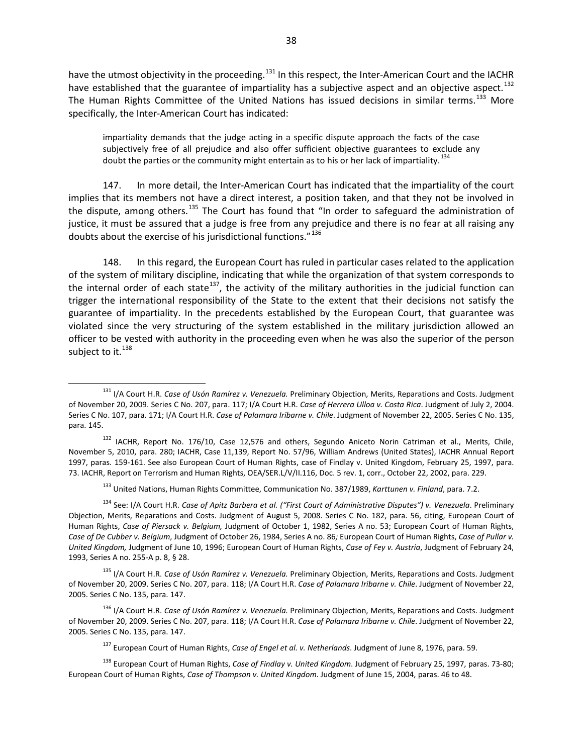have the utmost objectivity in the proceeding.[131] In this respect, the Inter-American Court and the IACHR have established that the guarantee of impartiality has a subjective aspect and an objective aspect.[132] The Human Rights Committee of the United Nations has issued decisions in similar terms.[133] More specifically, the Inter-American Court has indicated:

> impartiality demands that the judge acting in a specific dispute approach the facts of the case subjectively free of all prejudice and also offer sufficient objective guarantees to exclude any doubt the parties or the community might entertain as to his or her lack of impartiality.[134]

147. In more detail, the Inter-American Court has indicated that the impartiality of the court implies that its members not have a direct interest, a position taken, and that they not be involved in the dispute, among others.[135] The Court has found that "In order to safeguard the administration of justice, it must be assured that a judge is free from any prejudice and there is no fear at all raising any doubts about the exercise of his jurisdictional functions."[136]

148. In this regard, the European Court has ruled in particular cases related to the application of the system of military discipline, indicating that while the organization of that system corresponds to the internal order of each state[137], the activity of the military authorities in the judicial function can trigger the international responsibility of the State to the extent that their decisions not satisfy the guarantee of impartiality. In the precedents established by the European Court, that guarantee was violated since the very structuring of the system established in the military jurisdiction allowed an officer to be vested with authority in the proceeding even when he was also the superior of the person subject to it.[138]

---

[131] I/A Court H.R. *Case of Usón Ramírez v. Venezuela.* Preliminary Objection, Merits, Reparations and Costs. Judgment of November 20, 2009. Series C No. 207, para. 117; I/A Court H.R. *Case of Herrera Ulloa v. Costa Rica*. Judgment of July 2, 2004. Series C No. 107, para. 171; I/A Court H.R. *Case of Palamara Iribarne v. Chile*. Judgment of November 22, 2005. Series C No. 135, para. 145.

[132] IACHR, Report No. 176/10, Case 12,576 and others, Segundo Aniceto Norin Catriman et al., Merits, Chile, November 5, 2010, para. 280; IACHR, Case 11,139, Report No. 57/96, William Andrews (United States), IACHR Annual Report 1997, paras. 159-161. See also European Court of Human Rights, case of Findlay v. United Kingdom, February 25, 1997, para. 73. IACHR, Report on Terrorism and Human Rights, OEA/SER.L/V/II.116, Doc. 5 rev. 1, corr., October 22, 2002, para. 229.

[133] United Nations, Human Rights Committee, Communication No. 387/1989, *Karttunen v. Finland*, para. 7.2.

[134] See: I/A Court H.R. *Case of Apitz Barbera et al. ("First Court of Administrative Disputes") v. Venezuela*. Preliminary Objection, Merits, Reparations and Costs. Judgment of August 5, 2008. Series C No. 182, para. 56, citing, European Court of Human Rights, *Case of Piersack v. Belgium,* Judgment of October 1, 1982, Series A no. 53; European Court of Human Rights, *Case of De Cubber v. Belgium*, Judgment of October 26, 1984, Series A no. 86*;* European Court of Human Rights, *Case of Pullar v. United Kingdom,* Judgment of June 10, 1996; European Court of Human Rights, *Case of Fey v. Austria*, Judgment of February 24, 1993, Series A no. 255-A p. 8, § 28.

[135] I/A Court H.R. *Case of Usón Ramírez v. Venezuela.* Preliminary Objection, Merits, Reparations and Costs. Judgment of November 20, 2009. Series C No. 207, para. 118; I/A Court H.R. *Case of Palamara Iribarne v. Chile*. Judgment of November 22, 2005. Series C No. 135, para. 147.

[136] I/A Court H.R. *Case of Usón Ramírez v. Venezuela.* Preliminary Objection, Merits, Reparations and Costs. Judgment of November 20, 2009. Series C No. 207, para. 118; I/A Court H.R. *Case of Palamara Iribarne v. Chile*. Judgment of November 22, 2005. Series C No. 135, para. 147.

[137] European Court of Human Rights, *Case of Engel et al. v. Netherlands*. Judgment of June 8, 1976, para. 59.

[138] European Court of Human Rights, *Case of Findlay v. United Kingdom*. Judgment of February 25, 1997, paras. 73-80; European Court of Human Rights, *Case of Thompson v. United Kingdom*. Judgment of June 15, 2004, paras. 46 to 48.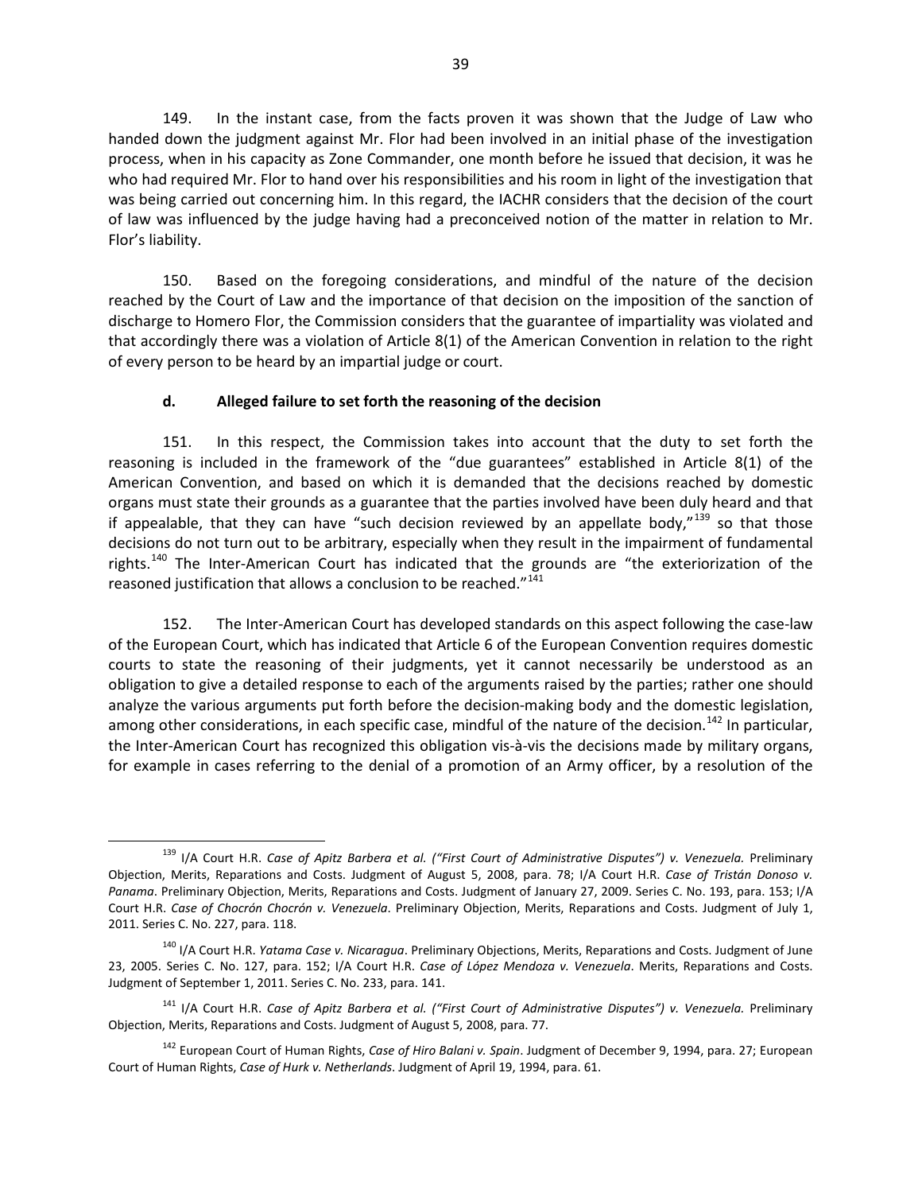149. In the instant case, from the facts proven it was shown that the Judge of Law who handed down the judgment against Mr. Flor had been involved in an initial phase of the investigation process, when in his capacity as Zone Commander, one month before he issued that decision, it was he who had required Mr. Flor to hand over his responsibilities and his room in light of the investigation that was being carried out concerning him. In this regard, the IACHR considers that the decision of the court of law was influenced by the judge having had a preconceived notion of the matter in relation to Mr. Flor's liability.

150. Based on the foregoing considerations, and mindful of the nature of the decision reached by the Court of Law and the importance of that decision on the imposition of the sanction of discharge to Homero Flor, the Commission considers that the guarantee of impartiality was violated and that accordingly there was a violation of Article 8(1) of the American Convention in relation to the right of every person to be heard by an impartial judge or court.

### d. Alleged failure to set forth the reasoning of the decision

151. In this respect, the Commission takes into account that the duty to set forth the reasoning is included in the framework of the "due guarantees" established in Article 8(1) of the American Convention, and based on which it is demanded that the decisions reached by domestic organs must state their grounds as a guarantee that the parties involved have been duly heard and that if appealable, that they can have "such decision reviewed by an appellate body,"[139] so that those decisions do not turn out to be arbitrary, especially when they result in the impairment of fundamental rights.[140] The Inter-American Court has indicated that the grounds are "the exteriorization of the reasoned justification that allows a conclusion to be reached."[141]

152. The Inter-American Court has developed standards on this aspect following the case-law of the European Court, which has indicated that Article 6 of the European Convention requires domestic courts to state the reasoning of their judgments, yet it cannot necessarily be understood as an obligation to give a detailed response to each of the arguments raised by the parties; rather one should analyze the various arguments put forth before the decision-making body and the domestic legislation, among other considerations, in each specific case, mindful of the nature of the decision.[142] In particular, the Inter-American Court has recognized this obligation vis-à-vis the decisions made by military organs, for example in cases referring to the denial of a promotion of an Army officer, by a resolution of the

---

[139] I/A Court H.R. *Case of Apitz Barbera et al. ("First Court of Administrative Disputes") v. Venezuela.* Preliminary Objection, Merits, Reparations and Costs. Judgment of August 5, 2008, para. 78; I/A Court H.R. *Case of Tristán Donoso v. Panama*. Preliminary Objection, Merits, Reparations and Costs. Judgment of January 27, 2009. Series C. No. 193, para. 153; I/A Court H.R. *Case of Chocrón Chocrón v. Venezuela*. Preliminary Objection, Merits, Reparations and Costs. Judgment of July 1, 2011. Series C. No. 227, para. 118.

[140] I/A Court H.R. *Yatama Case v. Nicaragua*. Preliminary Objections, Merits, Reparations and Costs. Judgment of June 23, 2005. Series C. No. 127, para. 152; I/A Court H.R. *Case of López Mendoza v. Venezuela*. Merits, Reparations and Costs. Judgment of September 1, 2011. Series C. No. 233, para. 141.

[141] I/A Court H.R. *Case of Apitz Barbera et al. ("First Court of Administrative Disputes") v. Venezuela.* Preliminary Objection, Merits, Reparations and Costs. Judgment of August 5, 2008, para. 77.

[142] European Court of Human Rights, *Case of Hiro Balani v. Spain*. Judgment of December 9, 1994, para. 27; European Court of Human Rights, *Case of Hurk v. Netherlands*. Judgment of April 19, 1994, para. 61.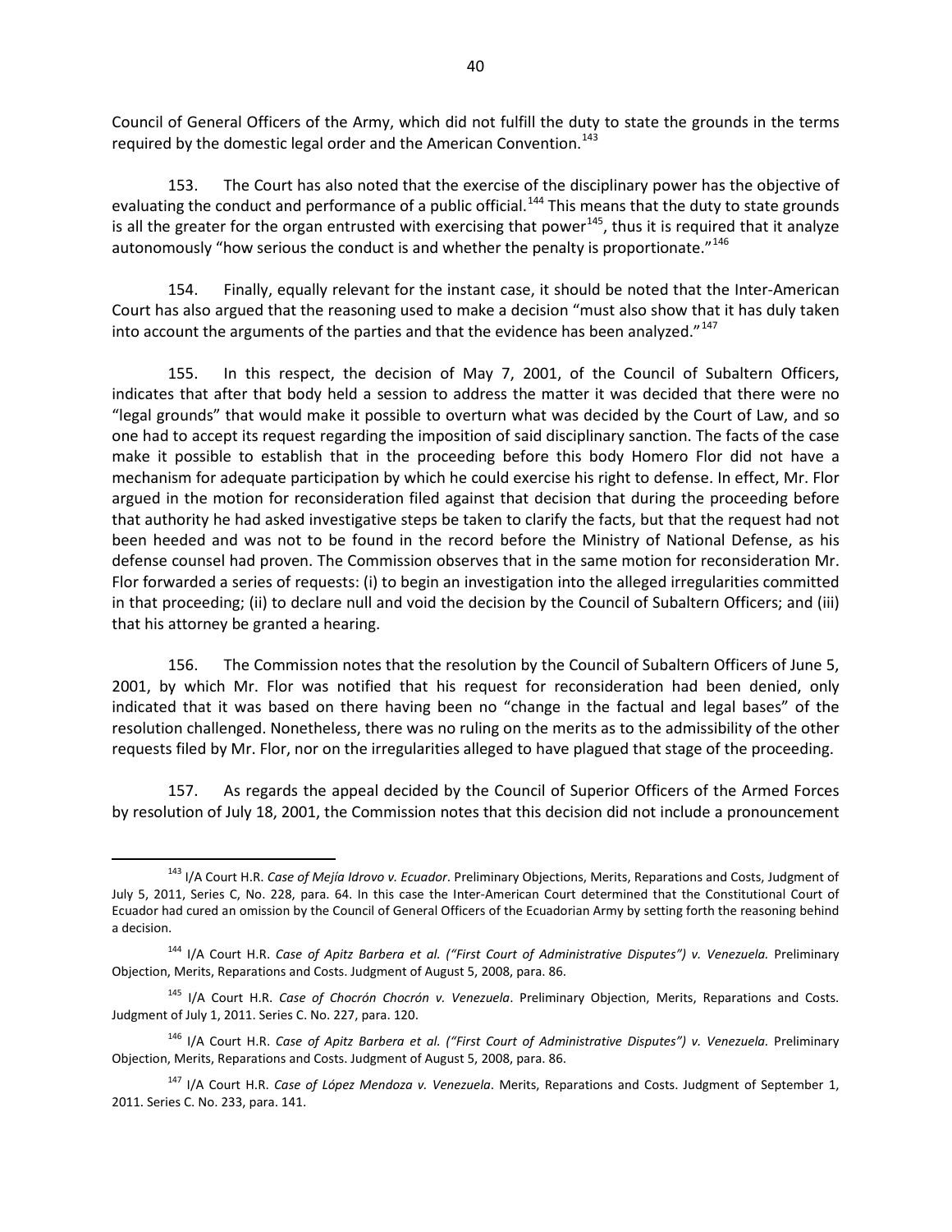Council of General Officers of the Army, which did not fulfill the duty to state the grounds in the terms required by the domestic legal order and the American Convention.[143]

153. The Court has also noted that the exercise of the disciplinary power has the objective of evaluating the conduct and performance of a public official.[144] This means that the duty to state grounds is all the greater for the organ entrusted with exercising that power[145], thus it is required that it analyze autonomously "how serious the conduct is and whether the penalty is proportionate."[146]

154. Finally, equally relevant for the instant case, it should be noted that the Inter-American Court has also argued that the reasoning used to make a decision "must also show that it has duly taken into account the arguments of the parties and that the evidence has been analyzed."[147]

155. In this respect, the decision of May 7, 2001, of the Council of Subaltern Officers, indicates that after that body held a session to address the matter it was decided that there were no "legal grounds" that would make it possible to overturn what was decided by the Court of Law, and so one had to accept its request regarding the imposition of said disciplinary sanction. The facts of the case make it possible to establish that in the proceeding before this body Homero Flor did not have a mechanism for adequate participation by which he could exercise his right to defense. In effect, Mr. Flor argued in the motion for reconsideration filed against that decision that during the proceeding before that authority he had asked investigative steps be taken to clarify the facts, but that the request had not been heeded and was not to be found in the record before the Ministry of National Defense, as his defense counsel had proven. The Commission observes that in the same motion for reconsideration Mr. Flor forwarded a series of requests: (i) to begin an investigation into the alleged irregularities committed in that proceeding; (ii) to declare null and void the decision by the Council of Subaltern Officers; and (iii) that his attorney be granted a hearing.

156. The Commission notes that the resolution by the Council of Subaltern Officers of June 5, 2001, by which Mr. Flor was notified that his request for reconsideration had been denied, only indicated that it was based on there having been no "change in the factual and legal bases" of the resolution challenged. Nonetheless, there was no ruling on the merits as to the admissibility of the other requests filed by Mr. Flor, nor on the irregularities alleged to have plagued that stage of the proceeding.

157. As regards the appeal decided by the Council of Superior Officers of the Armed Forces by resolution of July 18, 2001, the Commission notes that this decision did not include a pronouncement

---

[143] I/A Court H.R. *Case of Mejía Idrovo v. Ecuador*. Preliminary Objections, Merits, Reparations and Costs, Judgment of July 5, 2011, Series C, No. 228, para. 64. In this case the Inter-American Court determined that the Constitutional Court of Ecuador had cured an omission by the Council of General Officers of the Ecuadorian Army by setting forth the reasoning behind a decision.

[144] I/A Court H.R. *Case of Apitz Barbera et al. ("First Court of Administrative Disputes") v. Venezuela.* Preliminary Objection, Merits, Reparations and Costs. Judgment of August 5, 2008, para. 86.

[145] I/A Court H.R. *Case of Chocrón Chocrón v. Venezuela*. Preliminary Objection, Merits, Reparations and Costs. Judgment of July 1, 2011. Series C. No. 227, para. 120.

[146] I/A Court H.R. *Case of Apitz Barbera et al. ("First Court of Administrative Disputes") v. Venezuela.* Preliminary Objection, Merits, Reparations and Costs. Judgment of August 5, 2008, para. 86.

[147] I/A Court H.R. *Case of López Mendoza v. Venezuela*. Merits, Reparations and Costs. Judgment of September 1, 2011. Series C. No. 233, para. 141.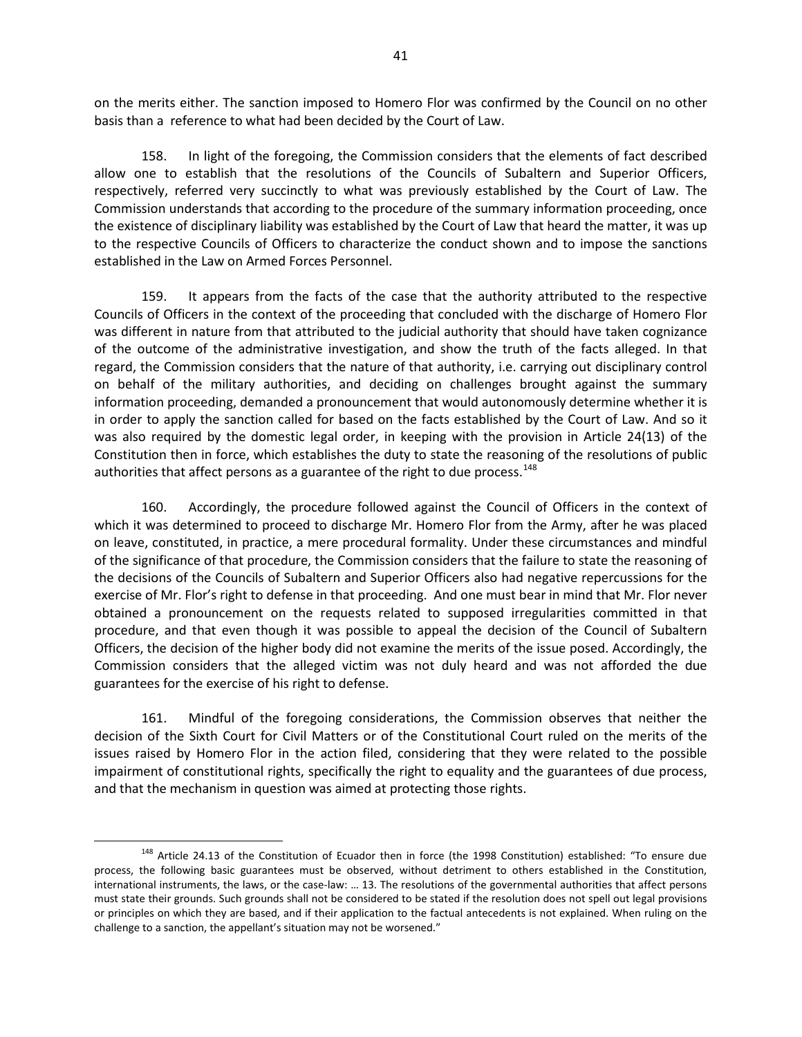on the merits either. The sanction imposed to Homero Flor was confirmed by the Council on no other basis than a reference to what had been decided by the Court of Law.

158. In light of the foregoing, the Commission considers that the elements of fact described allow one to establish that the resolutions of the Councils of Subaltern and Superior Officers, respectively, referred very succinctly to what was previously established by the Court of Law. The Commission understands that according to the procedure of the summary information proceeding, once the existence of disciplinary liability was established by the Court of Law that heard the matter, it was up to the respective Councils of Officers to characterize the conduct shown and to impose the sanctions established in the Law on Armed Forces Personnel.

159. It appears from the facts of the case that the authority attributed to the respective Councils of Officers in the context of the proceeding that concluded with the discharge of Homero Flor was different in nature from that attributed to the judicial authority that should have taken cognizance of the outcome of the administrative investigation, and show the truth of the facts alleged. In that regard, the Commission considers that the nature of that authority, i.e. carrying out disciplinary control on behalf of the military authorities, and deciding on challenges brought against the summary information proceeding, demanded a pronouncement that would autonomously determine whether it is in order to apply the sanction called for based on the facts established by the Court of Law. And so it was also required by the domestic legal order, in keeping with the provision in Article 24(13) of the Constitution then in force, which establishes the duty to state the reasoning of the resolutions of public authorities that affect persons as a guarantee of the right to due process.[148]

160. Accordingly, the procedure followed against the Council of Officers in the context of which it was determined to proceed to discharge Mr. Homero Flor from the Army, after he was placed on leave, constituted, in practice, a mere procedural formality. Under these circumstances and mindful of the significance of that procedure, the Commission considers that the failure to state the reasoning of the decisions of the Councils of Subaltern and Superior Officers also had negative repercussions for the exercise of Mr. Flor's right to defense in that proceeding. And one must bear in mind that Mr. Flor never obtained a pronouncement on the requests related to supposed irregularities committed in that procedure, and that even though it was possible to appeal the decision of the Council of Subaltern Officers, the decision of the higher body did not examine the merits of the issue posed. Accordingly, the Commission considers that the alleged victim was not duly heard and was not afforded the due guarantees for the exercise of his right to defense.

161. Mindful of the foregoing considerations, the Commission observes that neither the decision of the Sixth Court for Civil Matters or of the Constitutional Court ruled on the merits of the issues raised by Homero Flor in the action filed, considering that they were related to the possible impairment of constitutional rights, specifically the right to equality and the guarantees of due process, and that the mechanism in question was aimed at protecting those rights.

---

[148] Article 24.13 of the Constitution of Ecuador then in force (the 1998 Constitution) established: "To ensure due process, the following basic guarantees must be observed, without detriment to others established in the Constitution, international instruments, the laws, or the case-law: … 13. The resolutions of the governmental authorities that affect persons must state their grounds. Such grounds shall not be considered to be stated if the resolution does not spell out legal provisions or principles on which they are based, and if their application to the factual antecedents is not explained. When ruling on the challenge to a sanction, the appellant's situation may not be worsened."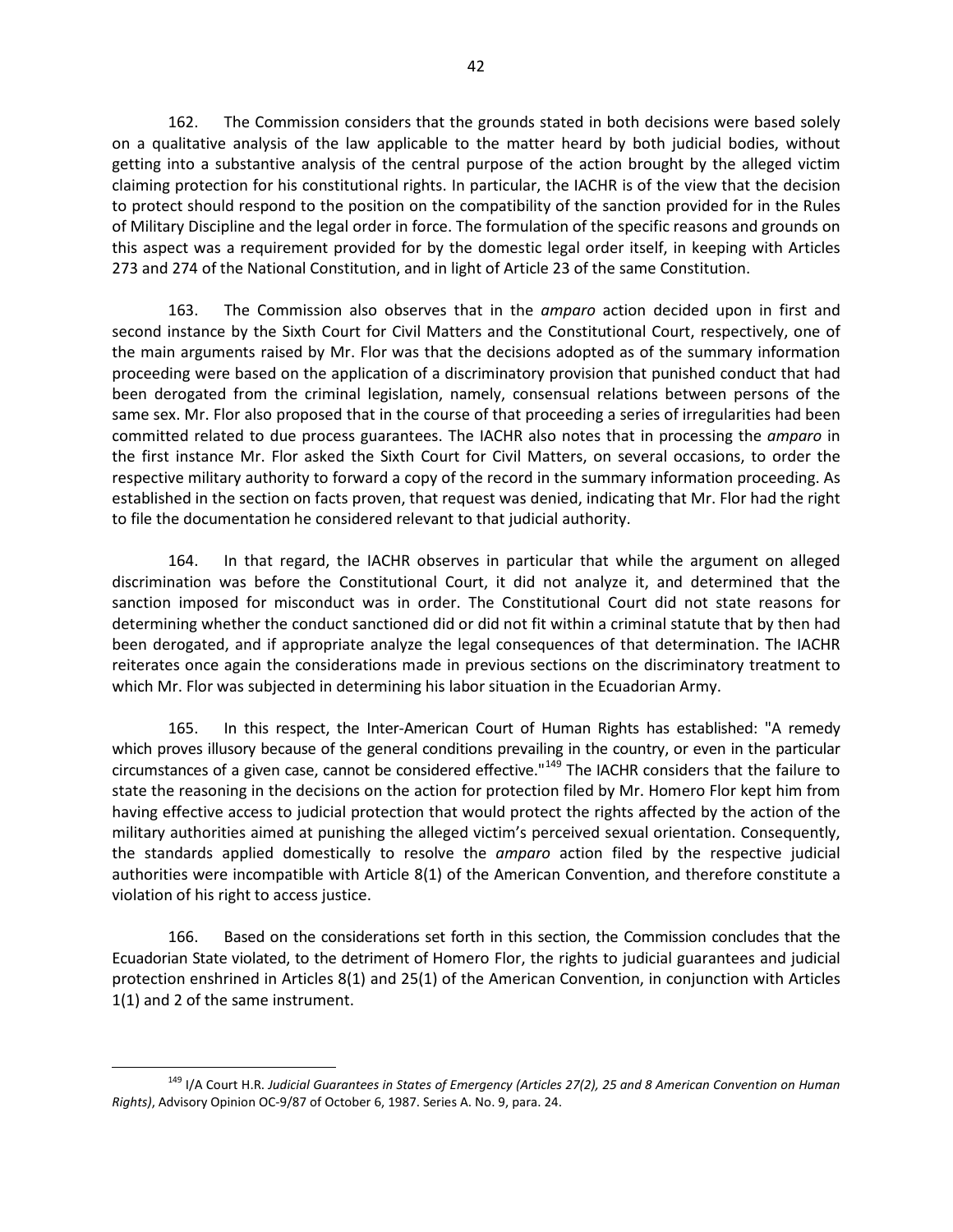162. The Commission considers that the grounds stated in both decisions were based solely on a qualitative analysis of the law applicable to the matter heard by both judicial bodies, without getting into a substantive analysis of the central purpose of the action brought by the alleged victim claiming protection for his constitutional rights. In particular, the IACHR is of the view that the decision to protect should respond to the position on the compatibility of the sanction provided for in the Rules of Military Discipline and the legal order in force. The formulation of the specific reasons and grounds on this aspect was a requirement provided for by the domestic legal order itself, in keeping with Articles 273 and 274 of the National Constitution, and in light of Article 23 of the same Constitution.

163. The Commission also observes that in the *amparo* action decided upon in first and second instance by the Sixth Court for Civil Matters and the Constitutional Court, respectively, one of the main arguments raised by Mr. Flor was that the decisions adopted as of the summary information proceeding were based on the application of a discriminatory provision that punished conduct that had been derogated from the criminal legislation, namely, consensual relations between persons of the same sex. Mr. Flor also proposed that in the course of that proceeding a series of irregularities had been committed related to due process guarantees. The IACHR also notes that in processing the *amparo* in the first instance Mr. Flor asked the Sixth Court for Civil Matters, on several occasions, to order the respective military authority to forward a copy of the record in the summary information proceeding. As established in the section on facts proven, that request was denied, indicating that Mr. Flor had the right to file the documentation he considered relevant to that judicial authority.

164. In that regard, the IACHR observes in particular that while the argument on alleged discrimination was before the Constitutional Court, it did not analyze it, and determined that the sanction imposed for misconduct was in order. The Constitutional Court did not state reasons for determining whether the conduct sanctioned did or did not fit within a criminal statute that by then had been derogated, and if appropriate analyze the legal consequences of that determination. The IACHR reiterates once again the considerations made in previous sections on the discriminatory treatment to which Mr. Flor was subjected in determining his labor situation in the Ecuadorian Army.

165. In this respect, the Inter-American Court of Human Rights has established: "A remedy which proves illusory because of the general conditions prevailing in the country, or even in the particular circumstances of a given case, cannot be considered effective."[149] The IACHR considers that the failure to state the reasoning in the decisions on the action for protection filed by Mr. Homero Flor kept him from having effective access to judicial protection that would protect the rights affected by the action of the military authorities aimed at punishing the alleged victim's perceived sexual orientation. Consequently, the standards applied domestically to resolve the *amparo* action filed by the respective judicial authorities were incompatible with Article 8(1) of the American Convention, and therefore constitute a violation of his right to access justice.

166. Based on the considerations set forth in this section, the Commission concludes that the Ecuadorian State violated, to the detriment of Homero Flor, the rights to judicial guarantees and judicial protection enshrined in Articles 8(1) and 25(1) of the American Convention, in conjunction with Articles 1(1) and 2 of the same instrument.

---

[149] I/A Court H.R. *Judicial Guarantees in States of Emergency (Articles 27(2), 25 and 8 American Convention on Human Rights)*, Advisory Opinion OC-9/87 of October 6, 1987. Series A. No. 9, para. 24.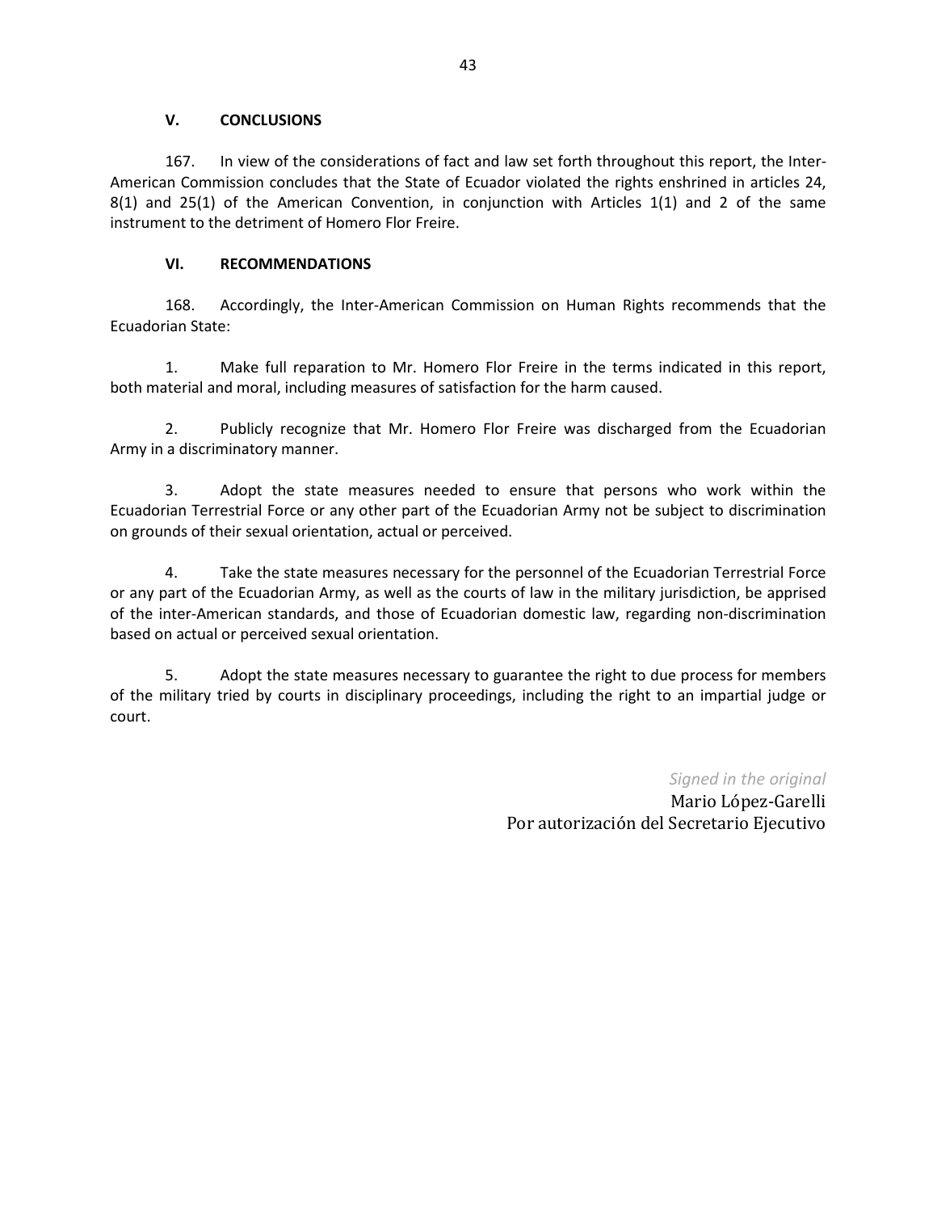## V. CONCLUSIONS

167. In view of the considerations of fact and law set forth throughout this report, the Inter-American Commission concludes that the State of Ecuador violated the rights enshrined in articles 24, 8(1) and 25(1) of the American Convention, in conjunction with Articles 1(1) and 2 of the same instrument to the detriment of Homero Flor Freire.

## VI. RECOMMENDATIONS

168. Accordingly, the Inter-American Commission on Human Rights recommends that the Ecuadorian State:

1. Make full reparation to Mr. Homero Flor Freire in the terms indicated in this report, both material and moral, including measures of satisfaction for the harm caused.

2. Publicly recognize that Mr. Homero Flor Freire was discharged from the Ecuadorian Army in a discriminatory manner.

3. Adopt the state measures needed to ensure that persons who work within the Ecuadorian Terrestrial Force or any other part of the Ecuadorian Army not be subject to discrimination on grounds of their sexual orientation, actual or perceived.

4. Take the state measures necessary for the personnel of the Ecuadorian Terrestrial Force or any part of the Ecuadorian Army, as well as the courts of law in the military jurisdiction, be apprised of the inter-American standards, and those of Ecuadorian domestic law, regarding non-discrimination based on actual or perceived sexual orientation.

5. Adopt the state measures necessary to guarantee the right to due process for members of the military tried by courts in disciplinary proceedings, including the right to an impartial judge or court.

*Signed in the original*
Mario López-Garelli
Por autorización del Secretario Ejecutivo